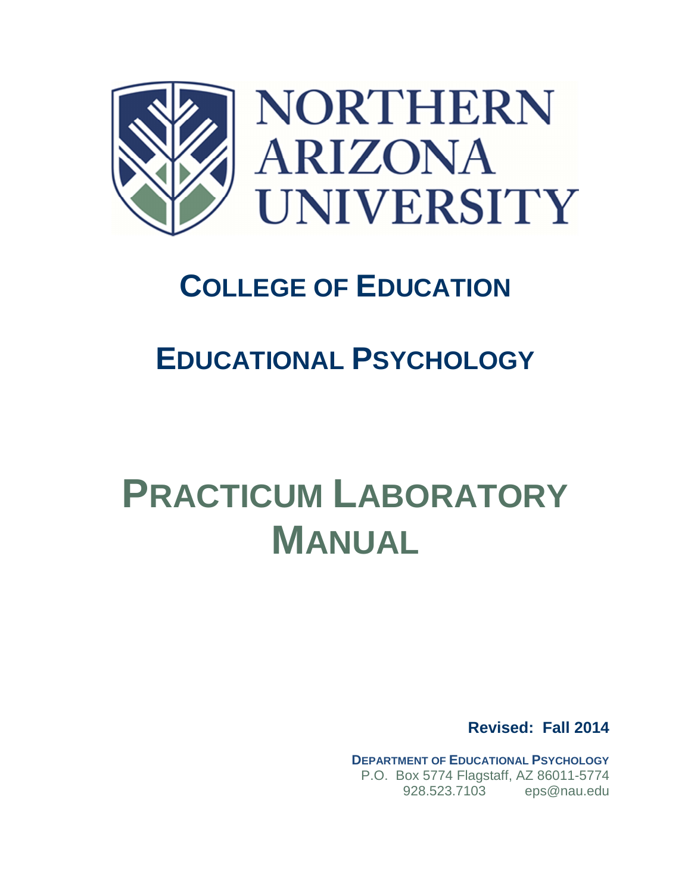NORTHERN ARIZONA UNIVERSITY

# College of Education

## Educational Psychology

# Practicum Laboratory Manual

**Revised: Fall 2014**

**Department of Educational Psychology**
P.O. Box 5774 Flagstaff, AZ 86011-5774
928.523.7103 eps@nau.edu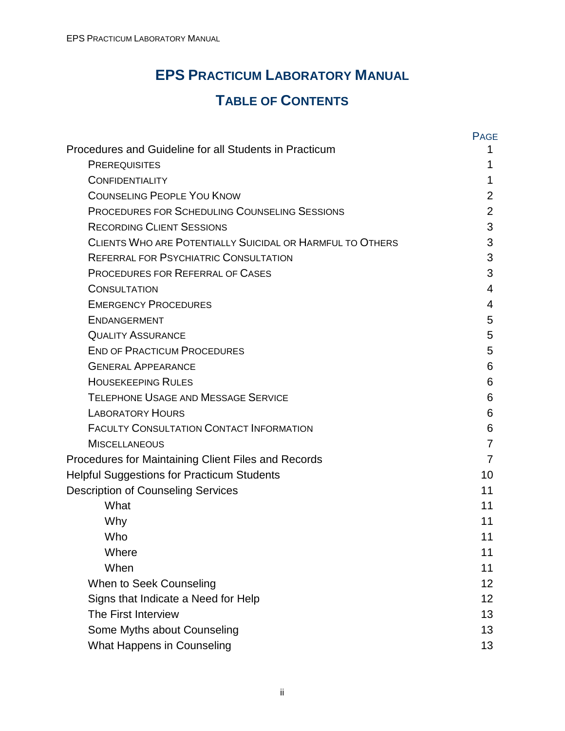# EPS Practicum Laboratory Manual

## Table of Contents

| | Page |
|---|---|
| Procedures and Guideline for all Students in Practicum | 1 |
| Prerequisites | 1 |
| Confidentiality | 1 |
| Counseling People You Know | 2 |
| Procedures for Scheduling Counseling Sessions | 2 |
| Recording Client Sessions | 3 |
| Clients Who are Potentially Suicidal or Harmful to Others | 3 |
| Referral for Psychiatric Consultation | 3 |
| Procedures for Referral of Cases | 3 |
| Consultation | 4 |
| Emergency Procedures | 4 |
| Endangerment | 5 |
| Quality Assurance | 5 |
| End of Practicum Procedures | 5 |
| General Appearance | 6 |
| Housekeeping Rules | 6 |
| Telephone Usage and Message Service | 6 |
| Laboratory Hours | 6 |
| Faculty Consultation Contact Information | 6 |
| Miscellaneous | 7 |
| Procedures for Maintaining Client Files and Records | 7 |
| Helpful Suggestions for Practicum Students | 10 |
| Description of Counseling Services | 11 |
| What | 11 |
| Why | 11 |
| Who | 11 |
| Where | 11 |
| When | 11 |
| When to Seek Counseling | 12 |
| Signs that Indicate a Need for Help | 12 |
| The First Interview | 13 |
| Some Myths about Counseling | 13 |
| What Happens in Counseling | 13 |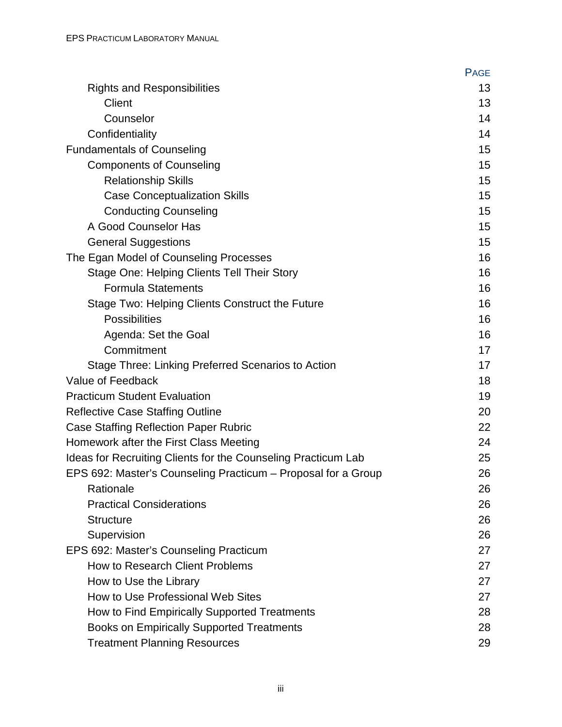| | Page |
|---|---|
| Rights and Responsibilities | 13 |
| Client | 13 |
| Counselor | 14 |
| Confidentiality | 14 |
| Fundamentals of Counseling | 15 |
| Components of Counseling | 15 |
| Relationship Skills | 15 |
| Case Conceptualization Skills | 15 |
| Conducting Counseling | 15 |
| A Good Counselor Has | 15 |
| General Suggestions | 15 |
| The Egan Model of Counseling Processes | 16 |
| Stage One: Helping Clients Tell Their Story | 16 |
| Formula Statements | 16 |
| Stage Two: Helping Clients Construct the Future | 16 |
| Possibilities | 16 |
| Agenda: Set the Goal | 16 |
| Commitment | 17 |
| Stage Three: Linking Preferred Scenarios to Action | 17 |
| Value of Feedback | 18 |
| Practicum Student Evaluation | 19 |
| Reflective Case Staffing Outline | 20 |
| Case Staffing Reflection Paper Rubric | 22 |
| Homework after the First Class Meeting | 24 |
| Ideas for Recruiting Clients for the Counseling Practicum Lab | 25 |
| EPS 692: Master's Counseling Practicum – Proposal for a Group | 26 |
| Rationale | 26 |
| Practical Considerations | 26 |
| Structure | 26 |
| Supervision | 26 |
| EPS 692: Master's Counseling Practicum | 27 |
| How to Research Client Problems | 27 |
| How to Use the Library | 27 |
| How to Use Professional Web Sites | 27 |
| How to Find Empirically Supported Treatments | 28 |
| Books on Empirically Supported Treatments | 28 |
| Treatment Planning Resources | 29 |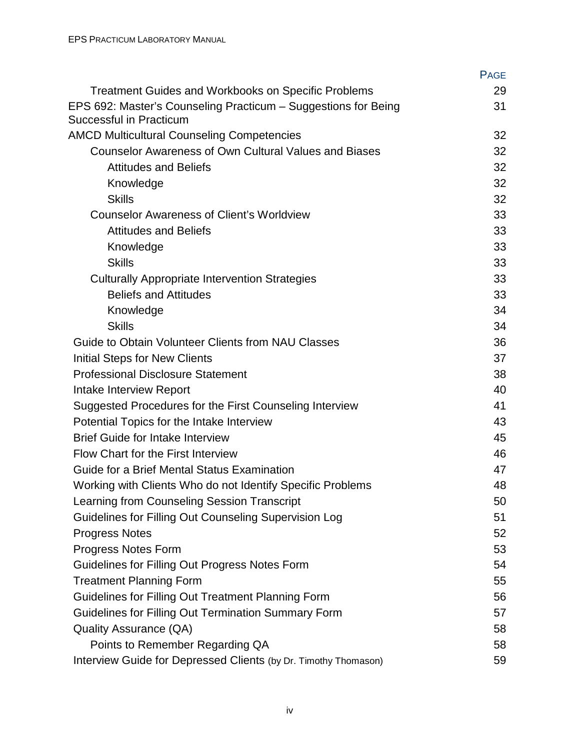| | PAGE |
|---|---|
| Treatment Guides and Workbooks on Specific Problems | 29 |
| EPS 692: Master's Counseling Practicum – Suggestions for Being Successful in Practicum | 31 |
| AMCD Multicultural Counseling Competencies | 32 |
| Counselor Awareness of Own Cultural Values and Biases | 32 |
| Attitudes and Beliefs | 32 |
| Knowledge | 32 |
| Skills | 32 |
| Counselor Awareness of Client's Worldview | 33 |
| Attitudes and Beliefs | 33 |
| Knowledge | 33 |
| Skills | 33 |
| Culturally Appropriate Intervention Strategies | 33 |
| Beliefs and Attitudes | 33 |
| Knowledge | 34 |
| Skills | 34 |
| Guide to Obtain Volunteer Clients from NAU Classes | 36 |
| Initial Steps for New Clients | 37 |
| Professional Disclosure Statement | 38 |
| Intake Interview Report | 40 |
| Suggested Procedures for the First Counseling Interview | 41 |
| Potential Topics for the Intake Interview | 43 |
| Brief Guide for Intake Interview | 45 |
| Flow Chart for the First Interview | 46 |
| Guide for a Brief Mental Status Examination | 47 |
| Working with Clients Who do not Identify Specific Problems | 48 |
| Learning from Counseling Session Transcript | 50 |
| Guidelines for Filling Out Counseling Supervision Log | 51 |
| Progress Notes | 52 |
| Progress Notes Form | 53 |
| Guidelines for Filling Out Progress Notes Form | 54 |
| Treatment Planning Form | 55 |
| Guidelines for Filling Out Treatment Planning Form | 56 |
| Guidelines for Filling Out Termination Summary Form | 57 |
| Quality Assurance (QA) | 58 |
| Points to Remember Regarding QA | 58 |
| Interview Guide for Depressed Clients (by Dr. Timothy Thomason) | 59 |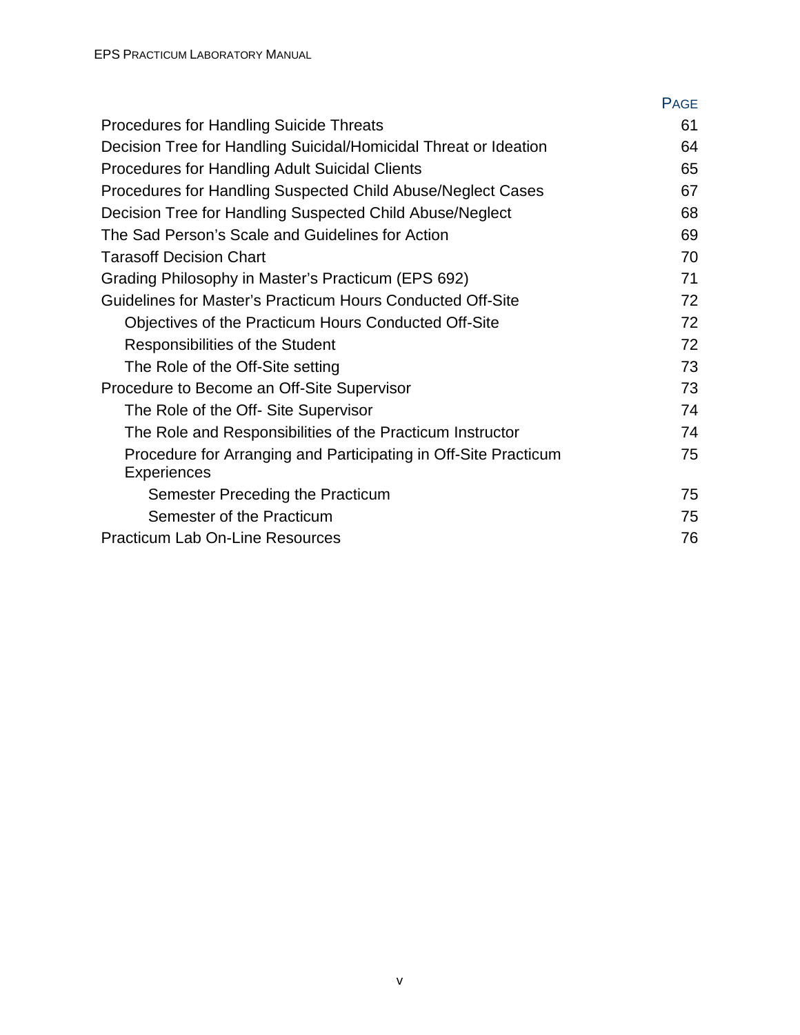| | PAGE |
|---|---|
| Procedures for Handling Suicide Threats | 61 |
| Decision Tree for Handling Suicidal/Homicidal Threat or Ideation | 64 |
| Procedures for Handling Adult Suicidal Clients | 65 |
| Procedures for Handling Suspected Child Abuse/Neglect Cases | 67 |
| Decision Tree for Handling Suspected Child Abuse/Neglect | 68 |
| The Sad Person's Scale and Guidelines for Action | 69 |
| Tarasoff Decision Chart | 70 |
| Grading Philosophy in Master's Practicum (EPS 692) | 71 |
| Guidelines for Master's Practicum Hours Conducted Off-Site | 72 |
|     Objectives of the Practicum Hours Conducted Off-Site | 72 |
|     Responsibilities of the Student | 72 |
|     The Role of the Off-Site setting | 73 |
| Procedure to Become an Off-Site Supervisor | 73 |
|     The Role of the Off- Site Supervisor | 74 |
|     The Role and Responsibilities of the Practicum Instructor | 74 |
|     Procedure for Arranging and Participating in Off-Site Practicum Experiences | 75 |
|         Semester Preceding the Practicum | 75 |
|         Semester of the Practicum | 75 |
| Practicum Lab On-Line Resources | 76 |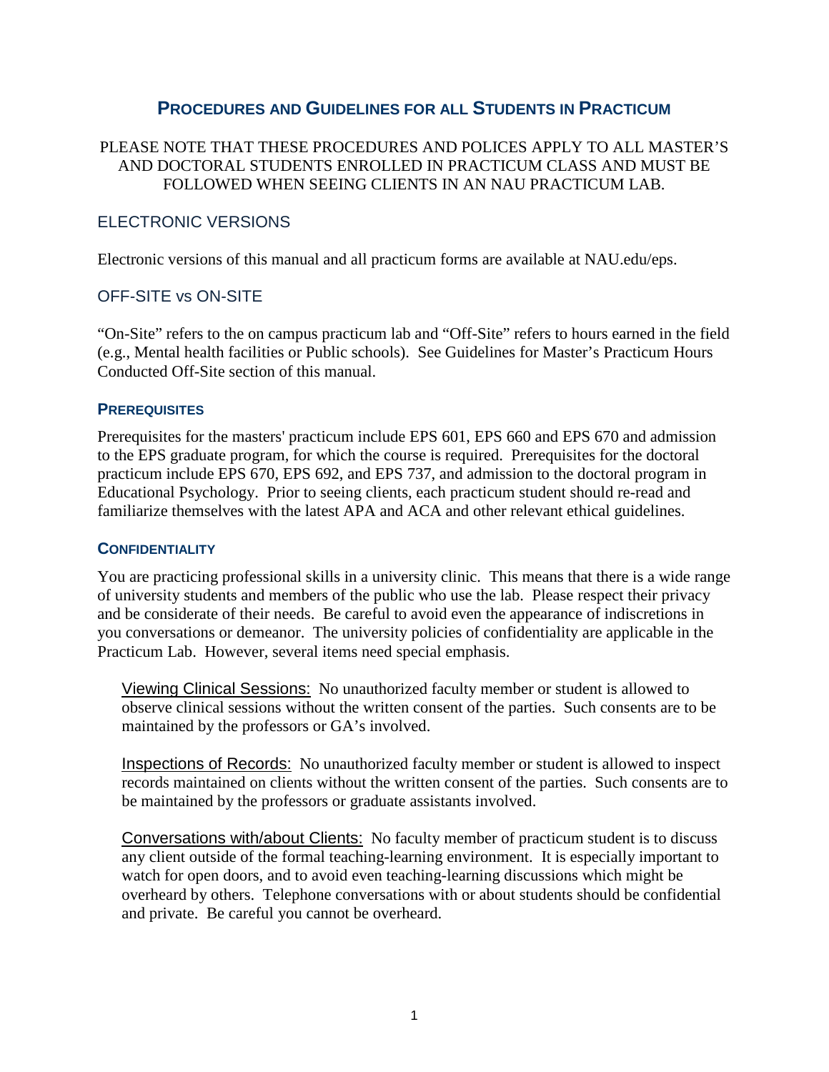## PROCEDURES AND GUIDELINES FOR ALL STUDENTS IN PRACTICUM

PLEASE NOTE THAT THESE PROCEDURES AND POLICES APPLY TO ALL MASTER'S AND DOCTORAL STUDENTS ENROLLED IN PRACTICUM CLASS AND MUST BE FOLLOWED WHEN SEEING CLIENTS IN AN NAU PRACTICUM LAB.

### ELECTRONIC VERSIONS

Electronic versions of this manual and all practicum forms are available at NAU.edu/eps.

### OFF-SITE vs ON-SITE

"On-Site" refers to the on campus practicum lab and "Off-Site" refers to hours earned in the field (e.g., Mental health facilities or Public schools). See Guidelines for Master's Practicum Hours Conducted Off-Site section of this manual.

#### PREREQUISITES

Prerequisites for the masters' practicum include EPS 601, EPS 660 and EPS 670 and admission to the EPS graduate program, for which the course is required. Prerequisites for the doctoral practicum include EPS 670, EPS 692, and EPS 737, and admission to the doctoral program in Educational Psychology. Prior to seeing clients, each practicum student should re-read and familiarize themselves with the latest APA and ACA and other relevant ethical guidelines.

#### CONFIDENTIALITY

You are practicing professional skills in a university clinic. This means that there is a wide range of university students and members of the public who use the lab. Please respect their privacy and be considerate of their needs. Be careful to avoid even the appearance of indiscretions in you conversations or demeanor. The university policies of confidentiality are applicable in the Practicum Lab. However, several items need special emphasis.

Viewing Clinical Sessions: No unauthorized faculty member or student is allowed to observe clinical sessions without the written consent of the parties. Such consents are to be maintained by the professors or GA's involved.

Inspections of Records: No unauthorized faculty member or student is allowed to inspect records maintained on clients without the written consent of the parties. Such consents are to be maintained by the professors or graduate assistants involved.

Conversations with/about Clients: No faculty member of practicum student is to discuss any client outside of the formal teaching-learning environment. It is especially important to watch for open doors, and to avoid even teaching-learning discussions which might be overheard by others. Telephone conversations with or about students should be confidential and private. Be careful you cannot be overheard.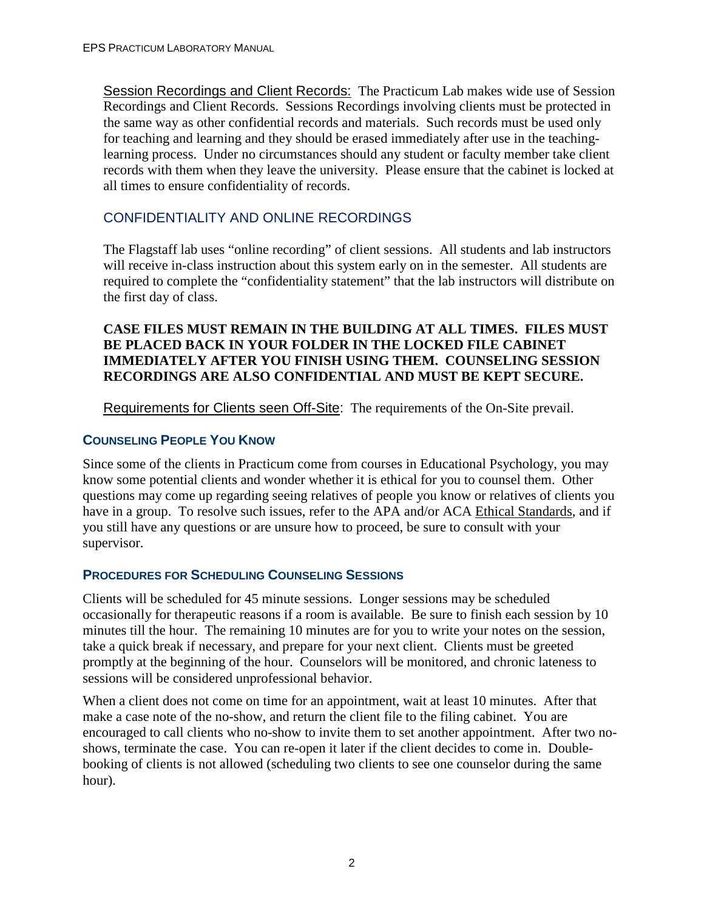Session Recordings and Client Records: The Practicum Lab makes wide use of Session Recordings and Client Records. Sessions Recordings involving clients must be protected in the same way as other confidential records and materials. Such records must be used only for teaching and learning and they should be erased immediately after use in the teaching-learning process. Under no circumstances should any student or faculty member take client records with them when they leave the university. Please ensure that the cabinet is locked at all times to ensure confidentiality of records.

### CONFIDENTIALITY AND ONLINE RECORDINGS

The Flagstaff lab uses "online recording" of client sessions. All students and lab instructors will receive in-class instruction about this system early on in the semester. All students are required to complete the "confidentiality statement" that the lab instructors will distribute on the first day of class.

**CASE FILES MUST REMAIN IN THE BUILDING AT ALL TIMES. FILES MUST BE PLACED BACK IN YOUR FOLDER IN THE LOCKED FILE CABINET IMMEDIATELY AFTER YOU FINISH USING THEM. COUNSELING SESSION RECORDINGS ARE ALSO CONFIDENTIAL AND MUST BE KEPT SECURE.**

Requirements for Clients seen Off-Site: The requirements of the On-Site prevail.

## COUNSELING PEOPLE YOU KNOW

Since some of the clients in Practicum come from courses in Educational Psychology, you may know some potential clients and wonder whether it is ethical for you to counsel them. Other questions may come up regarding seeing relatives of people you know or relatives of clients you have in a group. To resolve such issues, refer to the APA and/or ACA Ethical Standards, and if you still have any questions or are unsure how to proceed, be sure to consult with your supervisor.

## PROCEDURES FOR SCHEDULING COUNSELING SESSIONS

Clients will be scheduled for 45 minute sessions. Longer sessions may be scheduled occasionally for therapeutic reasons if a room is available. Be sure to finish each session by 10 minutes till the hour. The remaining 10 minutes are for you to write your notes on the session, take a quick break if necessary, and prepare for your next client. Clients must be greeted promptly at the beginning of the hour. Counselors will be monitored, and chronic lateness to sessions will be considered unprofessional behavior.

When a client does not come on time for an appointment, wait at least 10 minutes. After that make a case note of the no-show, and return the client file to the filing cabinet. You are encouraged to call clients who no-show to invite them to set another appointment. After two no-shows, terminate the case. You can re-open it later if the client decides to come in. Double-booking of clients is not allowed (scheduling two clients to see one counselor during the same hour).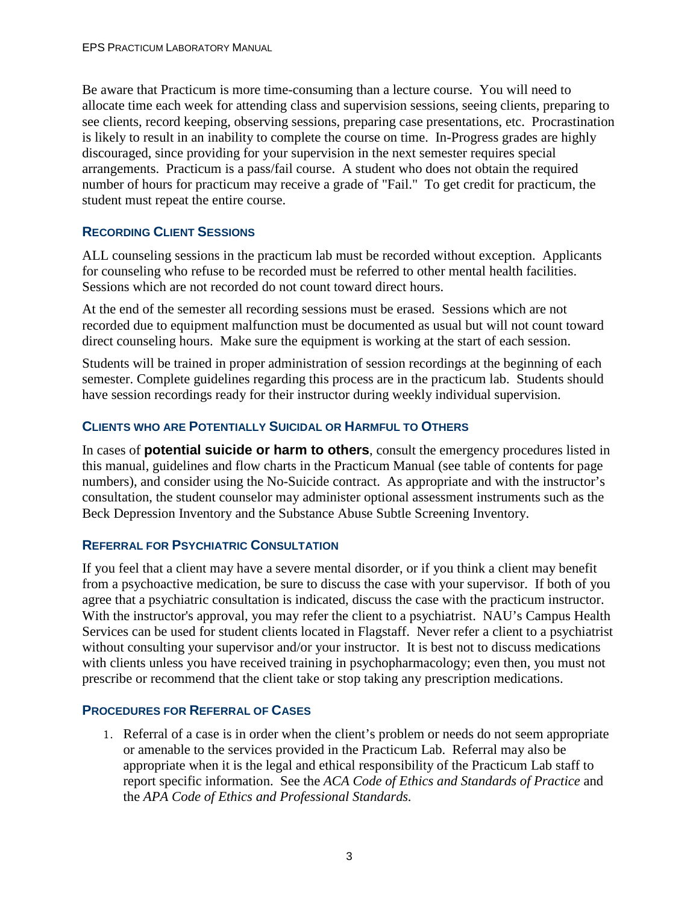Be aware that Practicum is more time-consuming than a lecture course. You will need to allocate time each week for attending class and supervision sessions, seeing clients, preparing to see clients, record keeping, observing sessions, preparing case presentations, etc. Procrastination is likely to result in an inability to complete the course on time. In-Progress grades are highly discouraged, since providing for your supervision in the next semester requires special arrangements. Practicum is a pass/fail course. A student who does not obtain the required number of hours for practicum may receive a grade of "Fail." To get credit for practicum, the student must repeat the entire course.

### RECORDING CLIENT SESSIONS

ALL counseling sessions in the practicum lab must be recorded without exception. Applicants for counseling who refuse to be recorded must be referred to other mental health facilities. Sessions which are not recorded do not count toward direct hours.

At the end of the semester all recording sessions must be erased. Sessions which are not recorded due to equipment malfunction must be documented as usual but will not count toward direct counseling hours. Make sure the equipment is working at the start of each session.

Students will be trained in proper administration of session recordings at the beginning of each semester. Complete guidelines regarding this process are in the practicum lab. Students should have session recordings ready for their instructor during weekly individual supervision.

### CLIENTS WHO ARE POTENTIALLY SUICIDAL OR HARMFUL TO OTHERS

In cases of **potential suicide or harm to others**, consult the emergency procedures listed in this manual, guidelines and flow charts in the Practicum Manual (see table of contents for page numbers), and consider using the No-Suicide contract. As appropriate and with the instructor's consultation, the student counselor may administer optional assessment instruments such as the Beck Depression Inventory and the Substance Abuse Subtle Screening Inventory.

### REFERRAL FOR PSYCHIATRIC CONSULTATION

If you feel that a client may have a severe mental disorder, or if you think a client may benefit from a psychoactive medication, be sure to discuss the case with your supervisor. If both of you agree that a psychiatric consultation is indicated, discuss the case with the practicum instructor. With the instructor's approval, you may refer the client to a psychiatrist. NAU's Campus Health Services can be used for student clients located in Flagstaff. Never refer a client to a psychiatrist without consulting your supervisor and/or your instructor. It is best not to discuss medications with clients unless you have received training in psychopharmacology; even then, you must not prescribe or recommend that the client take or stop taking any prescription medications.

### PROCEDURES FOR REFERRAL OF CASES

1. Referral of a case is in order when the client's problem or needs do not seem appropriate or amenable to the services provided in the Practicum Lab. Referral may also be appropriate when it is the legal and ethical responsibility of the Practicum Lab staff to report specific information. See the *ACA Code of Ethics and Standards of Practice* and the *APA Code of Ethics and Professional Standards.*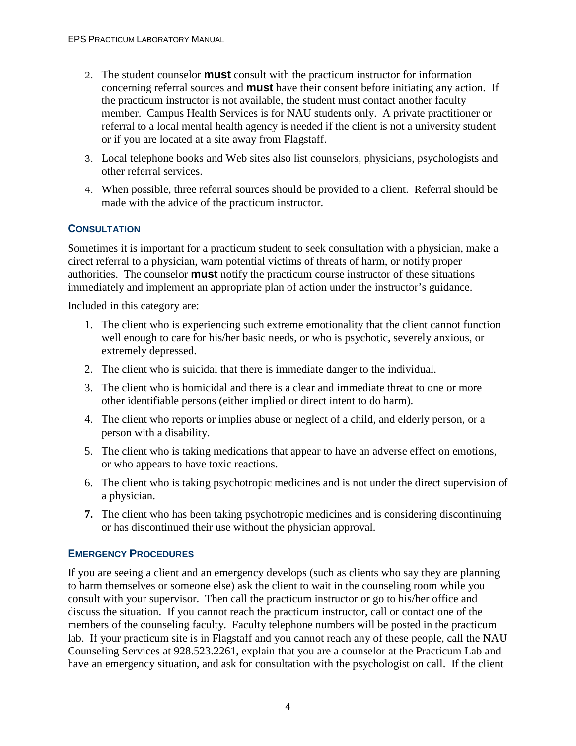2. The student counselor **must** consult with the practicum instructor for information concerning referral sources and **must** have their consent before initiating any action. If the practicum instructor is not available, the student must contact another faculty member. Campus Health Services is for NAU students only. A private practitioner or referral to a local mental health agency is needed if the client is not a university student or if you are located at a site away from Flagstaff.
3. Local telephone books and Web sites also list counselors, physicians, psychologists and other referral services.
4. When possible, three referral sources should be provided to a client. Referral should be made with the advice of the practicum instructor.

## Consultation

Sometimes it is important for a practicum student to seek consultation with a physician, make a direct referral to a physician, warn potential victims of threats of harm, or notify proper authorities. The counselor **must** notify the practicum course instructor of these situations immediately and implement an appropriate plan of action under the instructor's guidance.

Included in this category are:

1. The client who is experiencing such extreme emotionality that the client cannot function well enough to care for his/her basic needs, or who is psychotic, severely anxious, or extremely depressed.
2. The client who is suicidal that there is immediate danger to the individual.
3. The client who is homicidal and there is a clear and immediate threat to one or more other identifiable persons (either implied or direct intent to do harm).
4. The client who reports or implies abuse or neglect of a child, and elderly person, or a person with a disability.
5. The client who is taking medications that appear to have an adverse effect on emotions, or who appears to have toxic reactions.
6. The client who is taking psychotropic medicines and is not under the direct supervision of a physician.
7. The client who has been taking psychotropic medicines and is considering discontinuing or has discontinued their use without the physician approval.

## Emergency Procedures

If you are seeing a client and an emergency develops (such as clients who say they are planning to harm themselves or someone else) ask the client to wait in the counseling room while you consult with your supervisor. Then call the practicum instructor or go to his/her office and discuss the situation. If you cannot reach the practicum instructor, call or contact one of the members of the counseling faculty. Faculty telephone numbers will be posted in the practicum lab. If your practicum site is in Flagstaff and you cannot reach any of these people, call the NAU Counseling Services at 928.523.2261, explain that you are a counselor at the Practicum Lab and have an emergency situation, and ask for consultation with the psychologist on call. If the client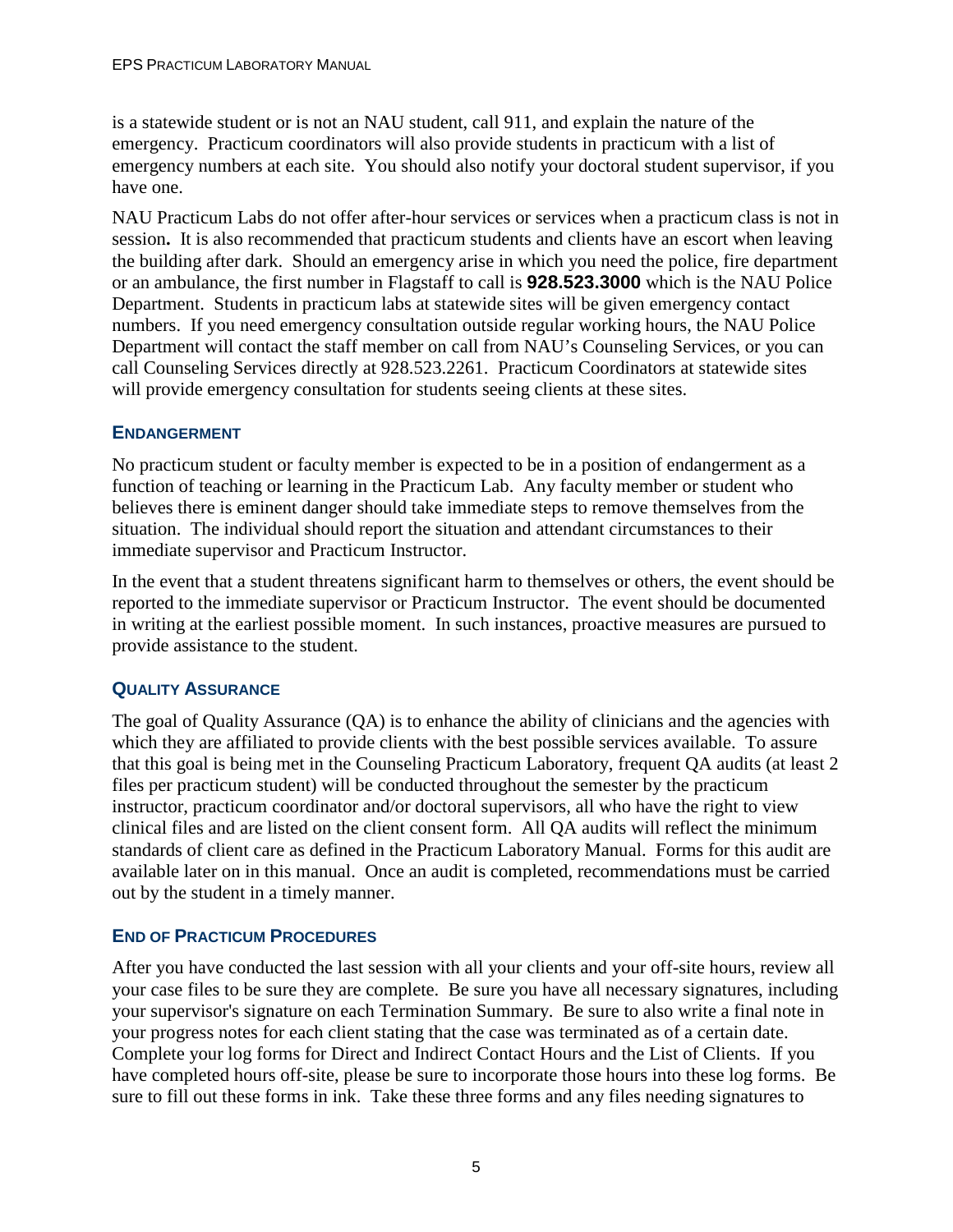is a statewide student or is not an NAU student, call 911, and explain the nature of the emergency. Practicum coordinators will also provide students in practicum with a list of emergency numbers at each site. You should also notify your doctoral student supervisor, if you have one.

NAU Practicum Labs do not offer after-hour services or services when a practicum class is not in session**.** It is also recommended that practicum students and clients have an escort when leaving the building after dark. Should an emergency arise in which you need the police, fire department or an ambulance, the first number in Flagstaff to call is **928.523.3000** which is the NAU Police Department. Students in practicum labs at statewide sites will be given emergency contact numbers. If you need emergency consultation outside regular working hours, the NAU Police Department will contact the staff member on call from NAU's Counseling Services, or you can call Counseling Services directly at 928.523.2261. Practicum Coordinators at statewide sites will provide emergency consultation for students seeing clients at these sites.

### ENDANGERMENT

No practicum student or faculty member is expected to be in a position of endangerment as a function of teaching or learning in the Practicum Lab. Any faculty member or student who believes there is eminent danger should take immediate steps to remove themselves from the situation. The individual should report the situation and attendant circumstances to their immediate supervisor and Practicum Instructor.

In the event that a student threatens significant harm to themselves or others, the event should be reported to the immediate supervisor or Practicum Instructor. The event should be documented in writing at the earliest possible moment. In such instances, proactive measures are pursued to provide assistance to the student.

### QUALITY ASSURANCE

The goal of Quality Assurance (QA) is to enhance the ability of clinicians and the agencies with which they are affiliated to provide clients with the best possible services available. To assure that this goal is being met in the Counseling Practicum Laboratory, frequent QA audits (at least 2 files per practicum student) will be conducted throughout the semester by the practicum instructor, practicum coordinator and/or doctoral supervisors, all who have the right to view clinical files and are listed on the client consent form. All QA audits will reflect the minimum standards of client care as defined in the Practicum Laboratory Manual. Forms for this audit are available later on in this manual. Once an audit is completed, recommendations must be carried out by the student in a timely manner.

### END OF PRACTICUM PROCEDURES

After you have conducted the last session with all your clients and your off-site hours, review all your case files to be sure they are complete. Be sure you have all necessary signatures, including your supervisor's signature on each Termination Summary. Be sure to also write a final note in your progress notes for each client stating that the case was terminated as of a certain date. Complete your log forms for Direct and Indirect Contact Hours and the List of Clients. If you have completed hours off-site, please be sure to incorporate those hours into these log forms. Be sure to fill out these forms in ink. Take these three forms and any files needing signatures to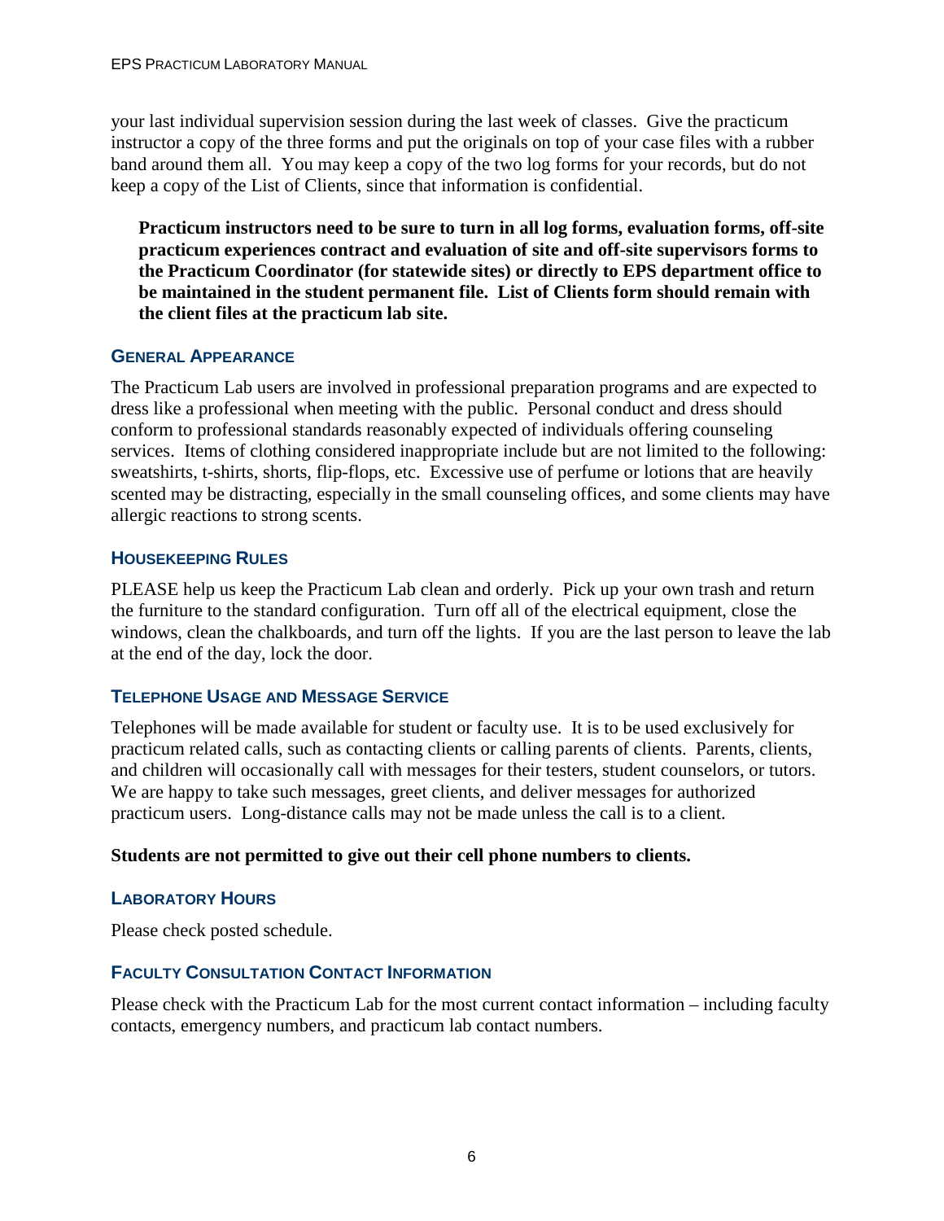your last individual supervision session during the last week of classes. Give the practicum instructor a copy of the three forms and put the originals on top of your case files with a rubber band around them all. You may keep a copy of the two log forms for your records, but do not keep a copy of the List of Clients, since that information is confidential.

> **Practicum instructors need to be sure to turn in all log forms, evaluation forms, off-site practicum experiences contract and evaluation of site and off-site supervisors forms to the Practicum Coordinator (for statewide sites) or directly to EPS department office to be maintained in the student permanent file. List of Clients form should remain with the client files at the practicum lab site.**

### General Appearance

The Practicum Lab users are involved in professional preparation programs and are expected to dress like a professional when meeting with the public. Personal conduct and dress should conform to professional standards reasonably expected of individuals offering counseling services. Items of clothing considered inappropriate include but are not limited to the following: sweatshirts, t-shirts, shorts, flip-flops, etc. Excessive use of perfume or lotions that are heavily scented may be distracting, especially in the small counseling offices, and some clients may have allergic reactions to strong scents.

### Housekeeping Rules

PLEASE help us keep the Practicum Lab clean and orderly. Pick up your own trash and return the furniture to the standard configuration. Turn off all of the electrical equipment, close the windows, clean the chalkboards, and turn off the lights. If you are the last person to leave the lab at the end of the day, lock the door.

### Telephone Usage and Message Service

Telephones will be made available for student or faculty use. It is to be used exclusively for practicum related calls, such as contacting clients or calling parents of clients. Parents, clients, and children will occasionally call with messages for their testers, student counselors, or tutors. We are happy to take such messages, greet clients, and deliver messages for authorized practicum users. Long-distance calls may not be made unless the call is to a client.

**Students are not permitted to give out their cell phone numbers to clients.**

### Laboratory Hours

Please check posted schedule.

### Faculty Consultation Contact Information

Please check with the Practicum Lab for the most current contact information – including faculty contacts, emergency numbers, and practicum lab contact numbers.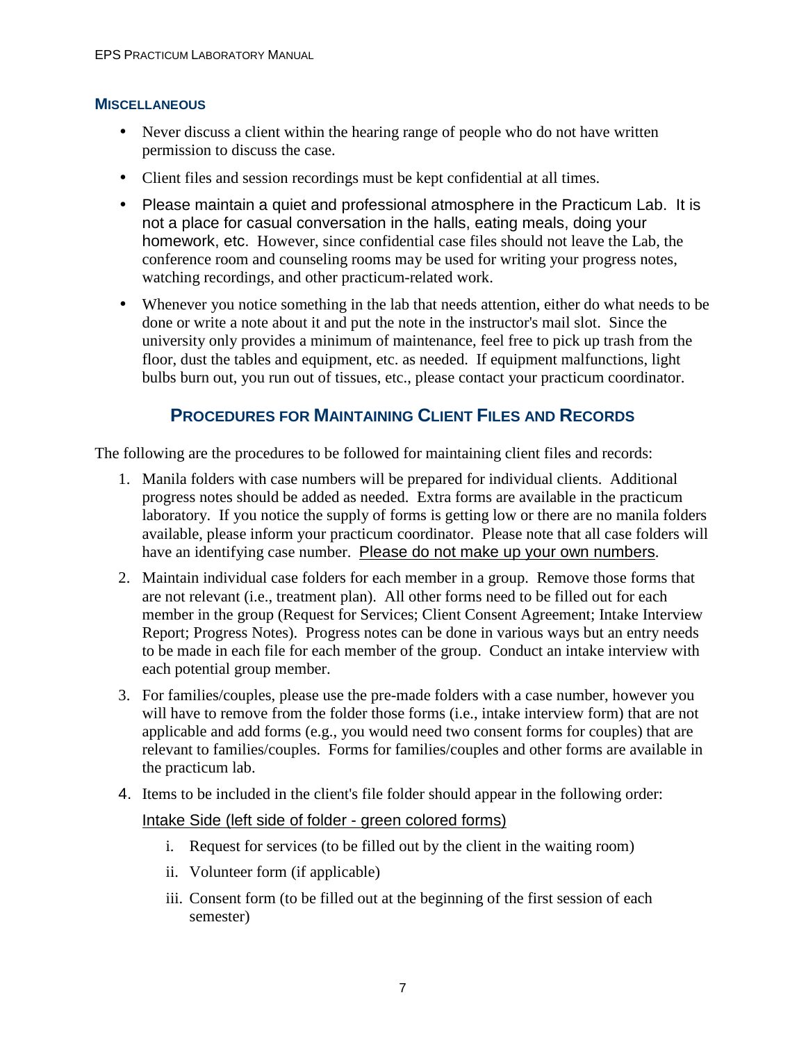### Miscellaneous

- Never discuss a client within the hearing range of people who do not have written permission to discuss the case.
- Client files and session recordings must be kept confidential at all times.
- Please maintain a quiet and professional atmosphere in the Practicum Lab. It is not a place for casual conversation in the halls, eating meals, doing your homework, etc. However, since confidential case files should not leave the Lab, the conference room and counseling rooms may be used for writing your progress notes, watching recordings, and other practicum-related work.
- Whenever you notice something in the lab that needs attention, either do what needs to be done or write a note about it and put the note in the instructor's mail slot. Since the university only provides a minimum of maintenance, feel free to pick up trash from the floor, dust the tables and equipment, etc. as needed. If equipment malfunctions, light bulbs burn out, you run out of tissues, etc., please contact your practicum coordinator.

## Procedures for Maintaining Client Files and Records

The following are the procedures to be followed for maintaining client files and records:

1. Manila folders with case numbers will be prepared for individual clients. Additional progress notes should be added as needed. Extra forms are available in the practicum laboratory. If you notice the supply of forms is getting low or there are no manila folders available, please inform your practicum coordinator. Please note that all case folders will have an identifying case number. <u>Please do not make up your own numbers</u>.
2. Maintain individual case folders for each member in a group. Remove those forms that are not relevant (i.e., treatment plan). All other forms need to be filled out for each member in the group (Request for Services; Client Consent Agreement; Intake Interview Report; Progress Notes). Progress notes can be done in various ways but an entry needs to be made in each file for each member of the group. Conduct an intake interview with each potential group member.
3. For families/couples, please use the pre-made folders with a case number, however you will have to remove from the folder those forms (i.e., intake interview form) that are not applicable and add forms (e.g., you would need two consent forms for couples) that are relevant to families/couples. Forms for families/couples and other forms are available in the practicum lab.
4. Items to be included in the client's file folder should appear in the following order:

   <u>Intake Side (left side of folder - green colored forms)</u>

   i. Request for services (to be filled out by the client in the waiting room)
   ii. Volunteer form (if applicable)
   iii. Consent form (to be filled out at the beginning of the first session of each semester)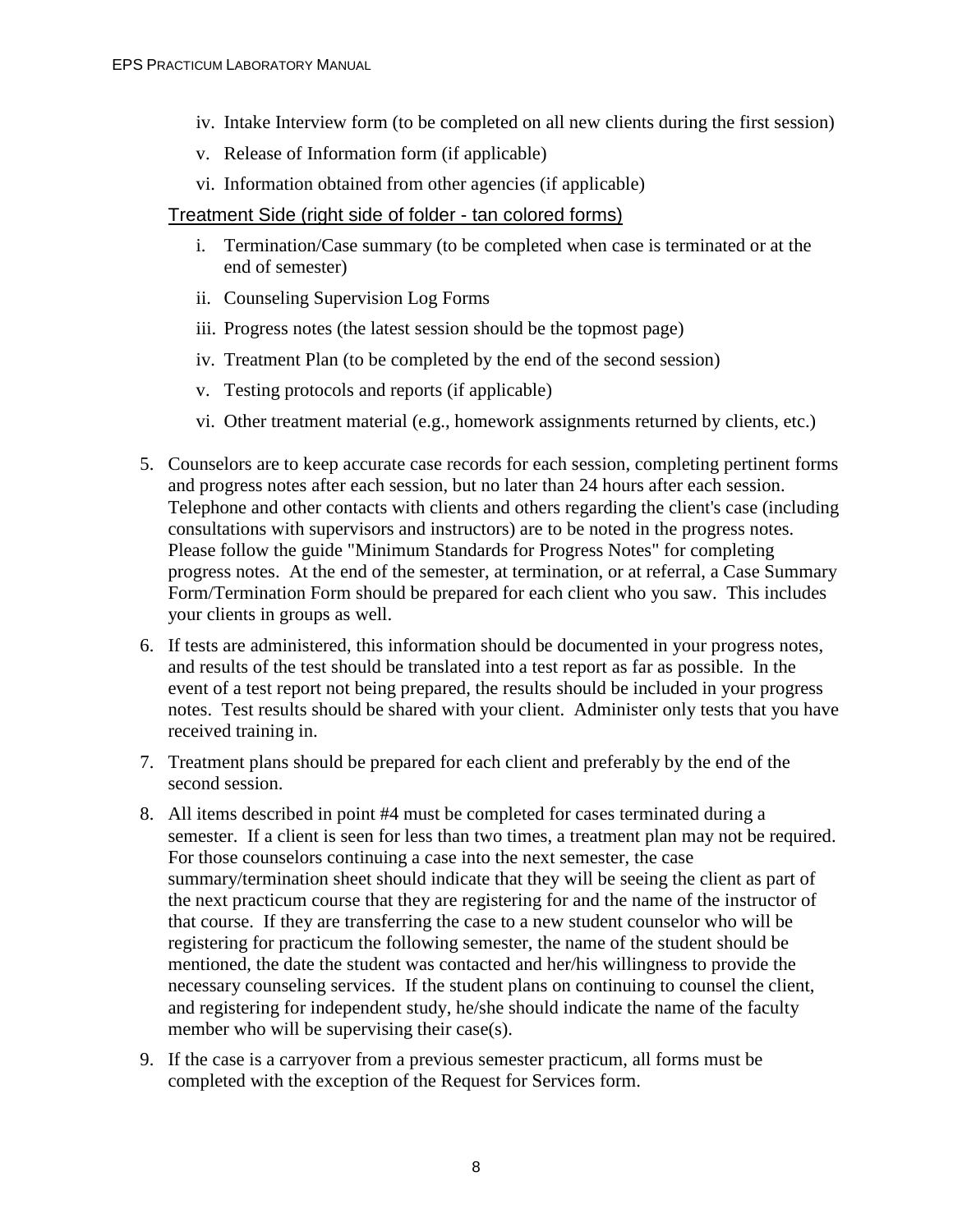iv. Intake Interview form (to be completed on all new clients during the first session)

v. Release of Information form (if applicable)

vi. Information obtained from other agencies (if applicable)

<u>Treatment Side (right side of folder - tan colored forms)</u>

i. Termination/Case summary (to be completed when case is terminated or at the end of semester)

ii. Counseling Supervision Log Forms

iii. Progress notes (the latest session should be the topmost page)

iv. Treatment Plan (to be completed by the end of the second session)

v. Testing protocols and reports (if applicable)

vi. Other treatment material (e.g., homework assignments returned by clients, etc.)

5. Counselors are to keep accurate case records for each session, completing pertinent forms and progress notes after each session, but no later than 24 hours after each session. Telephone and other contacts with clients and others regarding the client's case (including consultations with supervisors and instructors) are to be noted in the progress notes. Please follow the guide "Minimum Standards for Progress Notes" for completing progress notes. At the end of the semester, at termination, or at referral, a Case Summary Form/Termination Form should be prepared for each client who you saw. This includes your clients in groups as well.

6. If tests are administered, this information should be documented in your progress notes, and results of the test should be translated into a test report as far as possible. In the event of a test report not being prepared, the results should be included in your progress notes. Test results should be shared with your client. Administer only tests that you have received training in.

7. Treatment plans should be prepared for each client and preferably by the end of the second session.

8. All items described in point #4 must be completed for cases terminated during a semester. If a client is seen for less than two times, a treatment plan may not be required. For those counselors continuing a case into the next semester, the case summary/termination sheet should indicate that they will be seeing the client as part of the next practicum course that they are registering for and the name of the instructor of that course. If they are transferring the case to a new student counselor who will be registering for practicum the following semester, the name of the student should be mentioned, the date the student was contacted and her/his willingness to provide the necessary counseling services. If the student plans on continuing to counsel the client, and registering for independent study, he/she should indicate the name of the faculty member who will be supervising their case(s).

9. If the case is a carryover from a previous semester practicum, all forms must be completed with the exception of the Request for Services form.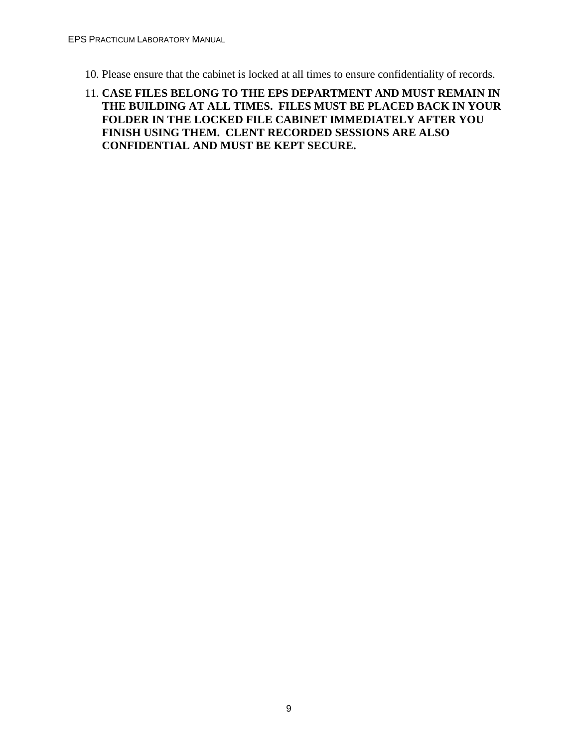10. Please ensure that the cabinet is locked at all times to ensure confidentiality of records.
11. **CASE FILES BELONG TO THE EPS DEPARTMENT AND MUST REMAIN IN THE BUILDING AT ALL TIMES. FILES MUST BE PLACED BACK IN YOUR FOLDER IN THE LOCKED FILE CABINET IMMEDIATELY AFTER YOU FINISH USING THEM. CLENT RECORDED SESSIONS ARE ALSO CONFIDENTIAL AND MUST BE KEPT SECURE.**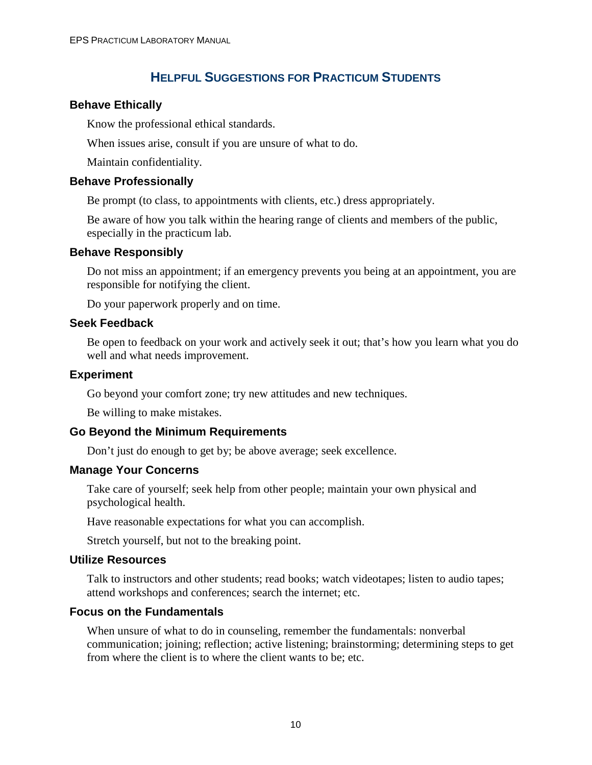## Helpful Suggestions for Practicum Students

### Behave Ethically

Know the professional ethical standards.

When issues arise, consult if you are unsure of what to do.

Maintain confidentiality.

### Behave Professionally

Be prompt (to class, to appointments with clients, etc.) dress appropriately.

Be aware of how you talk within the hearing range of clients and members of the public, especially in the practicum lab.

### Behave Responsibly

Do not miss an appointment; if an emergency prevents you being at an appointment, you are responsible for notifying the client.

Do your paperwork properly and on time.

### Seek Feedback

Be open to feedback on your work and actively seek it out; that's how you learn what you do well and what needs improvement.

### Experiment

Go beyond your comfort zone; try new attitudes and new techniques.

Be willing to make mistakes.

### Go Beyond the Minimum Requirements

Don't just do enough to get by; be above average; seek excellence.

### Manage Your Concerns

Take care of yourself; seek help from other people; maintain your own physical and psychological health.

Have reasonable expectations for what you can accomplish.

Stretch yourself, but not to the breaking point.

### Utilize Resources

Talk to instructors and other students; read books; watch videotapes; listen to audio tapes; attend workshops and conferences; search the internet; etc.

### Focus on the Fundamentals

When unsure of what to do in counseling, remember the fundamentals: nonverbal communication; joining; reflection; active listening; brainstorming; determining steps to get from where the client is to where the client wants to be; etc.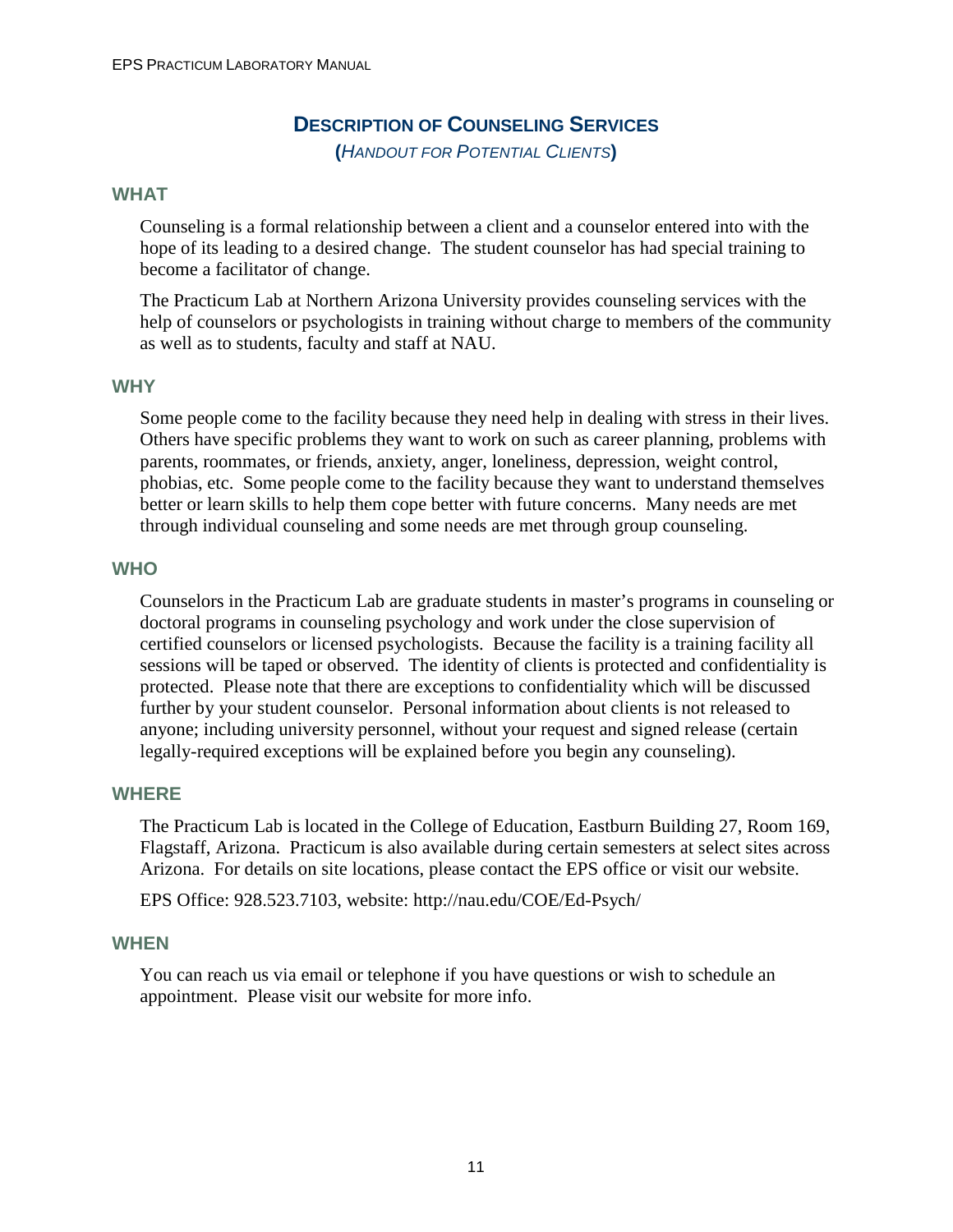## Description of Counseling Services

**(*Handout for Potential Clients*)**

### WHAT

Counseling is a formal relationship between a client and a counselor entered into with the hope of its leading to a desired change. The student counselor has had special training to become a facilitator of change.

The Practicum Lab at Northern Arizona University provides counseling services with the help of counselors or psychologists in training without charge to members of the community as well as to students, faculty and staff at NAU.

### WHY

Some people come to the facility because they need help in dealing with stress in their lives. Others have specific problems they want to work on such as career planning, problems with parents, roommates, or friends, anxiety, anger, loneliness, depression, weight control, phobias, etc. Some people come to the facility because they want to understand themselves better or learn skills to help them cope better with future concerns. Many needs are met through individual counseling and some needs are met through group counseling.

### WHO

Counselors in the Practicum Lab are graduate students in master's programs in counseling or doctoral programs in counseling psychology and work under the close supervision of certified counselors or licensed psychologists. Because the facility is a training facility all sessions will be taped or observed. The identity of clients is protected and confidentiality is protected. Please note that there are exceptions to confidentiality which will be discussed further by your student counselor. Personal information about clients is not released to anyone; including university personnel, without your request and signed release (certain legally-required exceptions will be explained before you begin any counseling).

### WHERE

The Practicum Lab is located in the College of Education, Eastburn Building 27, Room 169, Flagstaff, Arizona. Practicum is also available during certain semesters at select sites across Arizona. For details on site locations, please contact the EPS office or visit our website.

EPS Office: 928.523.7103, website: http://nau.edu/COE/Ed-Psych/

### WHEN

You can reach us via email or telephone if you have questions or wish to schedule an appointment. Please visit our website for more info.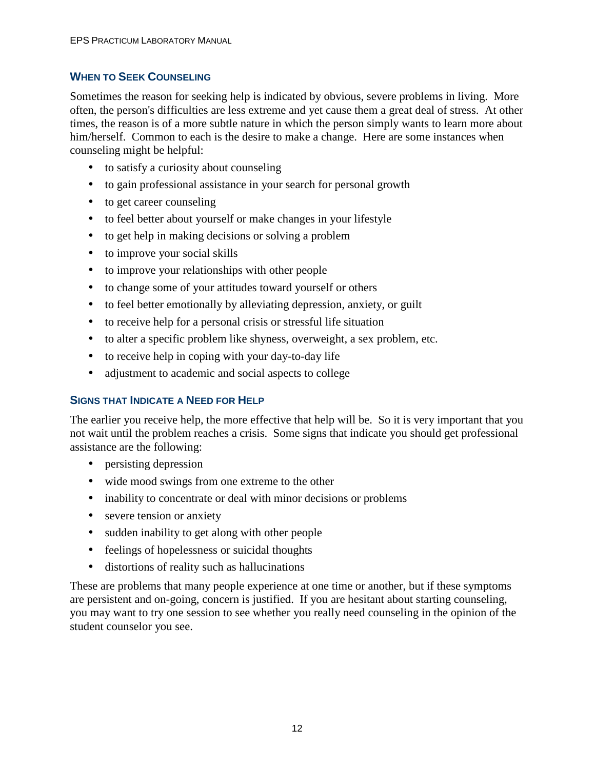## When to Seek Counseling

Sometimes the reason for seeking help is indicated by obvious, severe problems in living. More often, the person's difficulties are less extreme and yet cause them a great deal of stress. At other times, the reason is of a more subtle nature in which the person simply wants to learn more about him/herself. Common to each is the desire to make a change. Here are some instances when counseling might be helpful:

- to satisfy a curiosity about counseling
- to gain professional assistance in your search for personal growth
- to get career counseling
- to feel better about yourself or make changes in your lifestyle
- to get help in making decisions or solving a problem
- to improve your social skills
- to improve your relationships with other people
- to change some of your attitudes toward yourself or others
- to feel better emotionally by alleviating depression, anxiety, or guilt
- to receive help for a personal crisis or stressful life situation
- to alter a specific problem like shyness, overweight, a sex problem, etc.
- to receive help in coping with your day-to-day life
- adjustment to academic and social aspects to college

## Signs that Indicate a Need for Help

The earlier you receive help, the more effective that help will be. So it is very important that you not wait until the problem reaches a crisis. Some signs that indicate you should get professional assistance are the following:

- persisting depression
- wide mood swings from one extreme to the other
- inability to concentrate or deal with minor decisions or problems
- severe tension or anxiety
- sudden inability to get along with other people
- feelings of hopelessness or suicidal thoughts
- distortions of reality such as hallucinations

These are problems that many people experience at one time or another, but if these symptoms are persistent and on-going, concern is justified. If you are hesitant about starting counseling, you may want to try one session to see whether you really need counseling in the opinion of the student counselor you see.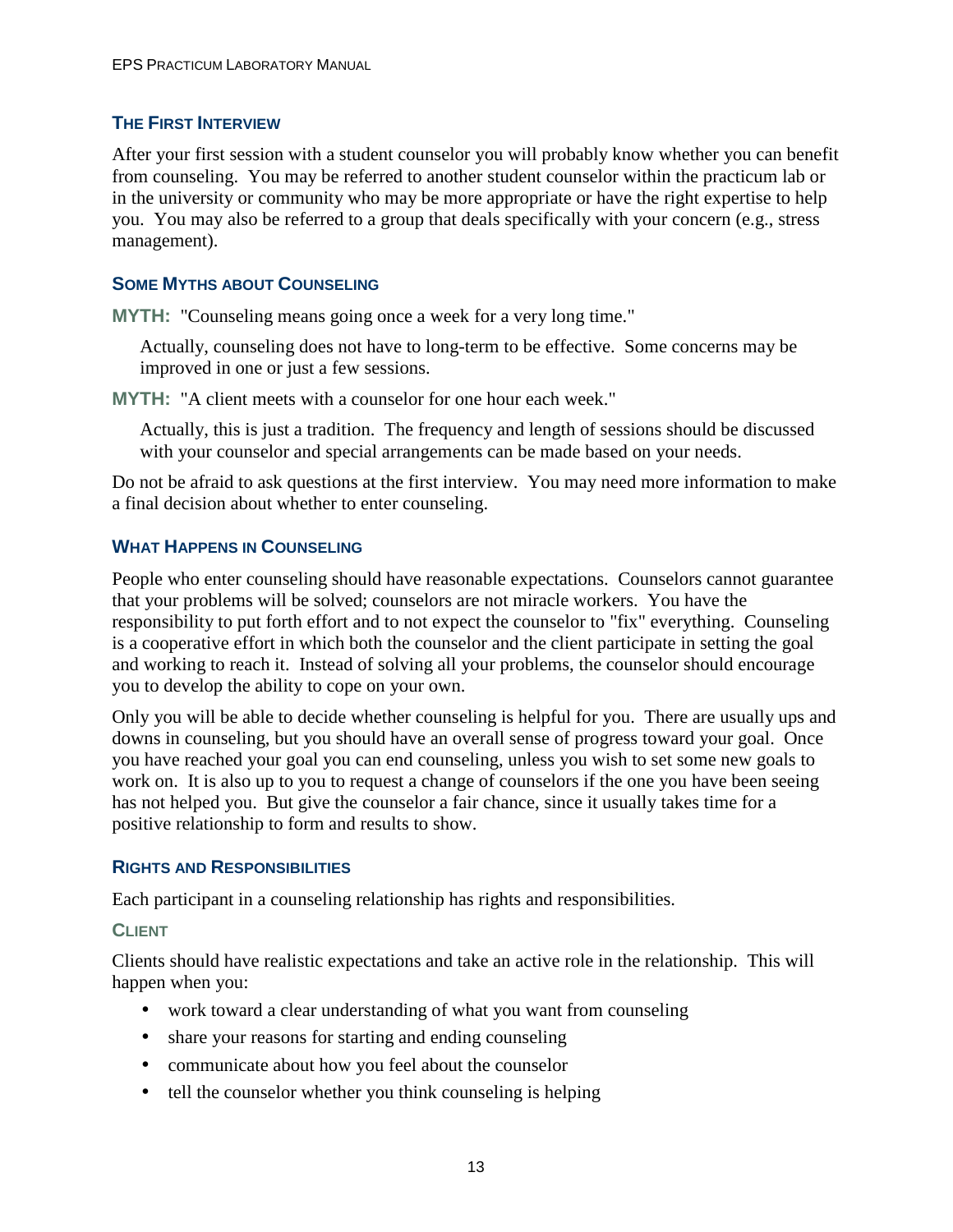## The First Interview

After your first session with a student counselor you will probably know whether you can benefit from counseling. You may be referred to another student counselor within the practicum lab or in the university or community who may be more appropriate or have the right expertise to help you. You may also be referred to a group that deals specifically with your concern (e.g., stress management).

## Some Myths about Counseling

**MYTH:** "Counseling means going once a week for a very long time."

> Actually, counseling does not have to long-term to be effective. Some concerns may be improved in one or just a few sessions.

**MYTH:** "A client meets with a counselor for one hour each week."

> Actually, this is just a tradition. The frequency and length of sessions should be discussed with your counselor and special arrangements can be made based on your needs.

Do not be afraid to ask questions at the first interview. You may need more information to make a final decision about whether to enter counseling.

## What Happens in Counseling

People who enter counseling should have reasonable expectations. Counselors cannot guarantee that your problems will be solved; counselors are not miracle workers. You have the responsibility to put forth effort and to not expect the counselor to "fix" everything. Counseling is a cooperative effort in which both the counselor and the client participate in setting the goal and working to reach it. Instead of solving all your problems, the counselor should encourage you to develop the ability to cope on your own.

Only you will be able to decide whether counseling is helpful for you. There are usually ups and downs in counseling, but you should have an overall sense of progress toward your goal. Once you have reached your goal you can end counseling, unless you wish to set some new goals to work on. It is also up to you to request a change of counselors if the one you have been seeing has not helped you. But give the counselor a fair chance, since it usually takes time for a positive relationship to form and results to show.

## Rights and Responsibilities

Each participant in a counseling relationship has rights and responsibilities.

### Client

Clients should have realistic expectations and take an active role in the relationship. This will happen when you:

- work toward a clear understanding of what you want from counseling
- share your reasons for starting and ending counseling
- communicate about how you feel about the counselor
- tell the counselor whether you think counseling is helping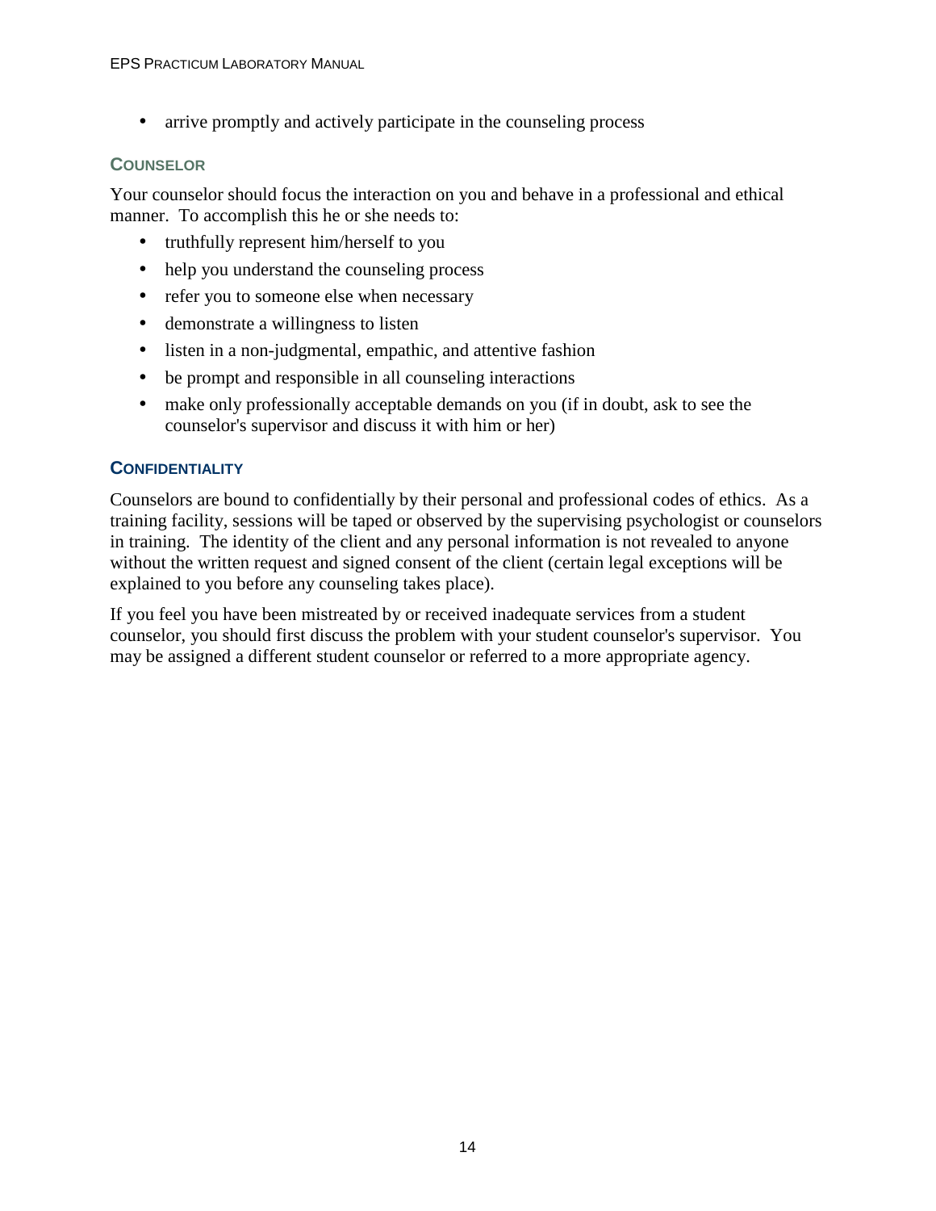- arrive promptly and actively participate in the counseling process

### COUNSELOR

Your counselor should focus the interaction on you and behave in a professional and ethical manner. To accomplish this he or she needs to:

- truthfully represent him/herself to you
- help you understand the counseling process
- refer you to someone else when necessary
- demonstrate a willingness to listen
- listen in a non-judgmental, empathic, and attentive fashion
- be prompt and responsible in all counseling interactions
- make only professionally acceptable demands on you (if in doubt, ask to see the counselor's supervisor and discuss it with him or her)

### CONFIDENTIALITY

Counselors are bound to confidentially by their personal and professional codes of ethics. As a training facility, sessions will be taped or observed by the supervising psychologist or counselors in training. The identity of the client and any personal information is not revealed to anyone without the written request and signed consent of the client (certain legal exceptions will be explained to you before any counseling takes place).

If you feel you have been mistreated by or received inadequate services from a student counselor, you should first discuss the problem with your student counselor's supervisor. You may be assigned a different student counselor or referred to a more appropriate agency.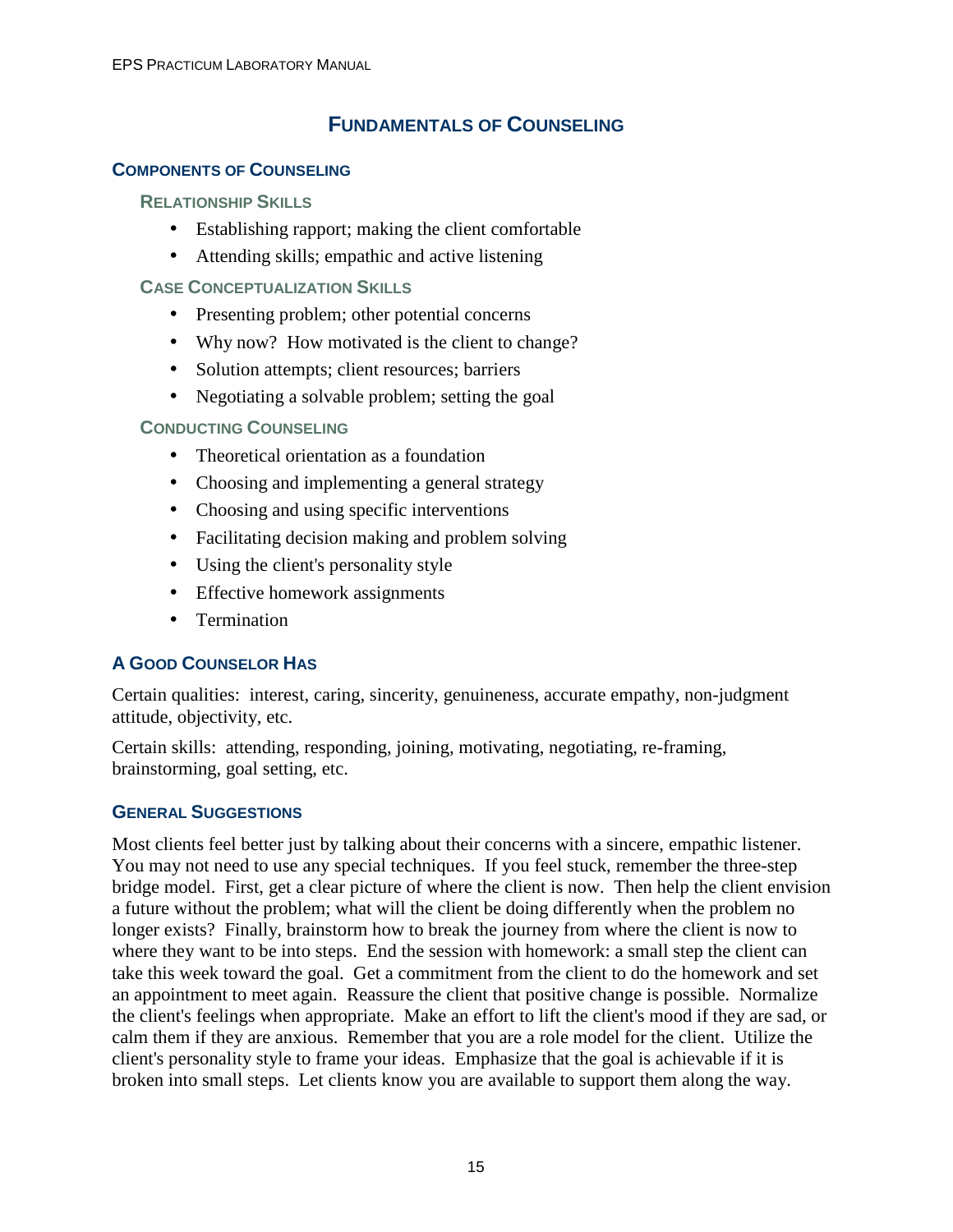# Fundamentals of Counseling

## Components of Counseling

### Relationship Skills

- Establishing rapport; making the client comfortable
- Attending skills; empathic and active listening

### Case Conceptualization Skills

- Presenting problem; other potential concerns
- Why now? How motivated is the client to change?
- Solution attempts; client resources; barriers
- Negotiating a solvable problem; setting the goal

### Conducting Counseling

- Theoretical orientation as a foundation
- Choosing and implementing a general strategy
- Choosing and using specific interventions
- Facilitating decision making and problem solving
- Using the client's personality style
- Effective homework assignments
- Termination

## A Good Counselor Has

Certain qualities: interest, caring, sincerity, genuineness, accurate empathy, non-judgment attitude, objectivity, etc.

Certain skills: attending, responding, joining, motivating, negotiating, re-framing, brainstorming, goal setting, etc.

## General Suggestions

Most clients feel better just by talking about their concerns with a sincere, empathic listener. You may not need to use any special techniques. If you feel stuck, remember the three-step bridge model. First, get a clear picture of where the client is now. Then help the client envision a future without the problem; what will the client be doing differently when the problem no longer exists? Finally, brainstorm how to break the journey from where the client is now to where they want to be into steps. End the session with homework: a small step the client can take this week toward the goal. Get a commitment from the client to do the homework and set an appointment to meet again. Reassure the client that positive change is possible. Normalize the client's feelings when appropriate. Make an effort to lift the client's mood if they are sad, or calm them if they are anxious. Remember that you are a role model for the client. Utilize the client's personality style to frame your ideas. Emphasize that the goal is achievable if it is broken into small steps. Let clients know you are available to support them along the way.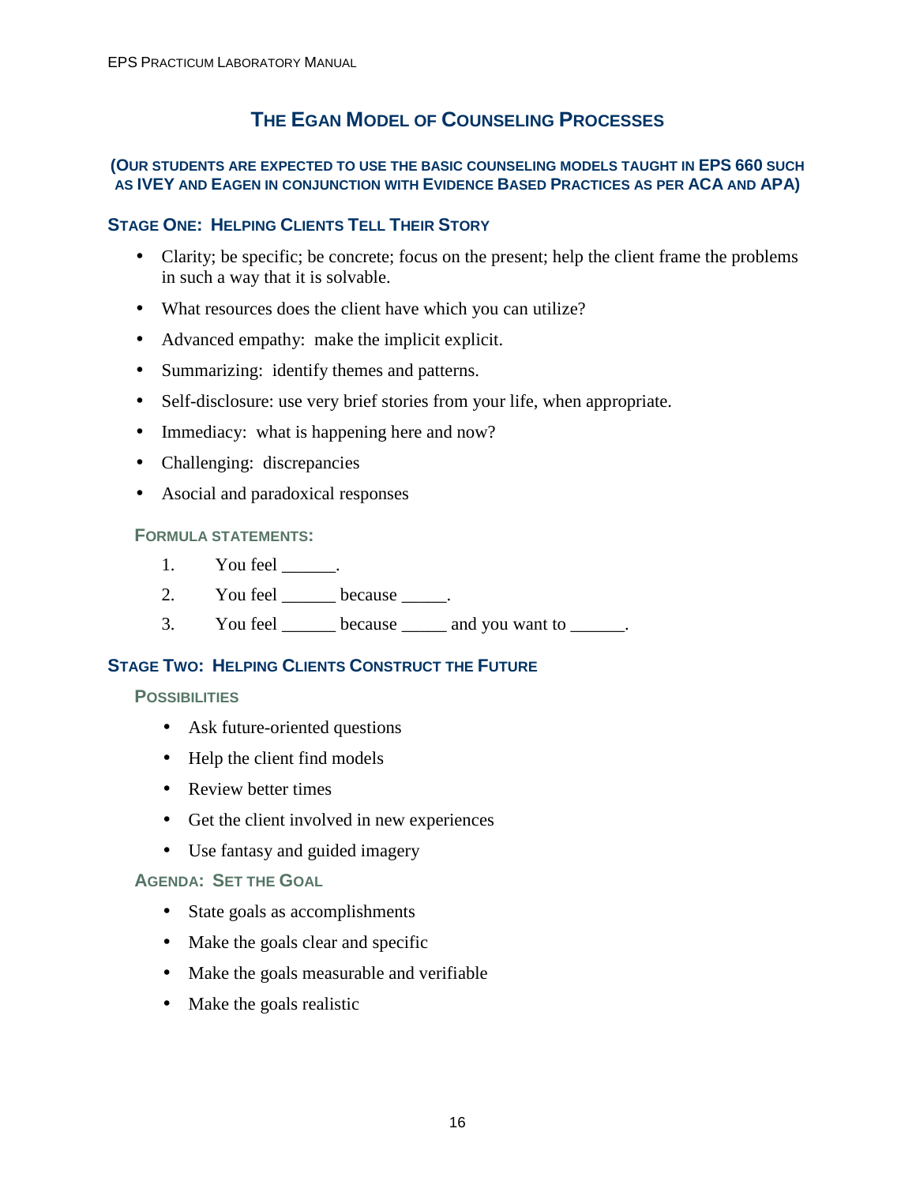# The Egan Model of Counseling Processes

**(Our students are expected to use the basic counseling models taught in EPS 660 such as IVEY and EAGEN in conjunction with Evidence Based Practices as per ACA and APA)**

## Stage One: Helping Clients Tell Their Story

- Clarity; be specific; be concrete; focus on the present; help the client frame the problems in such a way that it is solvable.
- What resources does the client have which you can utilize?
- Advanced empathy: make the implicit explicit.
- Summarizing: identify themes and patterns.
- Self-disclosure: use very brief stories from your life, when appropriate.
- Immediacy: what is happening here and now?
- Challenging: discrepancies
- Asocial and paradoxical responses

### Formula Statements:

1. You feel ______.
2. You feel ______ because _____.
3. You feel ______ because _____ and you want to ______.

## Stage Two: Helping Clients Construct the Future

### Possibilities

- Ask future-oriented questions
- Help the client find models
- Review better times
- Get the client involved in new experiences
- Use fantasy and guided imagery

### Agenda: Set the Goal

- State goals as accomplishments
- Make the goals clear and specific
- Make the goals measurable and verifiable
- Make the goals realistic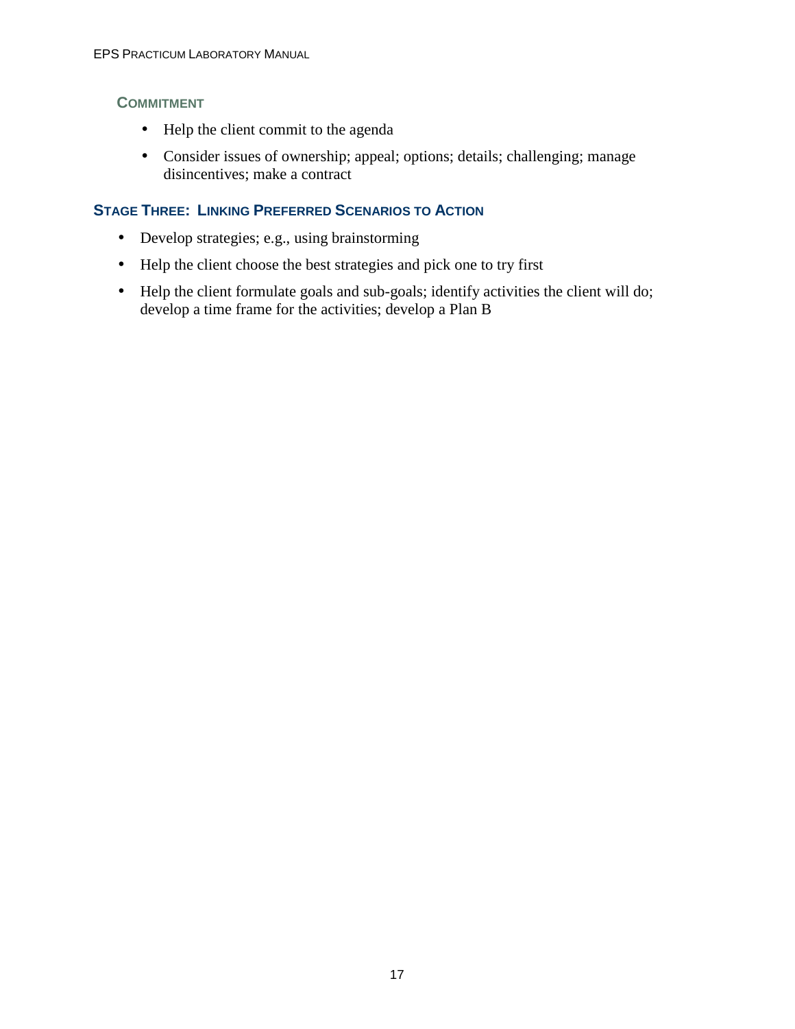### Commitment

- Help the client commit to the agenda
- Consider issues of ownership; appeal; options; details; challenging; manage disincentives; make a contract

## Stage Three: Linking Preferred Scenarios to Action

- Develop strategies; e.g., using brainstorming
- Help the client choose the best strategies and pick one to try first
- Help the client formulate goals and sub-goals; identify activities the client will do; develop a time frame for the activities; develop a Plan B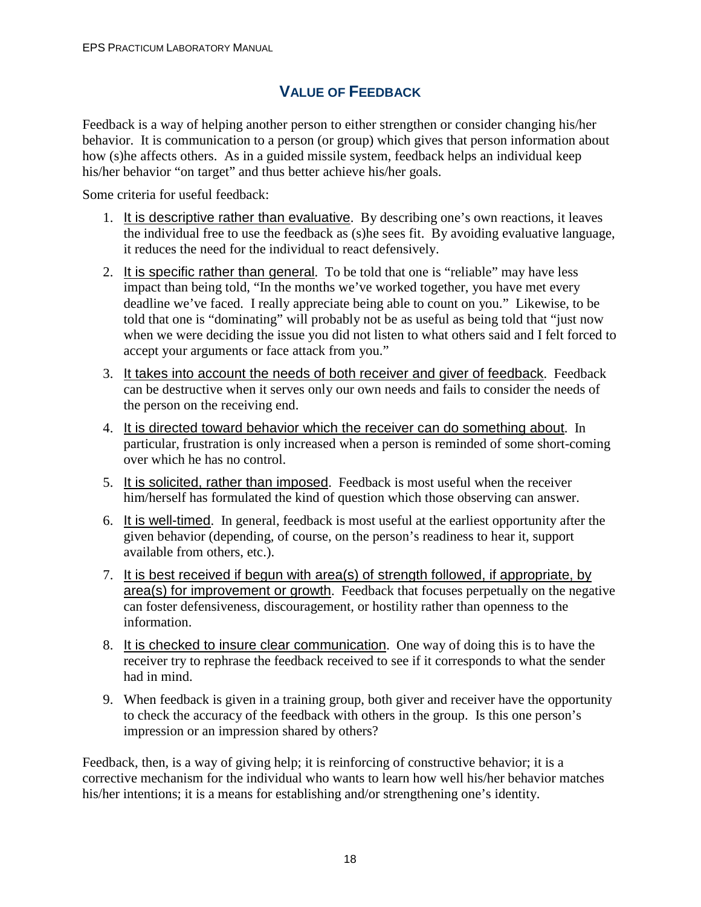## VALUE OF FEEDBACK

Feedback is a way of helping another person to either strengthen or consider changing his/her behavior. It is communication to a person (or group) which gives that person information about how (s)he affects others. As in a guided missile system, feedback helps an individual keep his/her behavior "on target" and thus better achieve his/her goals.

Some criteria for useful feedback:

1. <u>It is descriptive rather than evaluative</u>. By describing one's own reactions, it leaves the individual free to use the feedback as (s)he sees fit. By avoiding evaluative language, it reduces the need for the individual to react defensively.
2. <u>It is specific rather than general</u>. To be told that one is "reliable" may have less impact than being told, "In the months we've worked together, you have met every deadline we've faced. I really appreciate being able to count on you." Likewise, to be told that one is "dominating" will probably not be as useful as being told that "just now when we were deciding the issue you did not listen to what others said and I felt forced to accept your arguments or face attack from you."
3. <u>It takes into account the needs of both receiver and giver of feedback</u>. Feedback can be destructive when it serves only our own needs and fails to consider the needs of the person on the receiving end.
4. <u>It is directed toward behavior which the receiver can do something about</u>. In particular, frustration is only increased when a person is reminded of some short-coming over which he has no control.
5. <u>It is solicited, rather than imposed</u>. Feedback is most useful when the receiver him/herself has formulated the kind of question which those observing can answer.
6. <u>It is well-timed</u>. In general, feedback is most useful at the earliest opportunity after the given behavior (depending, of course, on the person's readiness to hear it, support available from others, etc.).
7. <u>It is best received if begun with area(s) of strength followed, if appropriate, by area(s) for improvement or growth</u>. Feedback that focuses perpetually on the negative can foster defensiveness, discouragement, or hostility rather than openness to the information.
8. <u>It is checked to insure clear communication</u>. One way of doing this is to have the receiver try to rephrase the feedback received to see if it corresponds to what the sender had in mind.
9. When feedback is given in a training group, both giver and receiver have the opportunity to check the accuracy of the feedback with others in the group. Is this one person's impression or an impression shared by others?

Feedback, then, is a way of giving help; it is reinforcing of constructive behavior; it is a corrective mechanism for the individual who wants to learn how well his/her behavior matches his/her intentions; it is a means for establishing and/or strengthening one's identity.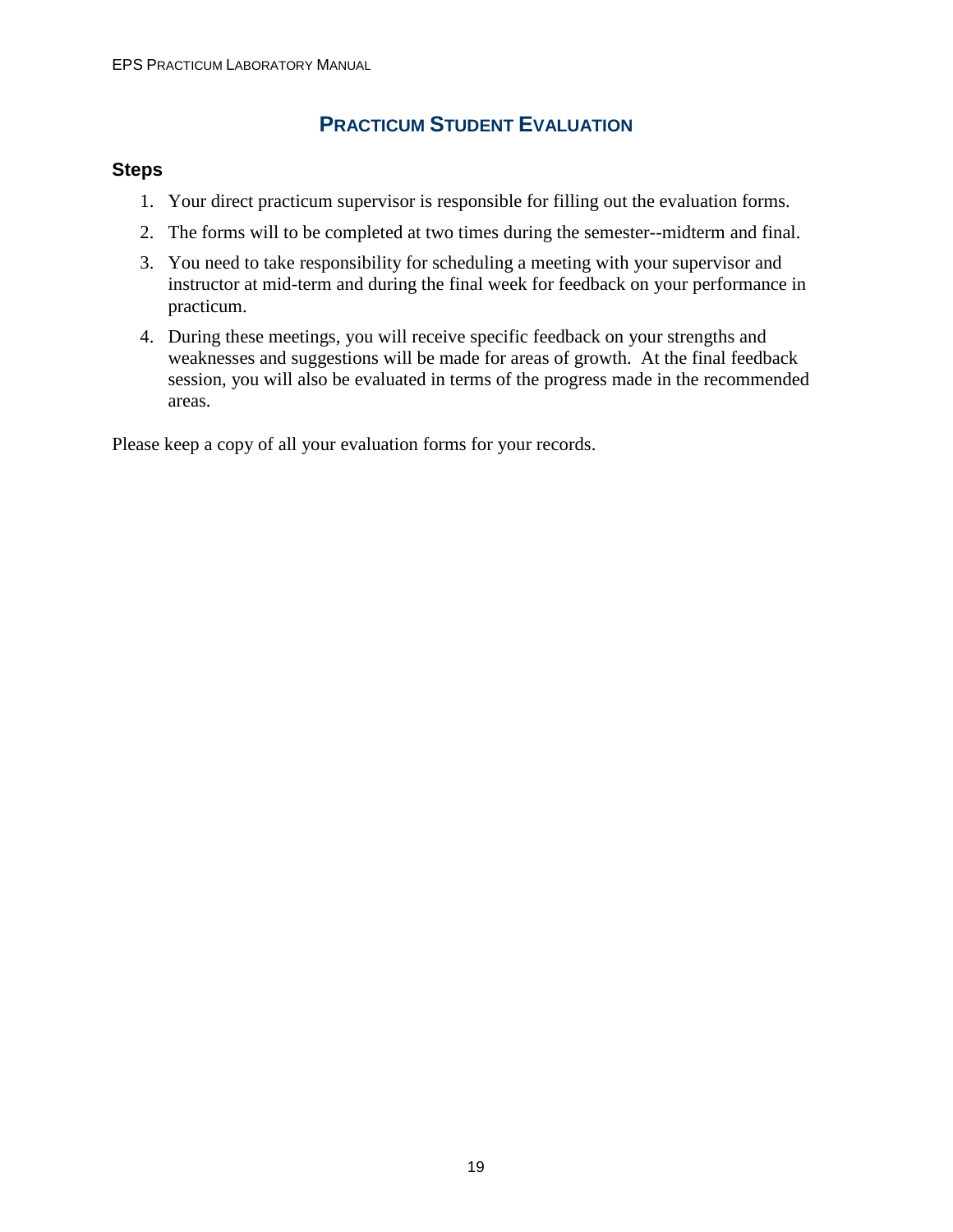# PRACTICUM STUDENT EVALUATION

## Steps

1. Your direct practicum supervisor is responsible for filling out the evaluation forms.
2. The forms will to be completed at two times during the semester--midterm and final.
3. You need to take responsibility for scheduling a meeting with your supervisor and instructor at mid-term and during the final week for feedback on your performance in practicum.
4. During these meetings, you will receive specific feedback on your strengths and weaknesses and suggestions will be made for areas of growth. At the final feedback session, you will also be evaluated in terms of the progress made in the recommended areas.

Please keep a copy of all your evaluation forms for your records.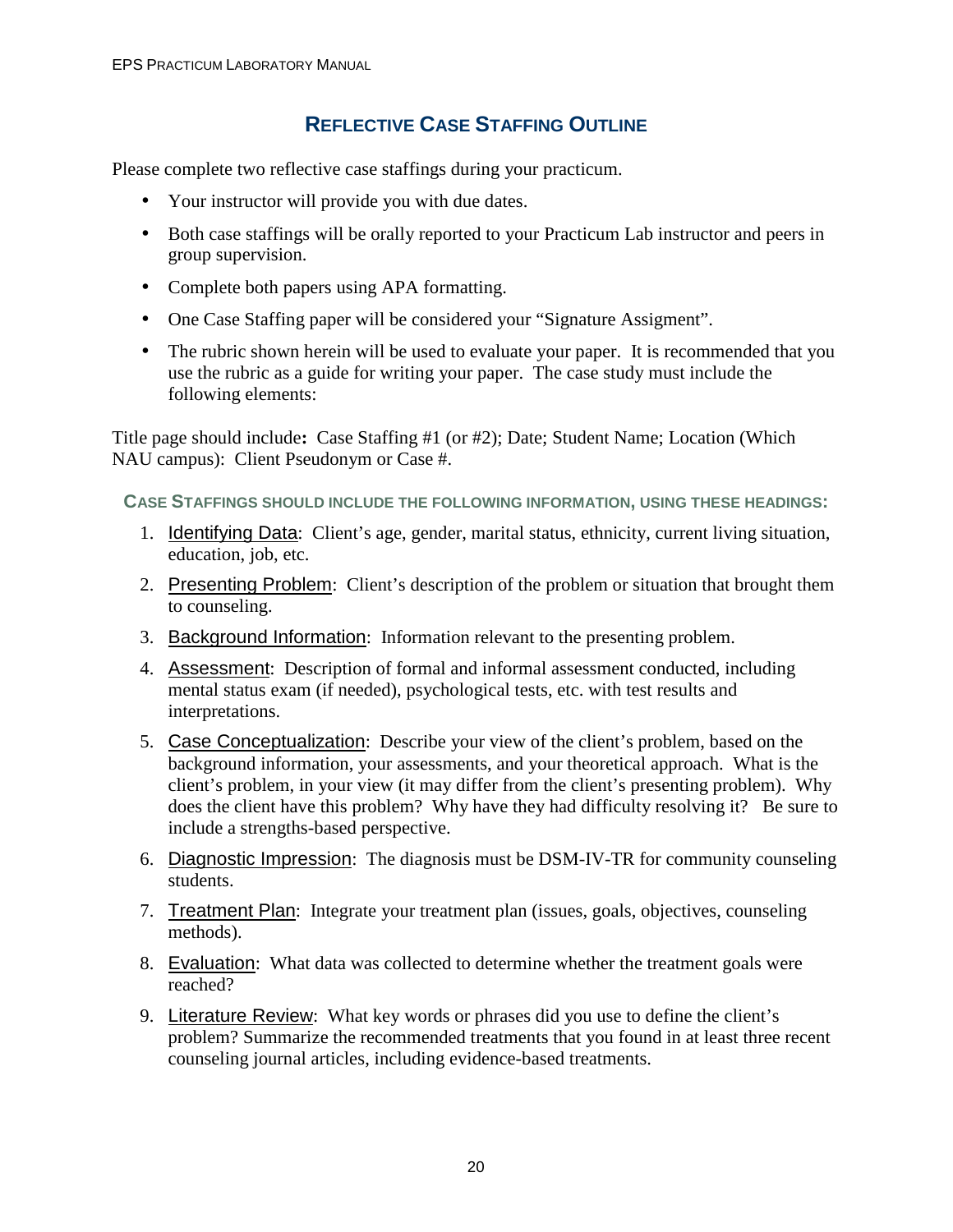## Reflective Case Staffing Outline

Please complete two reflective case staffings during your practicum.

- Your instructor will provide you with due dates.
- Both case staffings will be orally reported to your Practicum Lab instructor and peers in group supervision.
- Complete both papers using APA formatting.
- One Case Staffing paper will be considered your "Signature Assigment".
- The rubric shown herein will be used to evaluate your paper. It is recommended that you use the rubric as a guide for writing your paper. The case study must include the following elements:

Title page should include**:** Case Staffing #1 (or #2); Date; Student Name; Location (Which NAU campus): Client Pseudonym or Case #.

### Case Staffings should include the following information, using these headings:

1. Identifying Data: Client's age, gender, marital status, ethnicity, current living situation, education, job, etc.
2. Presenting Problem: Client's description of the problem or situation that brought them to counseling.
3. Background Information: Information relevant to the presenting problem.
4. Assessment: Description of formal and informal assessment conducted, including mental status exam (if needed), psychological tests, etc. with test results and interpretations.
5. Case Conceptualization: Describe your view of the client's problem, based on the background information, your assessments, and your theoretical approach. What is the client's problem, in your view (it may differ from the client's presenting problem). Why does the client have this problem? Why have they had difficulty resolving it? Be sure to include a strengths-based perspective.
6. Diagnostic Impression: The diagnosis must be DSM-IV-TR for community counseling students.
7. Treatment Plan: Integrate your treatment plan (issues, goals, objectives, counseling methods).
8. Evaluation: What data was collected to determine whether the treatment goals were reached?
9. Literature Review: What key words or phrases did you use to define the client's problem? Summarize the recommended treatments that you found in at least three recent counseling journal articles, including evidence-based treatments.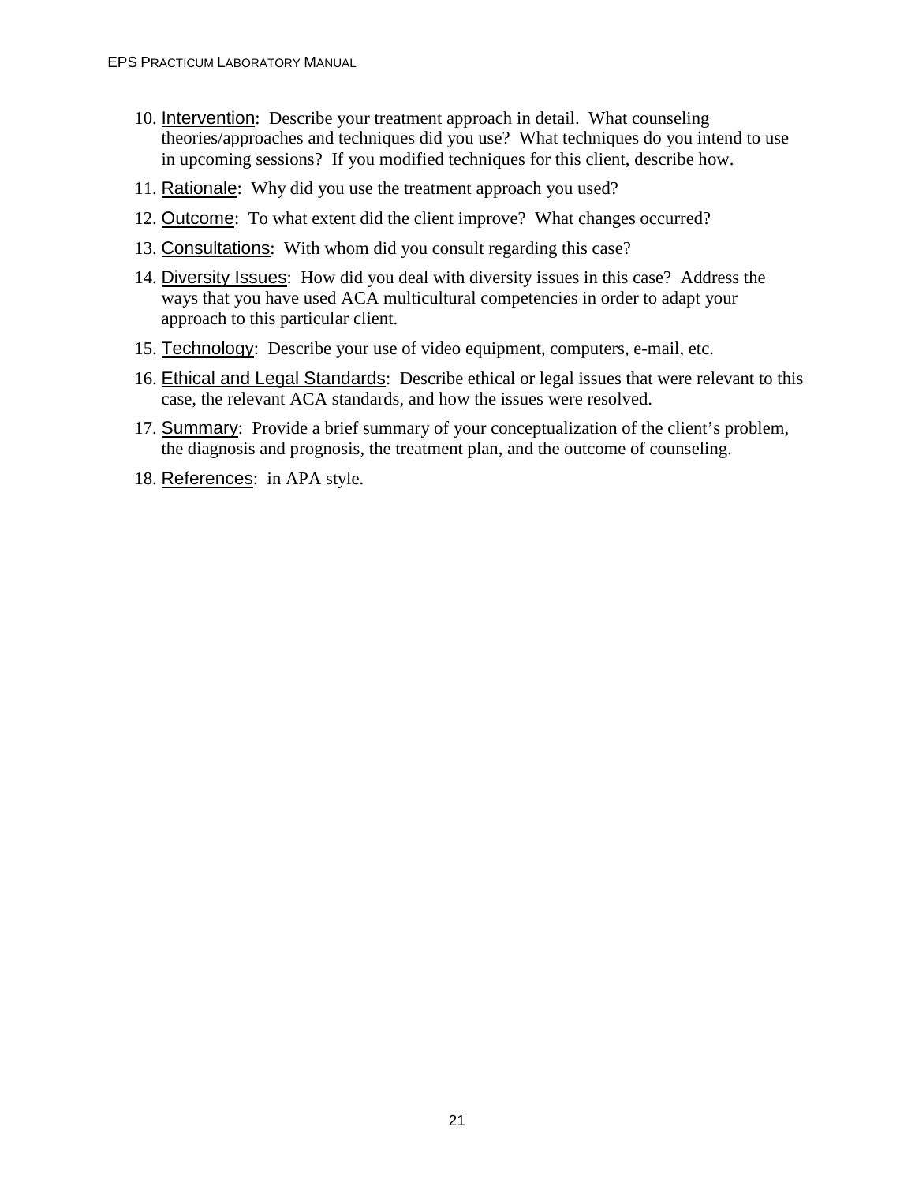10. Intervention: Describe your treatment approach in detail. What counseling theories/approaches and techniques did you use? What techniques do you intend to use in upcoming sessions? If you modified techniques for this client, describe how.
11. Rationale: Why did you use the treatment approach you used?
12. Outcome: To what extent did the client improve? What changes occurred?
13. Consultations: With whom did you consult regarding this case?
14. Diversity Issues: How did you deal with diversity issues in this case? Address the ways that you have used ACA multicultural competencies in order to adapt your approach to this particular client.
15. Technology: Describe your use of video equipment, computers, e-mail, etc.
16. Ethical and Legal Standards: Describe ethical or legal issues that were relevant to this case, the relevant ACA standards, and how the issues were resolved.
17. Summary: Provide a brief summary of your conceptualization of the client's problem, the diagnosis and prognosis, the treatment plan, and the outcome of counseling.
18. References: in APA style.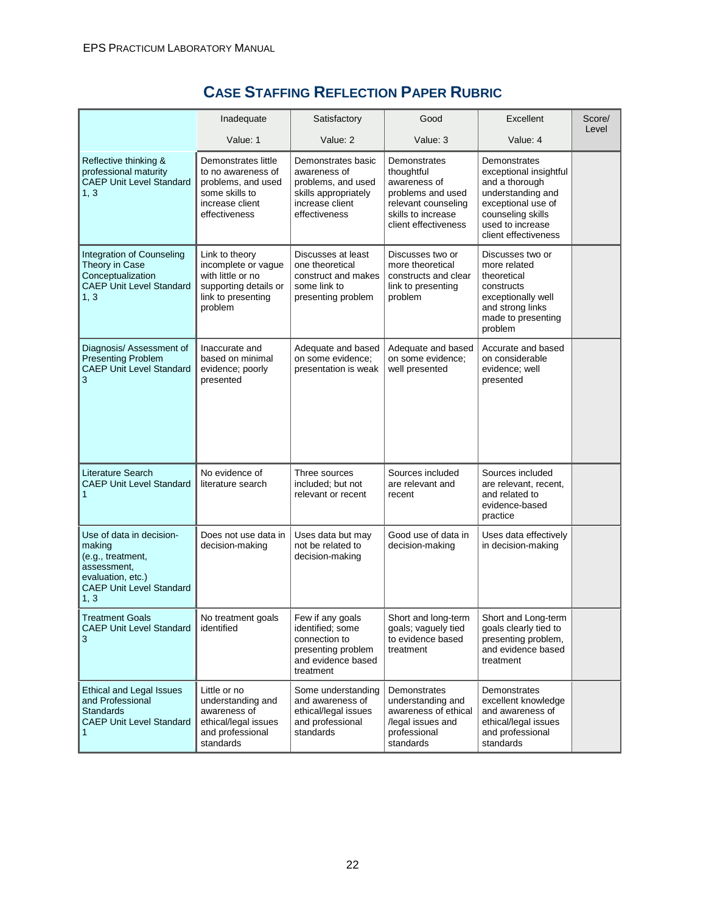# Case Staffing Reflection Paper Rubric

| | Inadequate<br>Value: 1 | Satisfactory<br>Value: 2 | Good<br>Value: 3 | Excellent<br>Value: 4 | Score/ Level |
|---|---|---|---|---|---|
| Reflective thinking & professional maturity CAEP Unit Level Standard 1, 3 | Demonstrates little to no awareness of problems, and used some skills to increase client effectiveness | Demonstrates basic awareness of problems, and used skills appropriately increase client effectiveness | Demonstrates thoughtful awareness of problems and used relevant counseling skills to increase client effectiveness | Demonstrates exceptional insightful and a thorough understanding and exceptional use of counseling skills used to increase client effectiveness | |
| Integration of Counseling Theory in Case Conceptualization CAEP Unit Level Standard 1, 3 | Link to theory incomplete or vague with little or no supporting details or link to presenting problem | Discusses at least one theoretical construct and makes some link to presenting problem | Discusses two or more theoretical constructs and clear link to presenting problem | Discusses two or more related theoretical constructs exceptionally well and strong links made to presenting problem | |
| Diagnosis/ Assessment of Presenting Problem CAEP Unit Level Standard 3 | Inaccurate and based on minimal evidence; poorly presented | Adequate and based on some evidence; presentation is weak | Adequate and based on some evidence; well presented | Accurate and based on considerable evidence; well presented | |
| Literature Search CAEP Unit Level Standard 1 | No evidence of literature search | Three sources included; but not relevant or recent | Sources included are relevant and recent | Sources included are relevant, recent, and related to evidence-based practice | |
| Use of data in decision-making (e.g., treatment, assessment, evaluation, etc.) CAEP Unit Level Standard 1, 3 | Does not use data in decision-making | Uses data but may not be related to decision-making | Good use of data in decision-making | Uses data effectively in decision-making | |
| Treatment Goals CAEP Unit Level Standard 3 | No treatment goals identified | Few if any goals identified; some connection to presenting problem and evidence based treatment | Short and long-term goals; vaguely tied to evidence based treatment | Short and Long-term goals clearly tied to presenting problem, and evidence based treatment | |
| Ethical and Legal Issues and Professional Standards CAEP Unit Level Standard 1 | Little or no understanding and awareness of ethical/legal issues and professional standards | Some understanding and awareness of ethical/legal issues and professional standards | Demonstrates understanding and awareness of ethical /legal issues and professional standards | Demonstrates excellent knowledge and awareness of ethical/legal issues and professional standards | |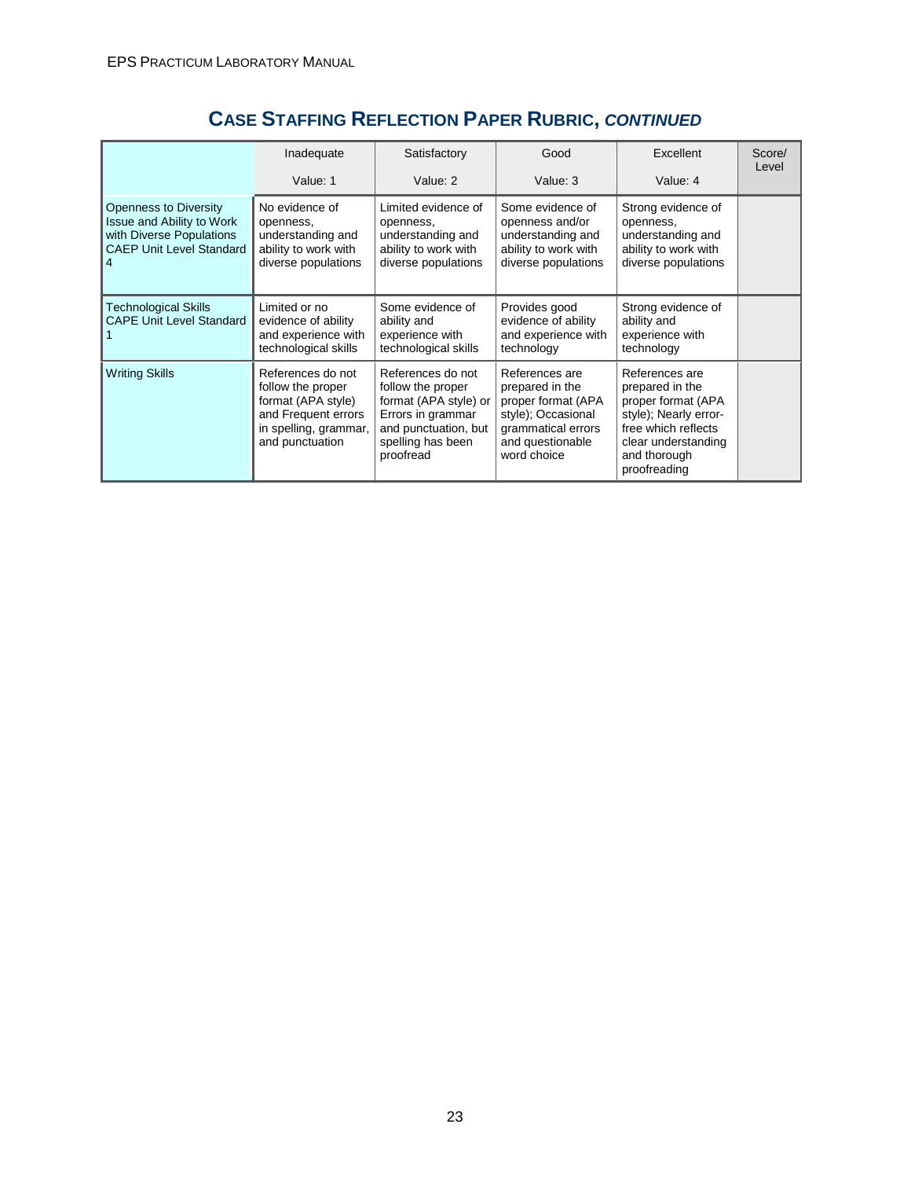## CASE STAFFING REFLECTION PAPER RUBRIC, *CONTINUED*

| | Inadequate<br><br>Value: 1 | Satisfactory<br><br>Value: 2 | Good<br><br>Value: 3 | Excellent<br><br>Value: 4 | Score/ Level |
|---|---|---|---|---|---|
| Openness to Diversity Issue and Ability to Work with Diverse Populations CAEP Unit Level Standard 4 | No evidence of openness, understanding and ability to work with diverse populations | Limited evidence of openness, understanding and ability to work with diverse populations | Some evidence of openness and/or understanding and ability to work with diverse populations | Strong evidence of openness, understanding and ability to work with diverse populations | |
| Technological Skills CAPE Unit Level Standard 1 | Limited or no evidence of ability and experience with technological skills | Some evidence of ability and experience with technological skills | Provides good evidence of ability and experience with technology | Strong evidence of ability and experience with technology | |
| Writing Skills | References do not follow the proper format (APA style) and Frequent errors in spelling, grammar, and punctuation | References do not follow the proper format (APA style) or Errors in grammar and punctuation, but spelling has been proofread | References are prepared in the proper format (APA style); Occasional grammatical errors and questionable word choice | References are prepared in the proper format (APA style); Nearly error-free which reflects clear understanding and thorough proofreading | |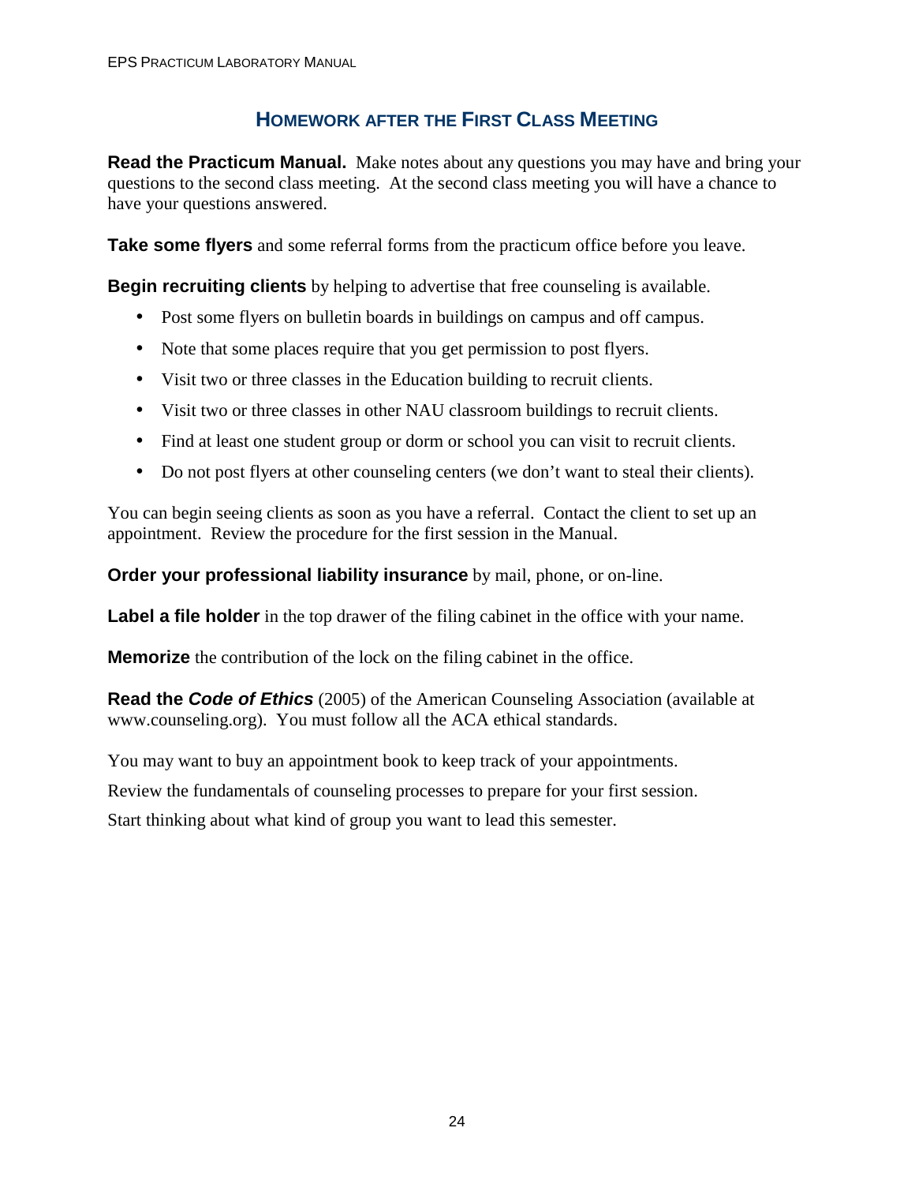## Homework after the First Class Meeting

**Read the Practicum Manual.** Make notes about any questions you may have and bring your questions to the second class meeting. At the second class meeting you will have a chance to have your questions answered.

**Take some flyers** and some referral forms from the practicum office before you leave.

**Begin recruiting clients** by helping to advertise that free counseling is available.

- Post some flyers on bulletin boards in buildings on campus and off campus.
- Note that some places require that you get permission to post flyers.
- Visit two or three classes in the Education building to recruit clients.
- Visit two or three classes in other NAU classroom buildings to recruit clients.
- Find at least one student group or dorm or school you can visit to recruit clients.
- Do not post flyers at other counseling centers (we don't want to steal their clients).

You can begin seeing clients as soon as you have a referral. Contact the client to set up an appointment. Review the procedure for the first session in the Manual.

**Order your professional liability insurance** by mail, phone, or on-line.

**Label a file holder** in the top drawer of the filing cabinet in the office with your name.

**Memorize** the contribution of the lock on the filing cabinet in the office.

**Read the *Code of Ethics*** (2005) of the American Counseling Association (available at www.counseling.org). You must follow all the ACA ethical standards.

You may want to buy an appointment book to keep track of your appointments.

Review the fundamentals of counseling processes to prepare for your first session.

Start thinking about what kind of group you want to lead this semester.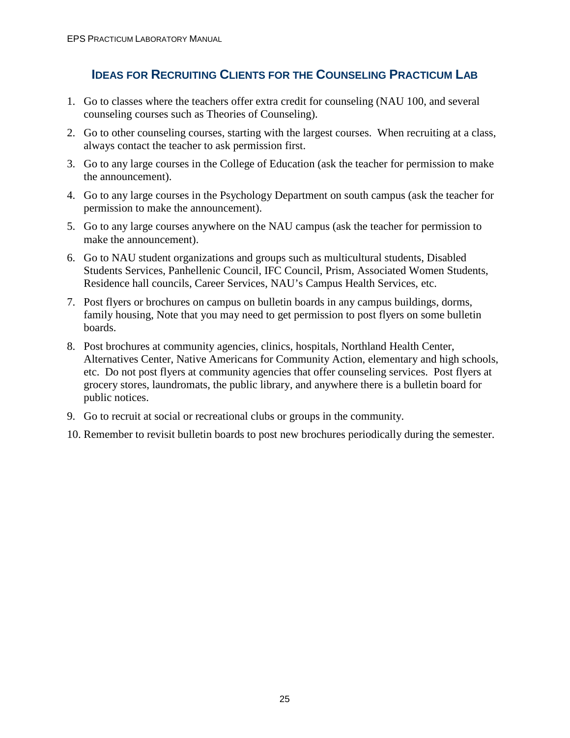## Ideas for Recruiting Clients for the Counseling Practicum Lab

1. Go to classes where the teachers offer extra credit for counseling (NAU 100, and several counseling courses such as Theories of Counseling).
2. Go to other counseling courses, starting with the largest courses. When recruiting at a class, always contact the teacher to ask permission first.
3. Go to any large courses in the College of Education (ask the teacher for permission to make the announcement).
4. Go to any large courses in the Psychology Department on south campus (ask the teacher for permission to make the announcement).
5. Go to any large courses anywhere on the NAU campus (ask the teacher for permission to make the announcement).
6. Go to NAU student organizations and groups such as multicultural students, Disabled Students Services, Panhellenic Council, IFC Council, Prism, Associated Women Students, Residence hall councils, Career Services, NAU's Campus Health Services, etc.
7. Post flyers or brochures on campus on bulletin boards in any campus buildings, dorms, family housing, Note that you may need to get permission to post flyers on some bulletin boards.
8. Post brochures at community agencies, clinics, hospitals, Northland Health Center, Alternatives Center, Native Americans for Community Action, elementary and high schools, etc. Do not post flyers at community agencies that offer counseling services. Post flyers at grocery stores, laundromats, the public library, and anywhere there is a bulletin board for public notices.
9. Go to recruit at social or recreational clubs or groups in the community.
10. Remember to revisit bulletin boards to post new brochures periodically during the semester.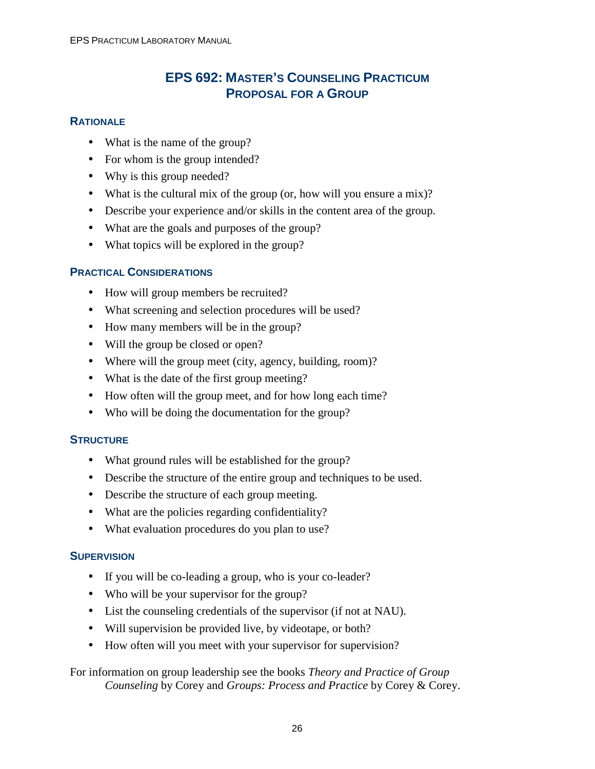# EPS 692: Master's Counseling Practicum
# Proposal for a Group

## Rationale

- What is the name of the group?
- For whom is the group intended?
- Why is this group needed?
- What is the cultural mix of the group (or, how will you ensure a mix)?
- Describe your experience and/or skills in the content area of the group.
- What are the goals and purposes of the group?
- What topics will be explored in the group?

## Practical Considerations

- How will group members be recruited?
- What screening and selection procedures will be used?
- How many members will be in the group?
- Will the group be closed or open?
- Where will the group meet (city, agency, building, room)?
- What is the date of the first group meeting?
- How often will the group meet, and for how long each time?
- Who will be doing the documentation for the group?

## Structure

- What ground rules will be established for the group?
- Describe the structure of the entire group and techniques to be used.
- Describe the structure of each group meeting.
- What are the policies regarding confidentiality?
- What evaluation procedures do you plan to use?

## Supervision

- If you will be co-leading a group, who is your co-leader?
- Who will be your supervisor for the group?
- List the counseling credentials of the supervisor (if not at NAU).
- Will supervision be provided live, by videotape, or both?
- How often will you meet with your supervisor for supervision?

For information on group leadership see the books *Theory and Practice of Group Counseling* by Corey and *Groups: Process and Practice* by Corey & Corey.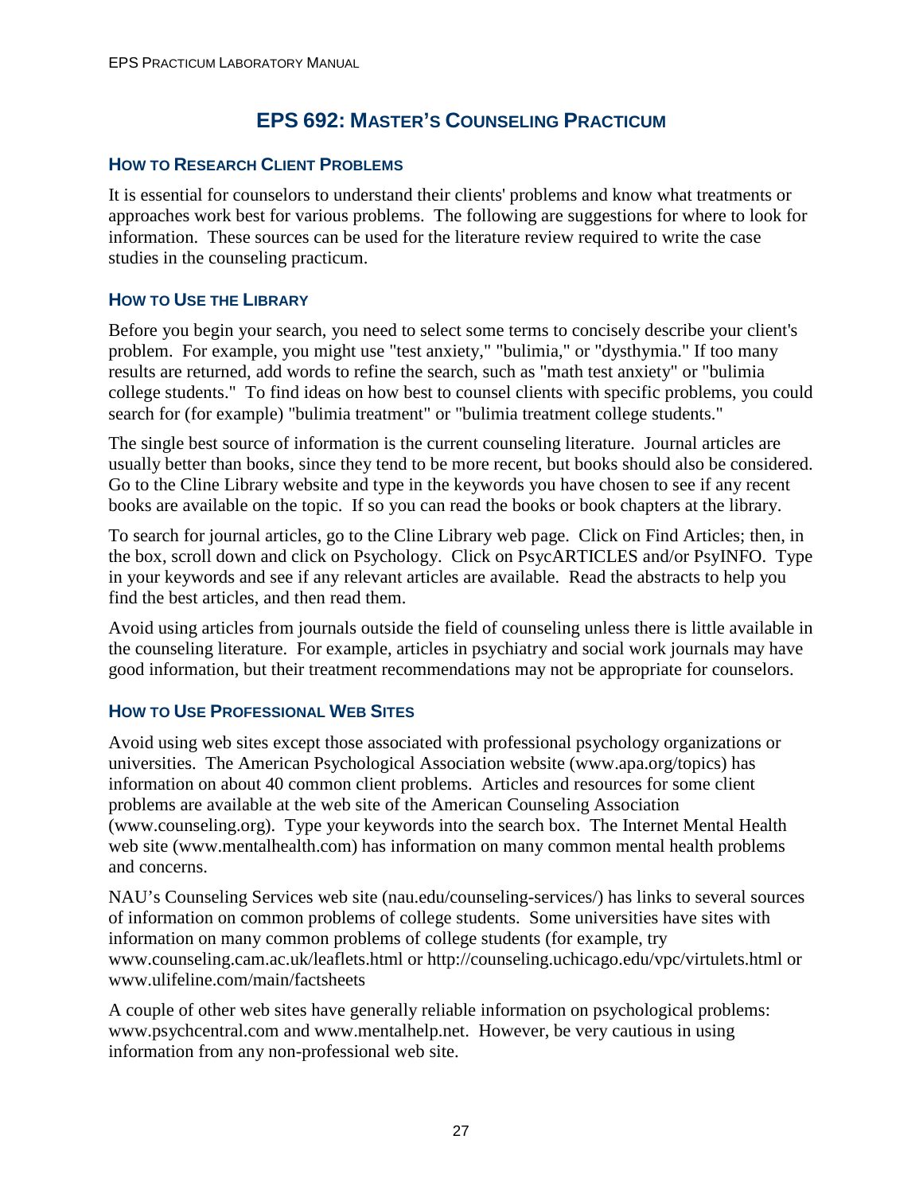# EPS 692: Master's Counseling Practicum

## How to Research Client Problems

It is essential for counselors to understand their clients' problems and know what treatments or approaches work best for various problems. The following are suggestions for where to look for information. These sources can be used for the literature review required to write the case studies in the counseling practicum.

## How to Use the Library

Before you begin your search, you need to select some terms to concisely describe your client's problem. For example, you might use "test anxiety," "bulimia," or "dysthymia." If too many results are returned, add words to refine the search, such as "math test anxiety" or "bulimia college students." To find ideas on how best to counsel clients with specific problems, you could search for (for example) "bulimia treatment" or "bulimia treatment college students."

The single best source of information is the current counseling literature. Journal articles are usually better than books, since they tend to be more recent, but books should also be considered. Go to the Cline Library website and type in the keywords you have chosen to see if any recent books are available on the topic. If so you can read the books or book chapters at the library.

To search for journal articles, go to the Cline Library web page. Click on Find Articles; then, in the box, scroll down and click on Psychology. Click on PsycARTICLES and/or PsyINFO. Type in your keywords and see if any relevant articles are available. Read the abstracts to help you find the best articles, and then read them.

Avoid using articles from journals outside the field of counseling unless there is little available in the counseling literature. For example, articles in psychiatry and social work journals may have good information, but their treatment recommendations may not be appropriate for counselors.

## How to Use Professional Web Sites

Avoid using web sites except those associated with professional psychology organizations or universities. The American Psychological Association website (www.apa.org/topics) has information on about 40 common client problems. Articles and resources for some client problems are available at the web site of the American Counseling Association (www.counseling.org). Type your keywords into the search box. The Internet Mental Health web site (www.mentalhealth.com) has information on many common mental health problems and concerns.

NAU's Counseling Services web site (nau.edu/counseling-services/) has links to several sources of information on common problems of college students. Some universities have sites with information on many common problems of college students (for example, try www.counseling.cam.ac.uk/leaflets.html or http://counseling.uchicago.edu/vpc/virtulets.html or www.ulifeline.com/main/factsheets

A couple of other web sites have generally reliable information on psychological problems: www.psychcentral.com and www.mentalhelp.net. However, be very cautious in using information from any non-professional web site.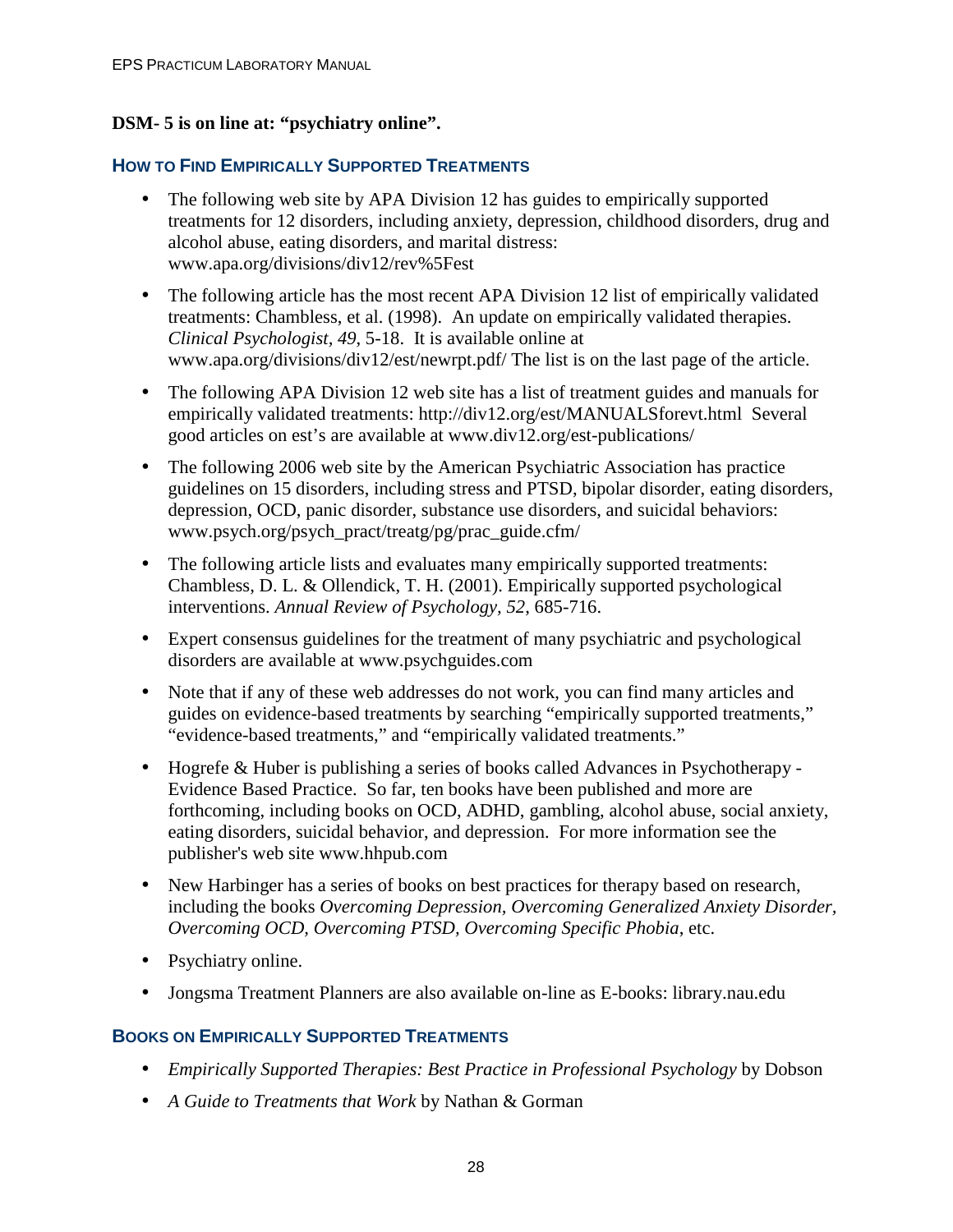**DSM- 5 is on line at: "psychiatry online".**

## How to Find Empirically Supported Treatments

- The following web site by APA Division 12 has guides to empirically supported treatments for 12 disorders, including anxiety, depression, childhood disorders, drug and alcohol abuse, eating disorders, and marital distress: www.apa.org/divisions/div12/rev%5Fest
- The following article has the most recent APA Division 12 list of empirically validated treatments: Chambless, et al. (1998). An update on empirically validated therapies. *Clinical Psychologist, 49*, 5-18. It is available online at www.apa.org/divisions/div12/est/newrpt.pdf/ The list is on the last page of the article.
- The following APA Division 12 web site has a list of treatment guides and manuals for empirically validated treatments: http://div12.org/est/MANUALSforevt.html Several good articles on est's are available at www.div12.org/est-publications/
- The following 2006 web site by the American Psychiatric Association has practice guidelines on 15 disorders, including stress and PTSD, bipolar disorder, eating disorders, depression, OCD, panic disorder, substance use disorders, and suicidal behaviors: www.psych.org/psych_pract/treatg/pg/prac_guide.cfm/
- The following article lists and evaluates many empirically supported treatments: Chambless, D. L. & Ollendick, T. H. (2001). Empirically supported psychological interventions. *Annual Review of Psychology, 52*, 685-716.
- Expert consensus guidelines for the treatment of many psychiatric and psychological disorders are available at www.psychguides.com
- Note that if any of these web addresses do not work, you can find many articles and guides on evidence-based treatments by searching "empirically supported treatments," "evidence-based treatments," and "empirically validated treatments."
- Hogrefe & Huber is publishing a series of books called Advances in Psychotherapy - Evidence Based Practice. So far, ten books have been published and more are forthcoming, including books on OCD, ADHD, gambling, alcohol abuse, social anxiety, eating disorders, suicidal behavior, and depression. For more information see the publisher's web site www.hhpub.com
- New Harbinger has a series of books on best practices for therapy based on research, including the books *Overcoming Depression, Overcoming Generalized Anxiety Disorder, Overcoming OCD, Overcoming PTSD, Overcoming Specific Phobia*, etc.
- Psychiatry online.
- Jongsma Treatment Planners are also available on-line as E-books: library.nau.edu

## Books on Empirically Supported Treatments

- *Empirically Supported Therapies: Best Practice in Professional Psychology* by Dobson
- *A Guide to Treatments that Work* by Nathan & Gorman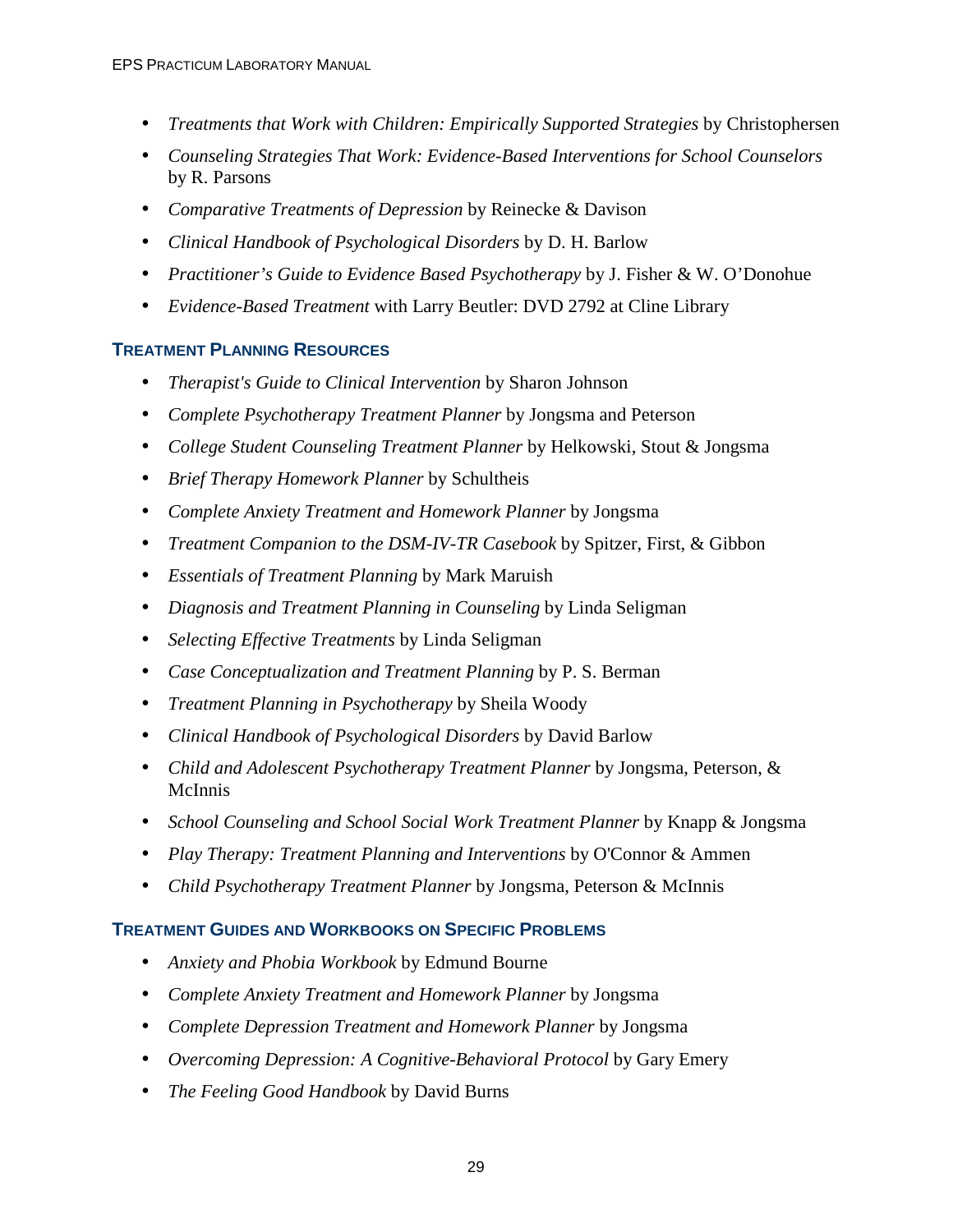- *Treatments that Work with Children: Empirically Supported Strategies* by Christophersen
- *Counseling Strategies That Work: Evidence-Based Interventions for School Counselors* by R. Parsons
- *Comparative Treatments of Depression* by Reinecke & Davison
- *Clinical Handbook of Psychological Disorders* by D. H. Barlow
- *Practitioner's Guide to Evidence Based Psychotherapy* by J. Fisher & W. O'Donohue
- *Evidence-Based Treatment* with Larry Beutler: DVD 2792 at Cline Library

### TREATMENT PLANNING RESOURCES

- *Therapist's Guide to Clinical Intervention* by Sharon Johnson
- *Complete Psychotherapy Treatment Planner* by Jongsma and Peterson
- *College Student Counseling Treatment Planner* by Helkowski, Stout & Jongsma
- *Brief Therapy Homework Planner* by Schultheis
- *Complete Anxiety Treatment and Homework Planner* by Jongsma
- *Treatment Companion to the DSM-IV-TR Casebook* by Spitzer, First, & Gibbon
- *Essentials of Treatment Planning* by Mark Maruish
- *Diagnosis and Treatment Planning in Counseling* by Linda Seligman
- *Selecting Effective Treatments* by Linda Seligman
- *Case Conceptualization and Treatment Planning* by P. S. Berman
- *Treatment Planning in Psychotherapy* by Sheila Woody
- *Clinical Handbook of Psychological Disorders* by David Barlow
- *Child and Adolescent Psychotherapy Treatment Planner* by Jongsma, Peterson, & McInnis
- *School Counseling and School Social Work Treatment Planner* by Knapp & Jongsma
- *Play Therapy: Treatment Planning and Interventions* by O'Connor & Ammen
- *Child Psychotherapy Treatment Planner* by Jongsma, Peterson & McInnis

### TREATMENT GUIDES AND WORKBOOKS ON SPECIFIC PROBLEMS

- *Anxiety and Phobia Workbook* by Edmund Bourne
- *Complete Anxiety Treatment and Homework Planner* by Jongsma
- *Complete Depression Treatment and Homework Planner* by Jongsma
- *Overcoming Depression: A Cognitive-Behavioral Protocol* by Gary Emery
- *The Feeling Good Handbook* by David Burns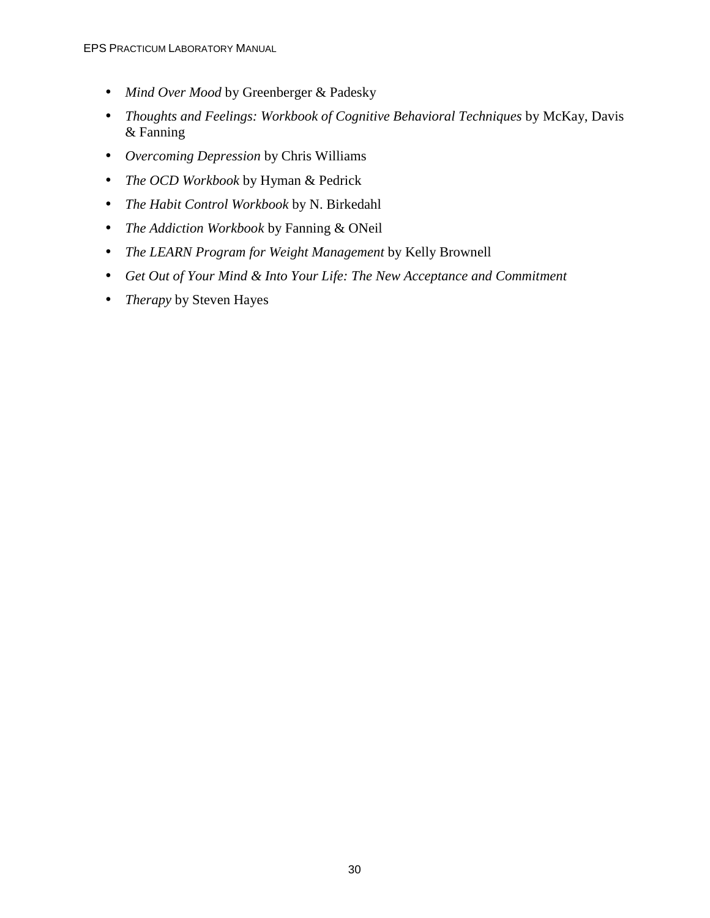- *Mind Over Mood* by Greenberger & Padesky
- *Thoughts and Feelings: Workbook of Cognitive Behavioral Techniques* by McKay, Davis & Fanning
- *Overcoming Depression* by Chris Williams
- *The OCD Workbook* by Hyman & Pedrick
- *The Habit Control Workbook* by N. Birkedahl
- *The Addiction Workbook* by Fanning & ONeil
- *The LEARN Program for Weight Management* by Kelly Brownell
- *Get Out of Your Mind & Into Your Life: The New Acceptance and Commitment*
- *Therapy* by Steven Hayes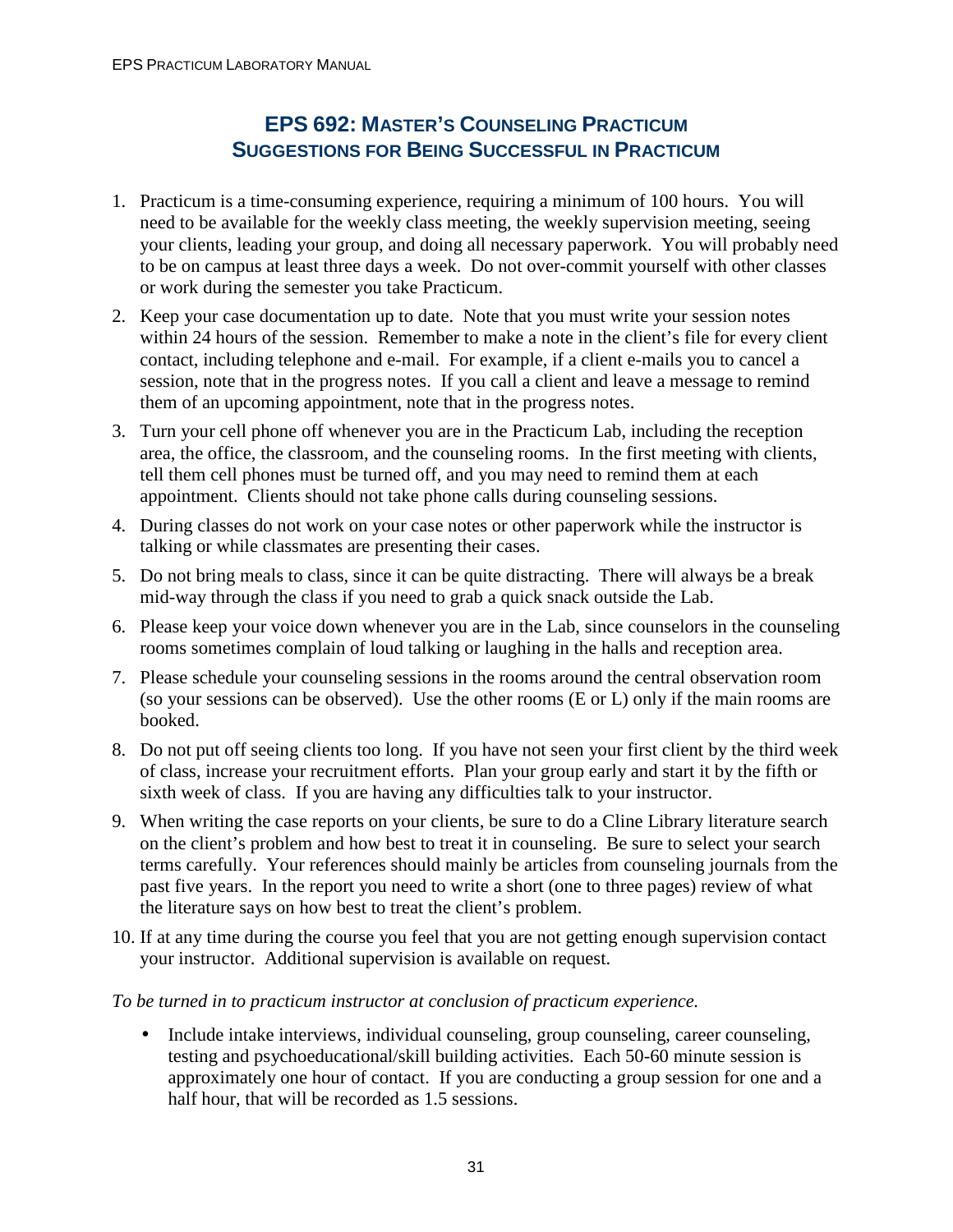# EPS 692: Master's Counseling Practicum
## Suggestions for Being Successful in Practicum

1. Practicum is a time-consuming experience, requiring a minimum of 100 hours. You will need to be available for the weekly class meeting, the weekly supervision meeting, seeing your clients, leading your group, and doing all necessary paperwork. You will probably need to be on campus at least three days a week. Do not over-commit yourself with other classes or work during the semester you take Practicum.
2. Keep your case documentation up to date. Note that you must write your session notes within 24 hours of the session. Remember to make a note in the client's file for every client contact, including telephone and e-mail. For example, if a client e-mails you to cancel a session, note that in the progress notes. If you call a client and leave a message to remind them of an upcoming appointment, note that in the progress notes.
3. Turn your cell phone off whenever you are in the Practicum Lab, including the reception area, the office, the classroom, and the counseling rooms. In the first meeting with clients, tell them cell phones must be turned off, and you may need to remind them at each appointment. Clients should not take phone calls during counseling sessions.
4. During classes do not work on your case notes or other paperwork while the instructor is talking or while classmates are presenting their cases.
5. Do not bring meals to class, since it can be quite distracting. There will always be a break mid-way through the class if you need to grab a quick snack outside the Lab.
6. Please keep your voice down whenever you are in the Lab, since counselors in the counseling rooms sometimes complain of loud talking or laughing in the halls and reception area.
7. Please schedule your counseling sessions in the rooms around the central observation room (so your sessions can be observed). Use the other rooms (E or L) only if the main rooms are booked.
8. Do not put off seeing clients too long. If you have not seen your first client by the third week of class, increase your recruitment efforts. Plan your group early and start it by the fifth or sixth week of class. If you are having any difficulties talk to your instructor.
9. When writing the case reports on your clients, be sure to do a Cline Library literature search on the client's problem and how best to treat it in counseling. Be sure to select your search terms carefully. Your references should mainly be articles from counseling journals from the past five years. In the report you need to write a short (one to three pages) review of what the literature says on how best to treat the client's problem.
10. If at any time during the course you feel that you are not getting enough supervision contact your instructor. Additional supervision is available on request.

*To be turned in to practicum instructor at conclusion of practicum experience.*

- Include intake interviews, individual counseling, group counseling, career counseling, testing and psychoeducational/skill building activities. Each 50-60 minute session is approximately one hour of contact. If you are conducting a group session for one and a half hour, that will be recorded as 1.5 sessions.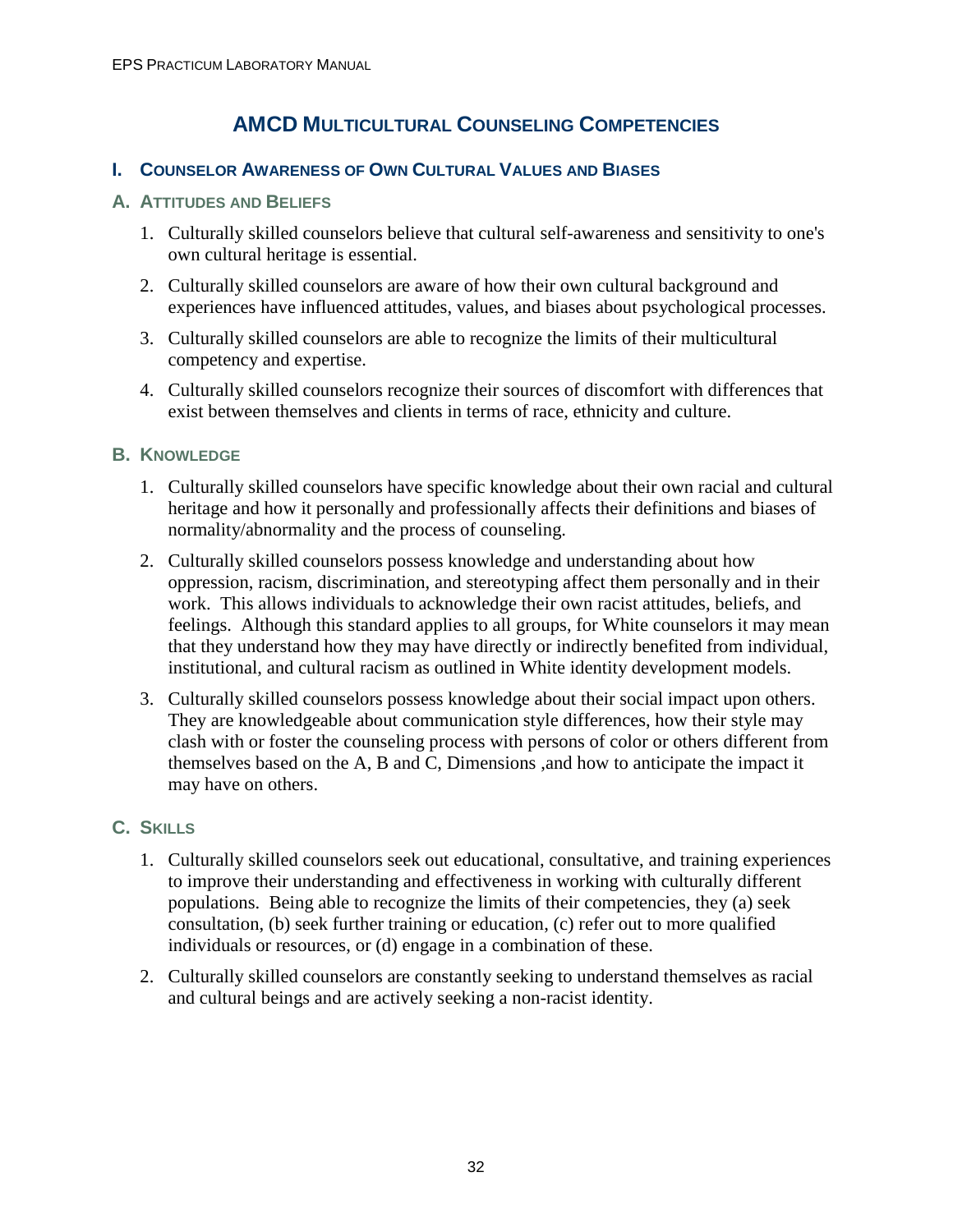# AMCD Multicultural Counseling Competencies

## I. Counselor Awareness of Own Cultural Values and Biases

### A. Attitudes and Beliefs

1. Culturally skilled counselors believe that cultural self-awareness and sensitivity to one's own cultural heritage is essential.
2. Culturally skilled counselors are aware of how their own cultural background and experiences have influenced attitudes, values, and biases about psychological processes.
3. Culturally skilled counselors are able to recognize the limits of their multicultural competency and expertise.
4. Culturally skilled counselors recognize their sources of discomfort with differences that exist between themselves and clients in terms of race, ethnicity and culture.

### B. Knowledge

1. Culturally skilled counselors have specific knowledge about their own racial and cultural heritage and how it personally and professionally affects their definitions and biases of normality/abnormality and the process of counseling.
2. Culturally skilled counselors possess knowledge and understanding about how oppression, racism, discrimination, and stereotyping affect them personally and in their work. This allows individuals to acknowledge their own racist attitudes, beliefs, and feelings. Although this standard applies to all groups, for White counselors it may mean that they understand how they may have directly or indirectly benefited from individual, institutional, and cultural racism as outlined in White identity development models.
3. Culturally skilled counselors possess knowledge about their social impact upon others. They are knowledgeable about communication style differences, how their style may clash with or foster the counseling process with persons of color or others different from themselves based on the A, B and C, Dimensions ,and how to anticipate the impact it may have on others.

### C. Skills

1. Culturally skilled counselors seek out educational, consultative, and training experiences to improve their understanding and effectiveness in working with culturally different populations. Being able to recognize the limits of their competencies, they (a) seek consultation, (b) seek further training or education, (c) refer out to more qualified individuals or resources, or (d) engage in a combination of these.
2. Culturally skilled counselors are constantly seeking to understand themselves as racial and cultural beings and are actively seeking a non-racist identity.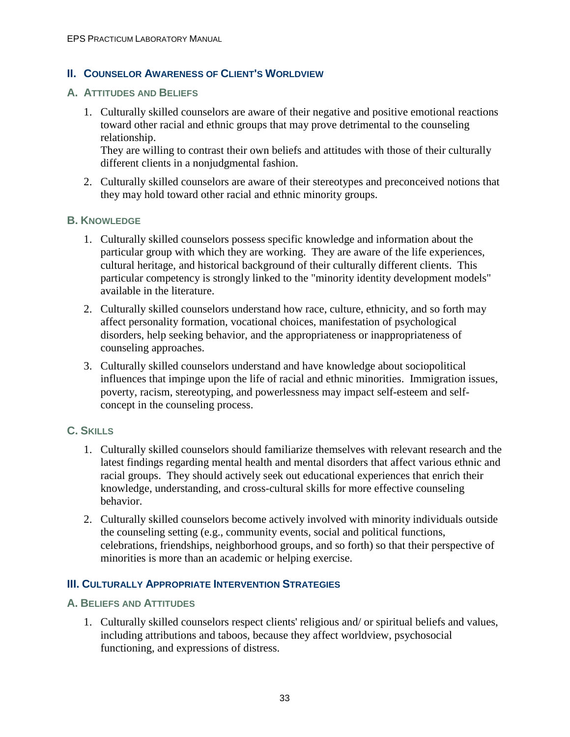## II. Counselor Awareness of Client's Worldview

### A. Attitudes and Beliefs

1. Culturally skilled counselors are aware of their negative and positive emotional reactions toward other racial and ethnic groups that may prove detrimental to the counseling relationship.
   They are willing to contrast their own beliefs and attitudes with those of their culturally different clients in a nonjudgmental fashion.
2. Culturally skilled counselors are aware of their stereotypes and preconceived notions that they may hold toward other racial and ethnic minority groups.

### B. Knowledge

1. Culturally skilled counselors possess specific knowledge and information about the particular group with which they are working. They are aware of the life experiences, cultural heritage, and historical background of their culturally different clients. This particular competency is strongly linked to the "minority identity development models" available in the literature.
2. Culturally skilled counselors understand how race, culture, ethnicity, and so forth may affect personality formation, vocational choices, manifestation of psychological disorders, help seeking behavior, and the appropriateness or inappropriateness of counseling approaches.
3. Culturally skilled counselors understand and have knowledge about sociopolitical influences that impinge upon the life of racial and ethnic minorities. Immigration issues, poverty, racism, stereotyping, and powerlessness may impact self-esteem and self-concept in the counseling process.

### C. Skills

1. Culturally skilled counselors should familiarize themselves with relevant research and the latest findings regarding mental health and mental disorders that affect various ethnic and racial groups. They should actively seek out educational experiences that enrich their knowledge, understanding, and cross-cultural skills for more effective counseling behavior.
2. Culturally skilled counselors become actively involved with minority individuals outside the counseling setting (e.g., community events, social and political functions, celebrations, friendships, neighborhood groups, and so forth) so that their perspective of minorities is more than an academic or helping exercise.

## III. Culturally Appropriate Intervention Strategies

### A. Beliefs and Attitudes

1. Culturally skilled counselors respect clients' religious and/ or spiritual beliefs and values, including attributions and taboos, because they affect worldview, psychosocial functioning, and expressions of distress.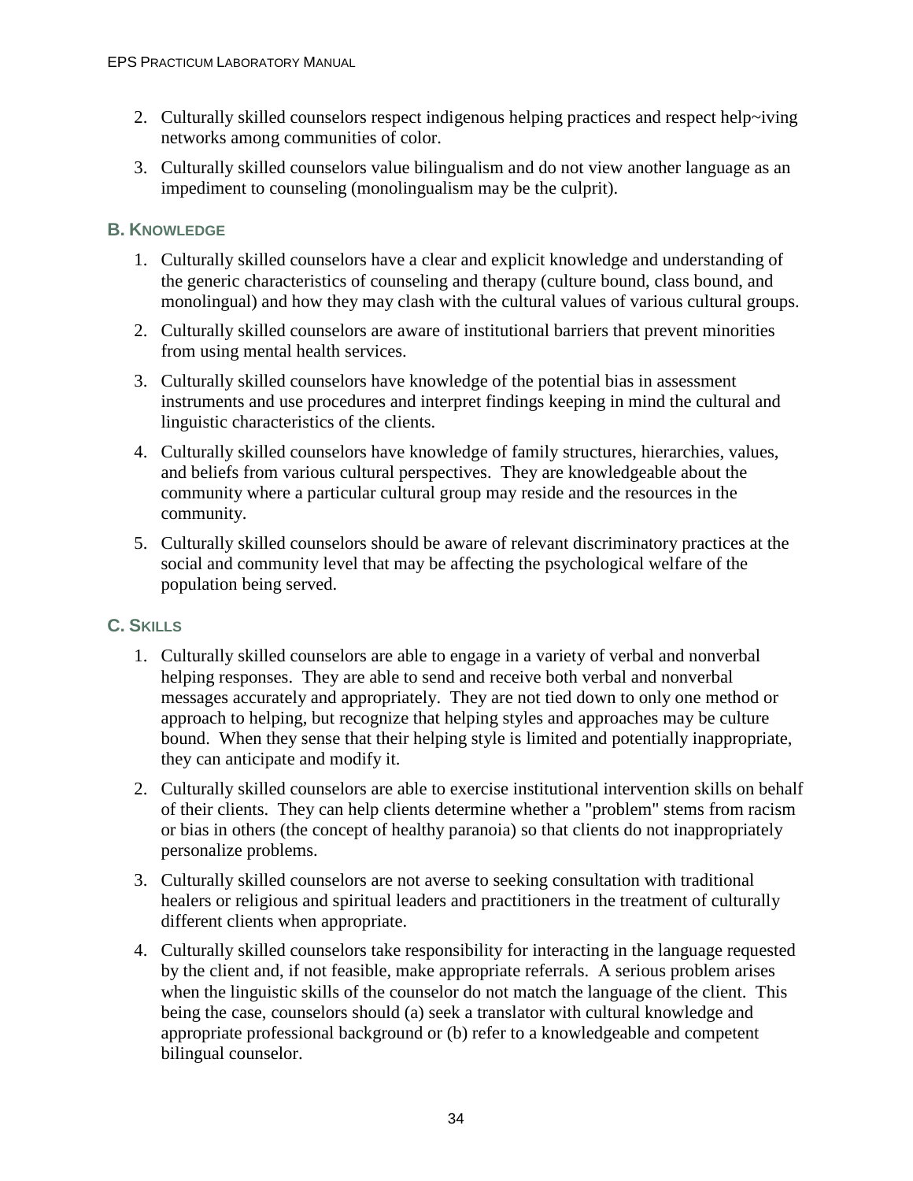2. Culturally skilled counselors respect indigenous helping practices and respect help~iving networks among communities of color.

3. Culturally skilled counselors value bilingualism and do not view another language as an impediment to counseling (monolingualism may be the culprit).

### B. Knowledge

1. Culturally skilled counselors have a clear and explicit knowledge and understanding of the generic characteristics of counseling and therapy (culture bound, class bound, and monolingual) and how they may clash with the cultural values of various cultural groups.

2. Culturally skilled counselors are aware of institutional barriers that prevent minorities from using mental health services.

3. Culturally skilled counselors have knowledge of the potential bias in assessment instruments and use procedures and interpret findings keeping in mind the cultural and linguistic characteristics of the clients.

4. Culturally skilled counselors have knowledge of family structures, hierarchies, values, and beliefs from various cultural perspectives. They are knowledgeable about the community where a particular cultural group may reside and the resources in the community.

5. Culturally skilled counselors should be aware of relevant discriminatory practices at the social and community level that may be affecting the psychological welfare of the population being served.

### C. Skills

1. Culturally skilled counselors are able to engage in a variety of verbal and nonverbal helping responses. They are able to send and receive both verbal and nonverbal messages accurately and appropriately. They are not tied down to only one method or approach to helping, but recognize that helping styles and approaches may be culture bound. When they sense that their helping style is limited and potentially inappropriate, they can anticipate and modify it.

2. Culturally skilled counselors are able to exercise institutional intervention skills on behalf of their clients. They can help clients determine whether a "problem" stems from racism or bias in others (the concept of healthy paranoia) so that clients do not inappropriately personalize problems.

3. Culturally skilled counselors are not averse to seeking consultation with traditional healers or religious and spiritual leaders and practitioners in the treatment of culturally different clients when appropriate.

4. Culturally skilled counselors take responsibility for interacting in the language requested by the client and, if not feasible, make appropriate referrals. A serious problem arises when the linguistic skills of the counselor do not match the language of the client. This being the case, counselors should (a) seek a translator with cultural knowledge and appropriate professional background or (b) refer to a knowledgeable and competent bilingual counselor.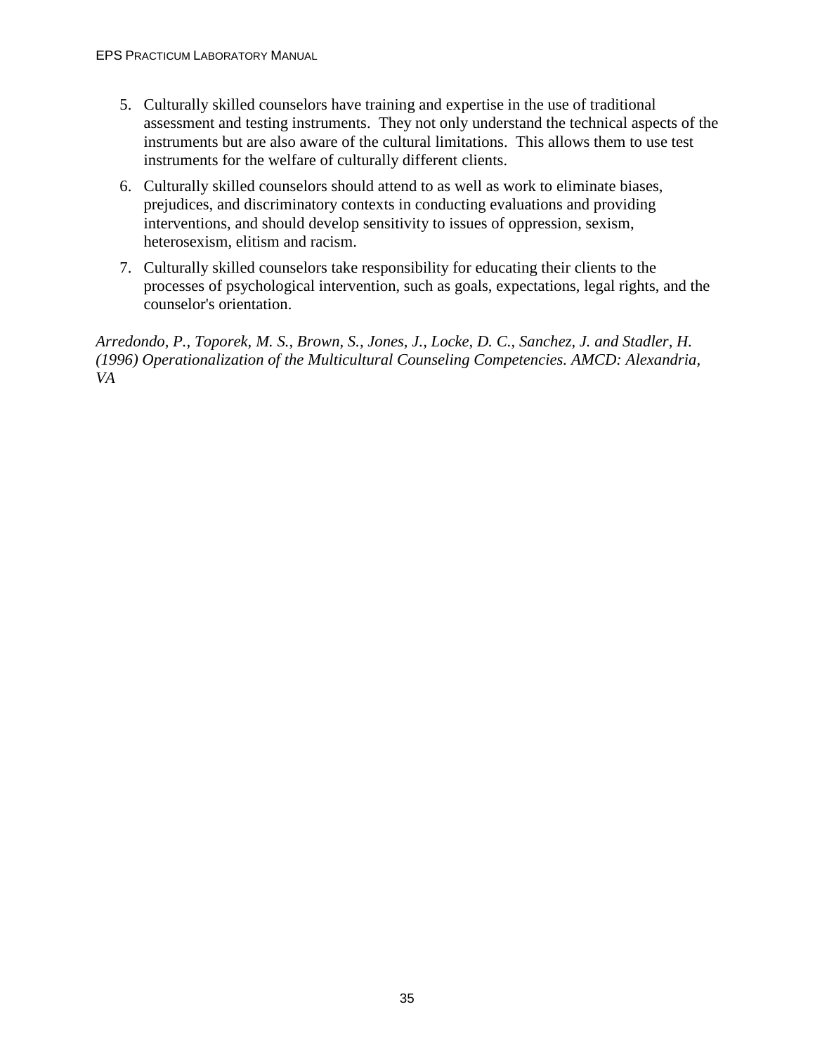5. Culturally skilled counselors have training and expertise in the use of traditional assessment and testing instruments. They not only understand the technical aspects of the instruments but are also aware of the cultural limitations. This allows them to use test instruments for the welfare of culturally different clients.

6. Culturally skilled counselors should attend to as well as work to eliminate biases, prejudices, and discriminatory contexts in conducting evaluations and providing interventions, and should develop sensitivity to issues of oppression, sexism, heterosexism, elitism and racism.

7. Culturally skilled counselors take responsibility for educating their clients to the processes of psychological intervention, such as goals, expectations, legal rights, and the counselor's orientation.

*Arredondo, P., Toporek, M. S., Brown, S., Jones, J., Locke, D. C., Sanchez, J. and Stadler, H. (1996) Operationalization of the Multicultural Counseling Competencies. AMCD: Alexandria, VA*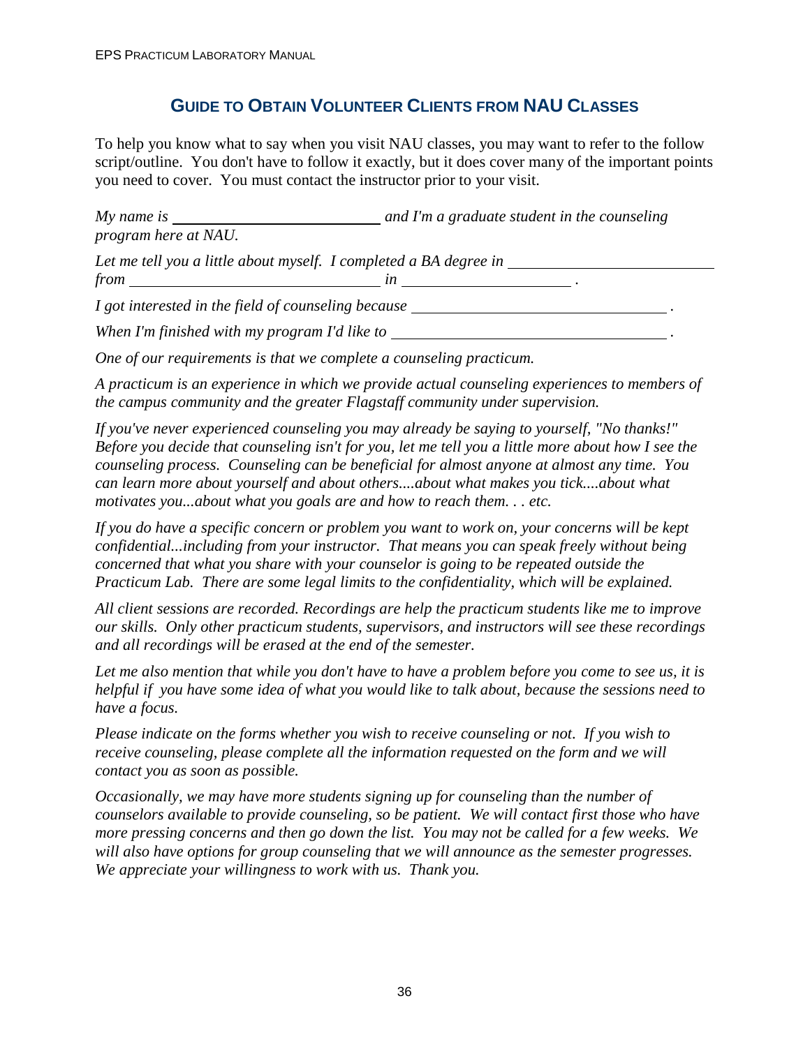## GUIDE TO OBTAIN VOLUNTEER CLIENTS FROM NAU CLASSES

To help you know what to say when you visit NAU classes, you may want to refer to the follow script/outline. You don't have to follow it exactly, but it does cover many of the important points you need to cover. You must contact the instructor prior to your visit.

*My name is ____________________________ and I'm a graduate student in the counseling program here at NAU.*

*Let me tell you a little about myself. I completed a BA degree in ____________________________ from ________________________________ in ______________________ .*

*I got interested in the field of counseling because __________________________________ .*

*When I'm finished with my program I'd like to ____________________________________ .*

*One of our requirements is that we complete a counseling practicum.*

*A practicum is an experience in which we provide actual counseling experiences to members of the campus community and the greater Flagstaff community under supervision.*

*If you've never experienced counseling you may already be saying to yourself, "No thanks!" Before you decide that counseling isn't for you, let me tell you a little more about how I see the counseling process. Counseling can be beneficial for almost anyone at almost any time. You can learn more about yourself and about others....about what makes you tick....about what motivates you...about what you goals are and how to reach them. . . etc.*

*If you do have a specific concern or problem you want to work on, your concerns will be kept confidential...including from your instructor. That means you can speak freely without being concerned that what you share with your counselor is going to be repeated outside the Practicum Lab. There are some legal limits to the confidentiality, which will be explained.*

*All client sessions are recorded. Recordings are help the practicum students like me to improve our skills. Only other practicum students, supervisors, and instructors will see these recordings and all recordings will be erased at the end of the semester.*

*Let me also mention that while you don't have to have a problem before you come to see us, it is helpful if you have some idea of what you would like to talk about, because the sessions need to have a focus.*

*Please indicate on the forms whether you wish to receive counseling or not. If you wish to receive counseling, please complete all the information requested on the form and we will contact you as soon as possible.*

*Occasionally, we may have more students signing up for counseling than the number of counselors available to provide counseling, so be patient. We will contact first those who have more pressing concerns and then go down the list. You may not be called for a few weeks. We will also have options for group counseling that we will announce as the semester progresses. We appreciate your willingness to work with us. Thank you.*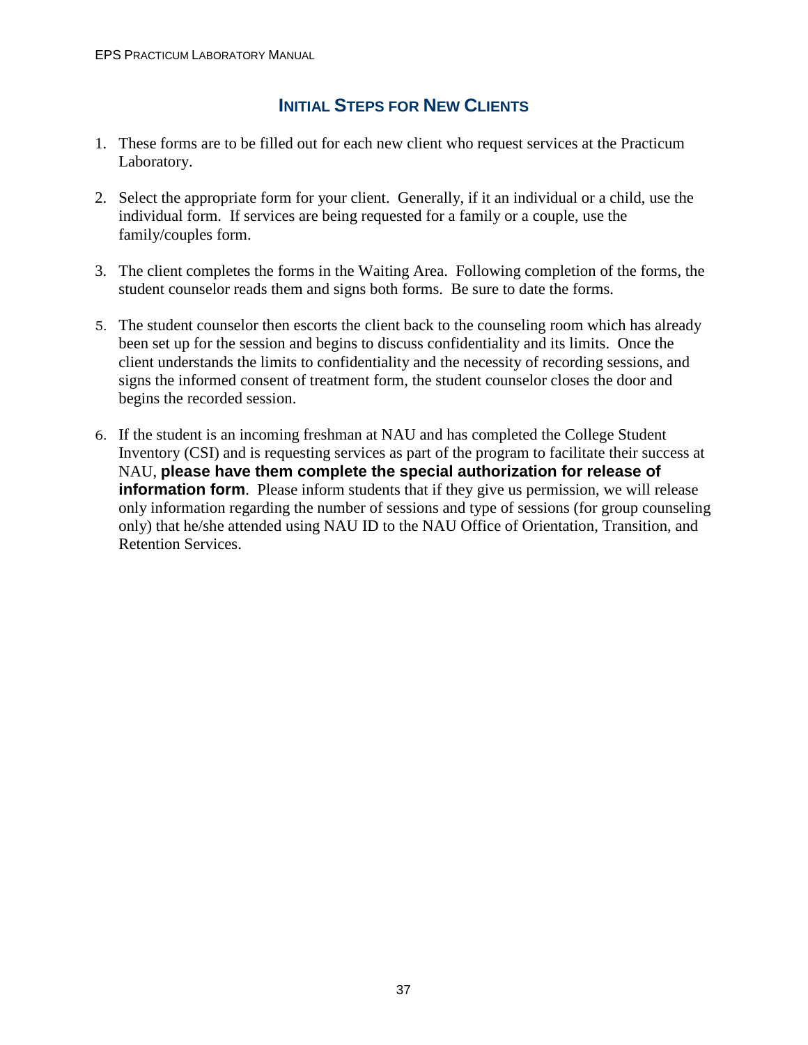# Initial Steps for New Clients

1. These forms are to be filled out for each new client who request services at the Practicum Laboratory.

2. Select the appropriate form for your client. Generally, if it an individual or a child, use the individual form. If services are being requested for a family or a couple, use the family/couples form.

3. The client completes the forms in the Waiting Area. Following completion of the forms, the student counselor reads them and signs both forms. Be sure to date the forms.

5. The student counselor then escorts the client back to the counseling room which has already been set up for the session and begins to discuss confidentiality and its limits. Once the client understands the limits to confidentiality and the necessity of recording sessions, and signs the informed consent of treatment form, the student counselor closes the door and begins the recorded session.

6. If the student is an incoming freshman at NAU and has completed the College Student Inventory (CSI) and is requesting services as part of the program to facilitate their success at NAU, **please have them complete the special authorization for release of information form**. Please inform students that if they give us permission, we will release only information regarding the number of sessions and type of sessions (for group counseling only) that he/she attended using NAU ID to the NAU Office of Orientation, Transition, and Retention Services.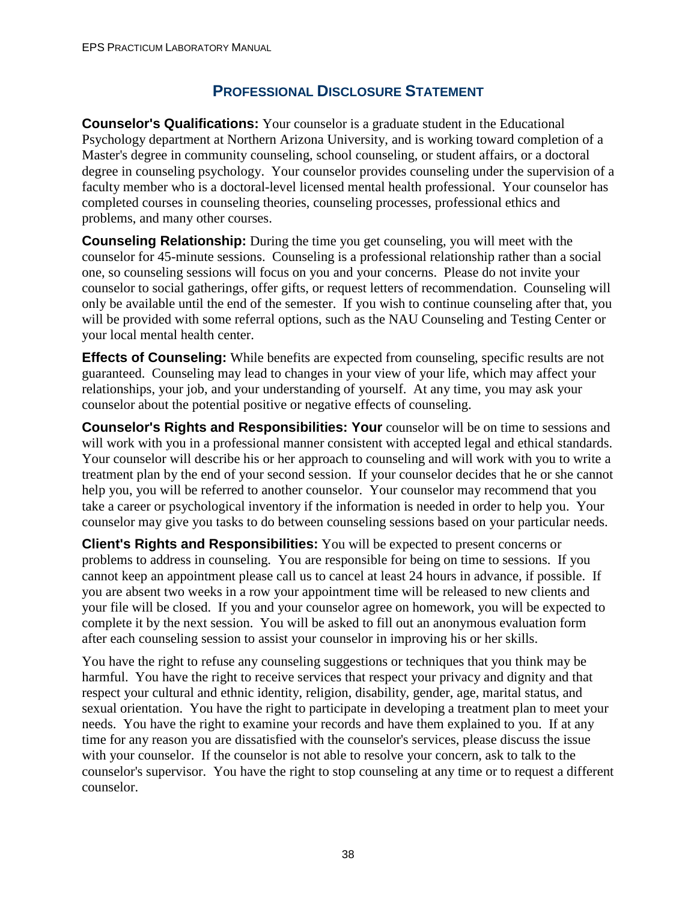## PROFESSIONAL DISCLOSURE STATEMENT

**Counselor's Qualifications:** Your counselor is a graduate student in the Educational Psychology department at Northern Arizona University, and is working toward completion of a Master's degree in community counseling, school counseling, or student affairs, or a doctoral degree in counseling psychology. Your counselor provides counseling under the supervision of a faculty member who is a doctoral-level licensed mental health professional. Your counselor has completed courses in counseling theories, counseling processes, professional ethics and problems, and many other courses.

**Counseling Relationship:** During the time you get counseling, you will meet with the counselor for 45-minute sessions. Counseling is a professional relationship rather than a social one, so counseling sessions will focus on you and your concerns. Please do not invite your counselor to social gatherings, offer gifts, or request letters of recommendation. Counseling will only be available until the end of the semester. If you wish to continue counseling after that, you will be provided with some referral options, such as the NAU Counseling and Testing Center or your local mental health center.

**Effects of Counseling:** While benefits are expected from counseling, specific results are not guaranteed. Counseling may lead to changes in your view of your life, which may affect your relationships, your job, and your understanding of yourself. At any time, you may ask your counselor about the potential positive or negative effects of counseling.

**Counselor's Rights and Responsibilities: Your** counselor will be on time to sessions and will work with you in a professional manner consistent with accepted legal and ethical standards. Your counselor will describe his or her approach to counseling and will work with you to write a treatment plan by the end of your second session. If your counselor decides that he or she cannot help you, you will be referred to another counselor. Your counselor may recommend that you take a career or psychological inventory if the information is needed in order to help you. Your counselor may give you tasks to do between counseling sessions based on your particular needs.

**Client's Rights and Responsibilities:** You will be expected to present concerns or problems to address in counseling. You are responsible for being on time to sessions. If you cannot keep an appointment please call us to cancel at least 24 hours in advance, if possible. If you are absent two weeks in a row your appointment time will be released to new clients and your file will be closed. If you and your counselor agree on homework, you will be expected to complete it by the next session. You will be asked to fill out an anonymous evaluation form after each counseling session to assist your counselor in improving his or her skills.

You have the right to refuse any counseling suggestions or techniques that you think may be harmful. You have the right to receive services that respect your privacy and dignity and that respect your cultural and ethnic identity, religion, disability, gender, age, marital status, and sexual orientation. You have the right to participate in developing a treatment plan to meet your needs. You have the right to examine your records and have them explained to you. If at any time for any reason you are dissatisfied with the counselor's services, please discuss the issue with your counselor. If the counselor is not able to resolve your concern, ask to talk to the counselor's supervisor. You have the right to stop counseling at any time or to request a different counselor.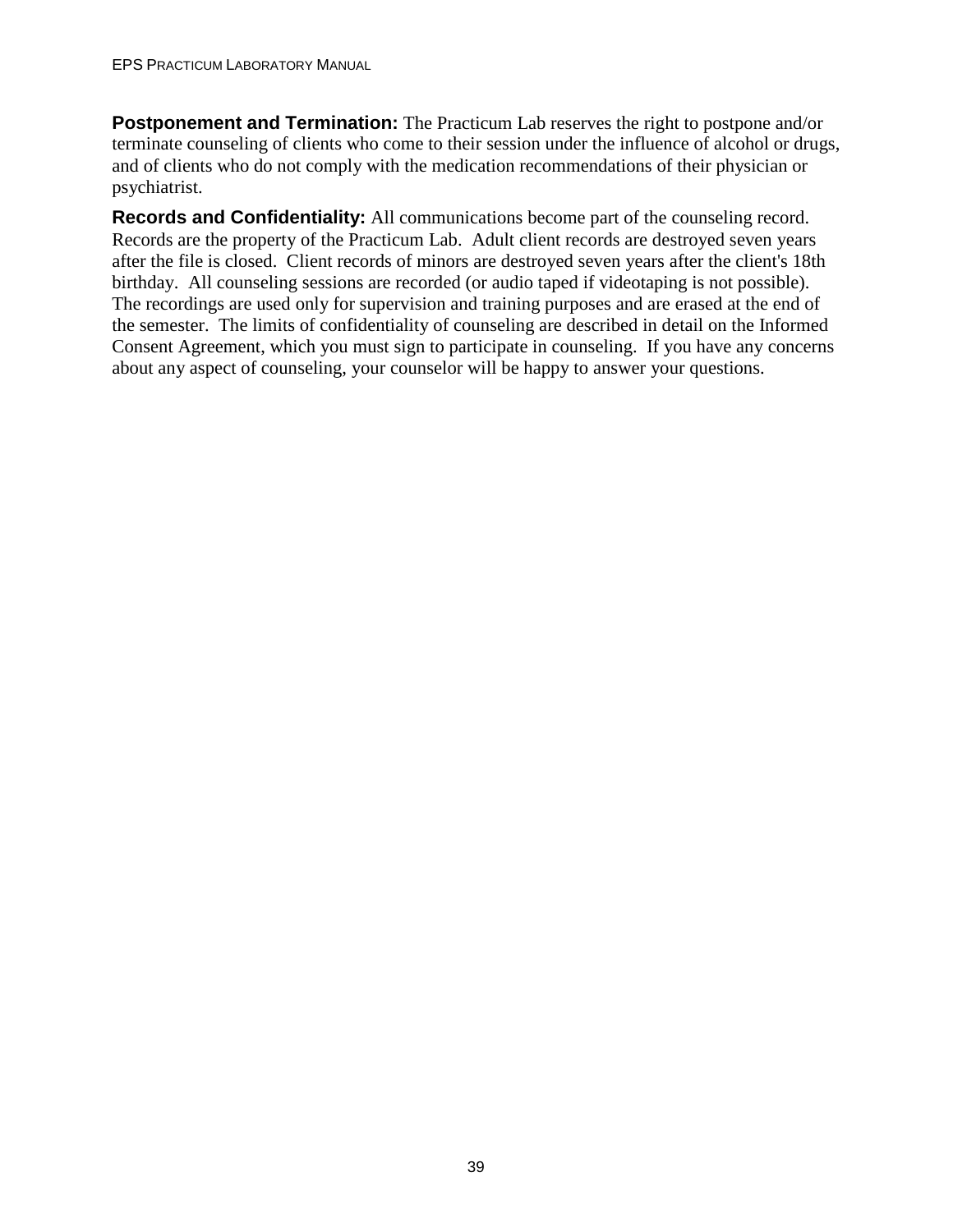**Postponement and Termination:** The Practicum Lab reserves the right to postpone and/or terminate counseling of clients who come to their session under the influence of alcohol or drugs, and of clients who do not comply with the medication recommendations of their physician or psychiatrist.

**Records and Confidentiality:** All communications become part of the counseling record. Records are the property of the Practicum Lab. Adult client records are destroyed seven years after the file is closed. Client records of minors are destroyed seven years after the client's 18th birthday. All counseling sessions are recorded (or audio taped if videotaping is not possible). The recordings are used only for supervision and training purposes and are erased at the end of the semester. The limits of confidentiality of counseling are described in detail on the Informed Consent Agreement, which you must sign to participate in counseling. If you have any concerns about any aspect of counseling, your counselor will be happy to answer your questions.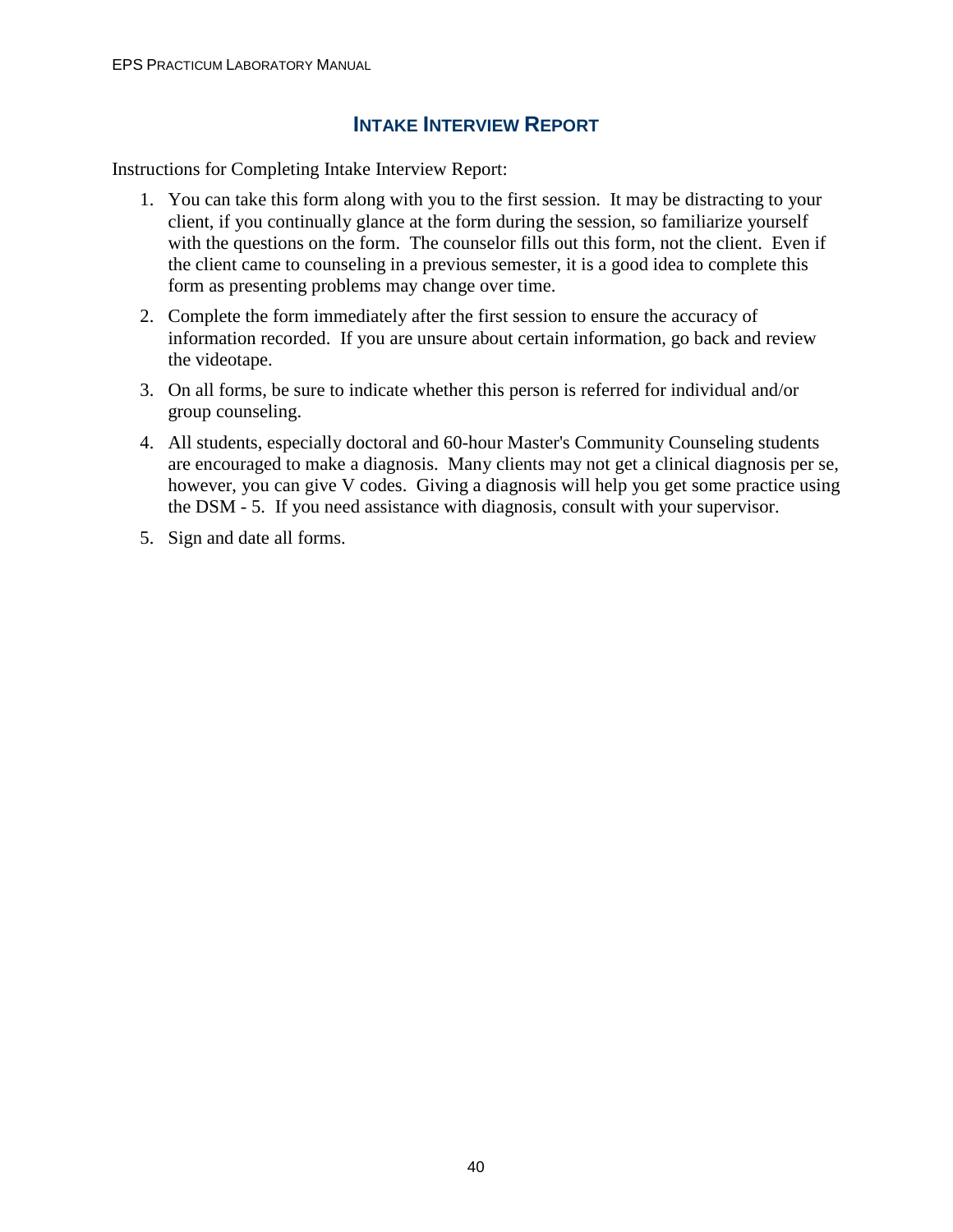## INTAKE INTERVIEW REPORT

Instructions for Completing Intake Interview Report:

1. You can take this form along with you to the first session. It may be distracting to your client, if you continually glance at the form during the session, so familiarize yourself with the questions on the form. The counselor fills out this form, not the client. Even if the client came to counseling in a previous semester, it is a good idea to complete this form as presenting problems may change over time.
2. Complete the form immediately after the first session to ensure the accuracy of information recorded. If you are unsure about certain information, go back and review the videotape.
3. On all forms, be sure to indicate whether this person is referred for individual and/or group counseling.
4. All students, especially doctoral and 60-hour Master's Community Counseling students are encouraged to make a diagnosis. Many clients may not get a clinical diagnosis per se, however, you can give V codes. Giving a diagnosis will help you get some practice using the DSM - 5. If you need assistance with diagnosis, consult with your supervisor.
5. Sign and date all forms.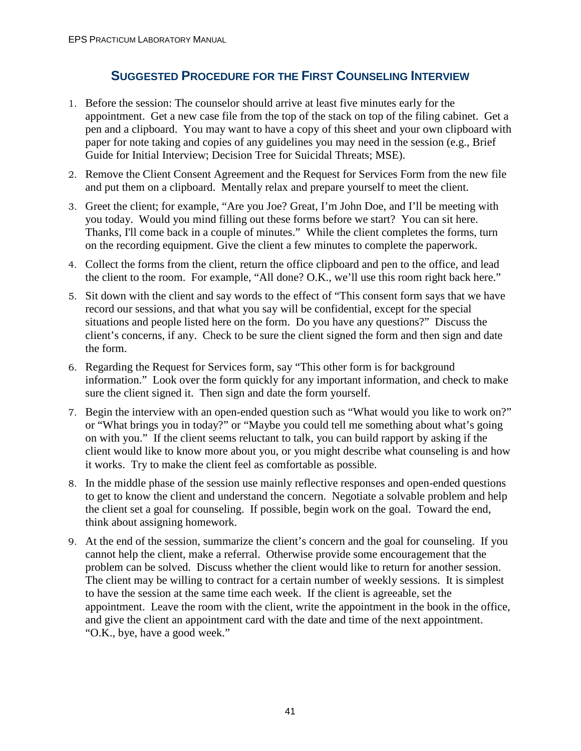## Suggested Procedure for the First Counseling Interview

1. Before the session: The counselor should arrive at least five minutes early for the appointment. Get a new case file from the top of the stack on top of the filing cabinet. Get a pen and a clipboard. You may want to have a copy of this sheet and your own clipboard with paper for note taking and copies of any guidelines you may need in the session (e.g., Brief Guide for Initial Interview; Decision Tree for Suicidal Threats; MSE).
2. Remove the Client Consent Agreement and the Request for Services Form from the new file and put them on a clipboard. Mentally relax and prepare yourself to meet the client.
3. Greet the client; for example, "Are you Joe? Great, I'm John Doe, and I'll be meeting with you today. Would you mind filling out these forms before we start? You can sit here. Thanks, I'll come back in a couple of minutes." While the client completes the forms, turn on the recording equipment. Give the client a few minutes to complete the paperwork.
4. Collect the forms from the client, return the office clipboard and pen to the office, and lead the client to the room. For example, "All done? O.K., we'll use this room right back here."
5. Sit down with the client and say words to the effect of "This consent form says that we have record our sessions, and that what you say will be confidential, except for the special situations and people listed here on the form. Do you have any questions?" Discuss the client's concerns, if any. Check to be sure the client signed the form and then sign and date the form.
6. Regarding the Request for Services form, say "This other form is for background information." Look over the form quickly for any important information, and check to make sure the client signed it. Then sign and date the form yourself.
7. Begin the interview with an open-ended question such as "What would you like to work on?" or "What brings you in today?" or "Maybe you could tell me something about what's going on with you." If the client seems reluctant to talk, you can build rapport by asking if the client would like to know more about you, or you might describe what counseling is and how it works. Try to make the client feel as comfortable as possible.
8. In the middle phase of the session use mainly reflective responses and open-ended questions to get to know the client and understand the concern. Negotiate a solvable problem and help the client set a goal for counseling. If possible, begin work on the goal. Toward the end, think about assigning homework.
9. At the end of the session, summarize the client's concern and the goal for counseling. If you cannot help the client, make a referral. Otherwise provide some encouragement that the problem can be solved. Discuss whether the client would like to return for another session. The client may be willing to contract for a certain number of weekly sessions. It is simplest to have the session at the same time each week. If the client is agreeable, set the appointment. Leave the room with the client, write the appointment in the book in the office, and give the client an appointment card with the date and time of the next appointment. "O.K., bye, have a good week."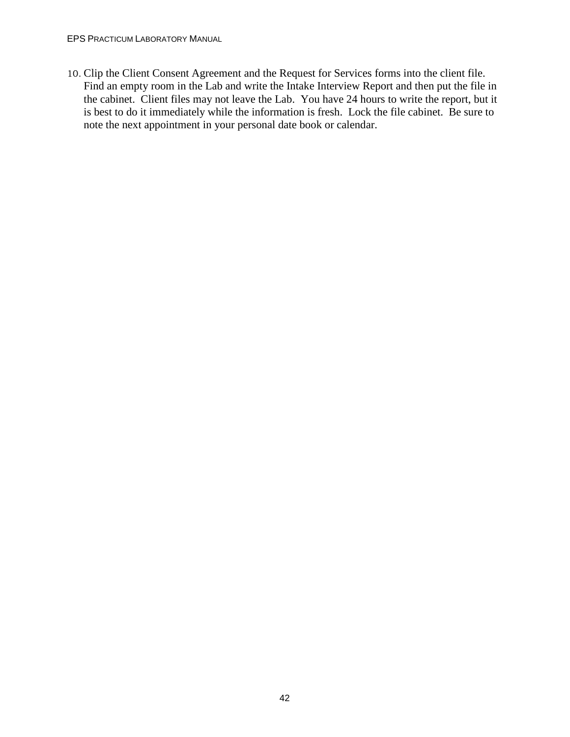10. Clip the Client Consent Agreement and the Request for Services forms into the client file. Find an empty room in the Lab and write the Intake Interview Report and then put the file in the cabinet. Client files may not leave the Lab. You have 24 hours to write the report, but it is best to do it immediately while the information is fresh. Lock the file cabinet. Be sure to note the next appointment in your personal date book or calendar.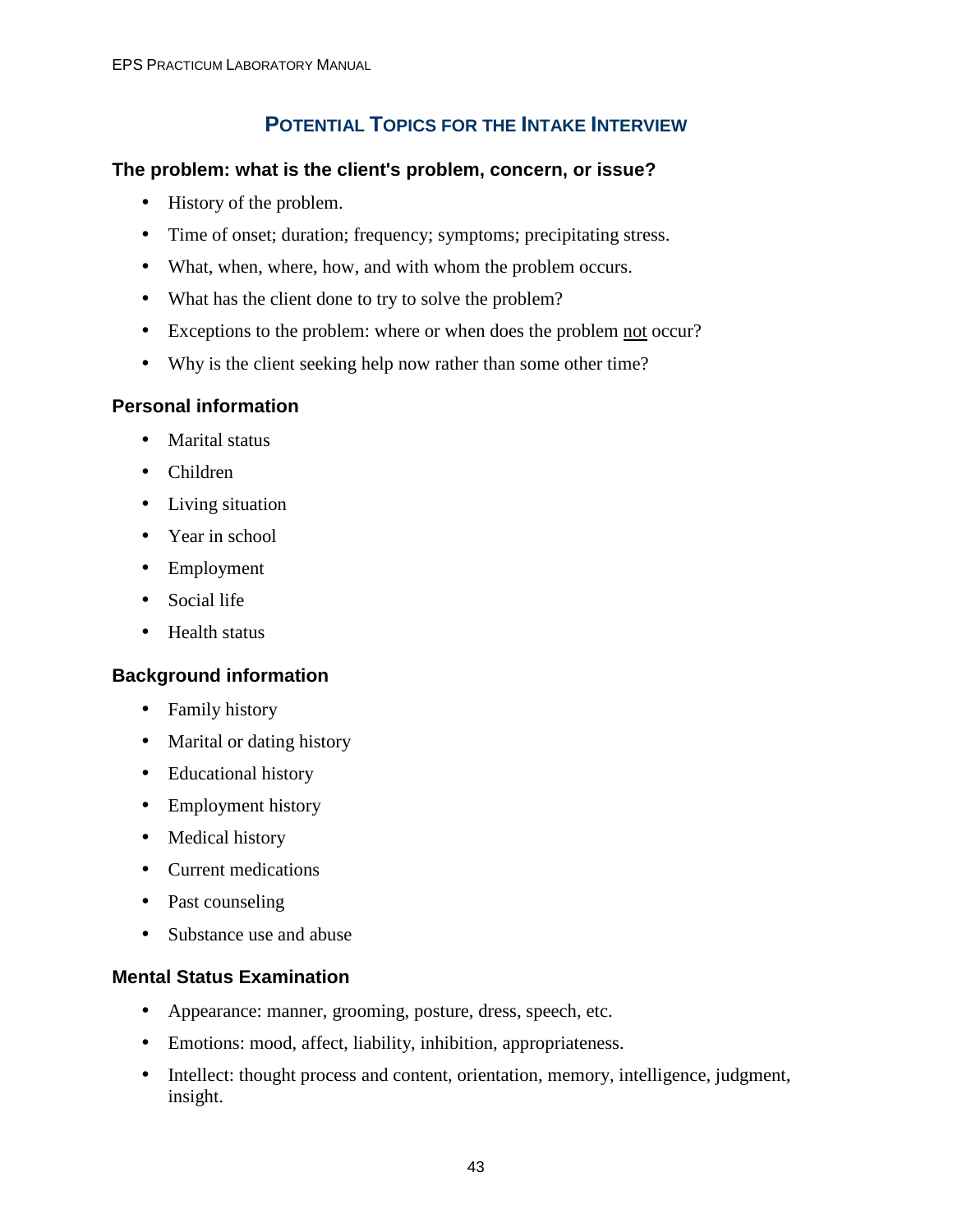## Potential Topics for the Intake Interview

### The problem: what is the client's problem, concern, or issue?

- History of the problem.
- Time of onset; duration; frequency; symptoms; precipitating stress.
- What, when, where, how, and with whom the problem occurs.
- What has the client done to try to solve the problem?
- Exceptions to the problem: where or when does the problem <u>not</u> occur?
- Why is the client seeking help now rather than some other time?

### Personal information

- Marital status
- Children
- Living situation
- Year in school
- Employment
- Social life
- Health status

### Background information

- Family history
- Marital or dating history
- Educational history
- Employment history
- Medical history
- Current medications
- Past counseling
- Substance use and abuse

### Mental Status Examination

- Appearance: manner, grooming, posture, dress, speech, etc.
- Emotions: mood, affect, liability, inhibition, appropriateness.
- Intellect: thought process and content, orientation, memory, intelligence, judgment, insight.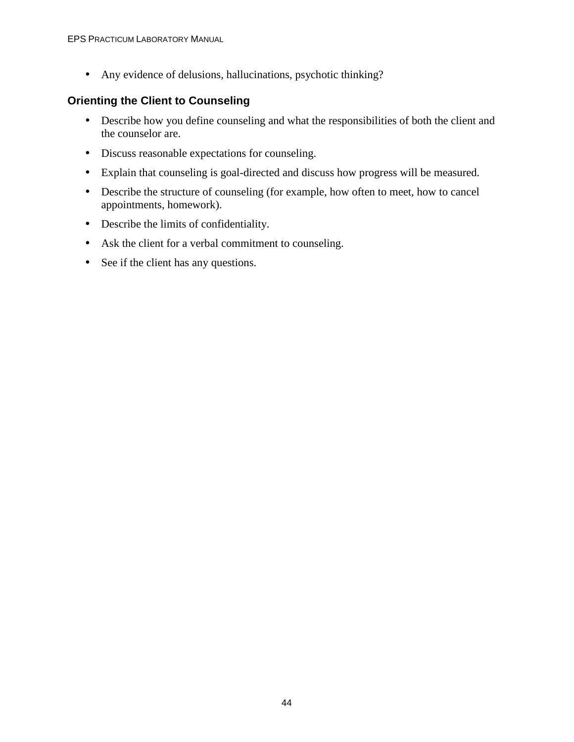- Any evidence of delusions, hallucinations, psychotic thinking?

### Orienting the Client to Counseling

- Describe how you define counseling and what the responsibilities of both the client and the counselor are.
- Discuss reasonable expectations for counseling.
- Explain that counseling is goal-directed and discuss how progress will be measured.
- Describe the structure of counseling (for example, how often to meet, how to cancel appointments, homework).
- Describe the limits of confidentiality.
- Ask the client for a verbal commitment to counseling.
- See if the client has any questions.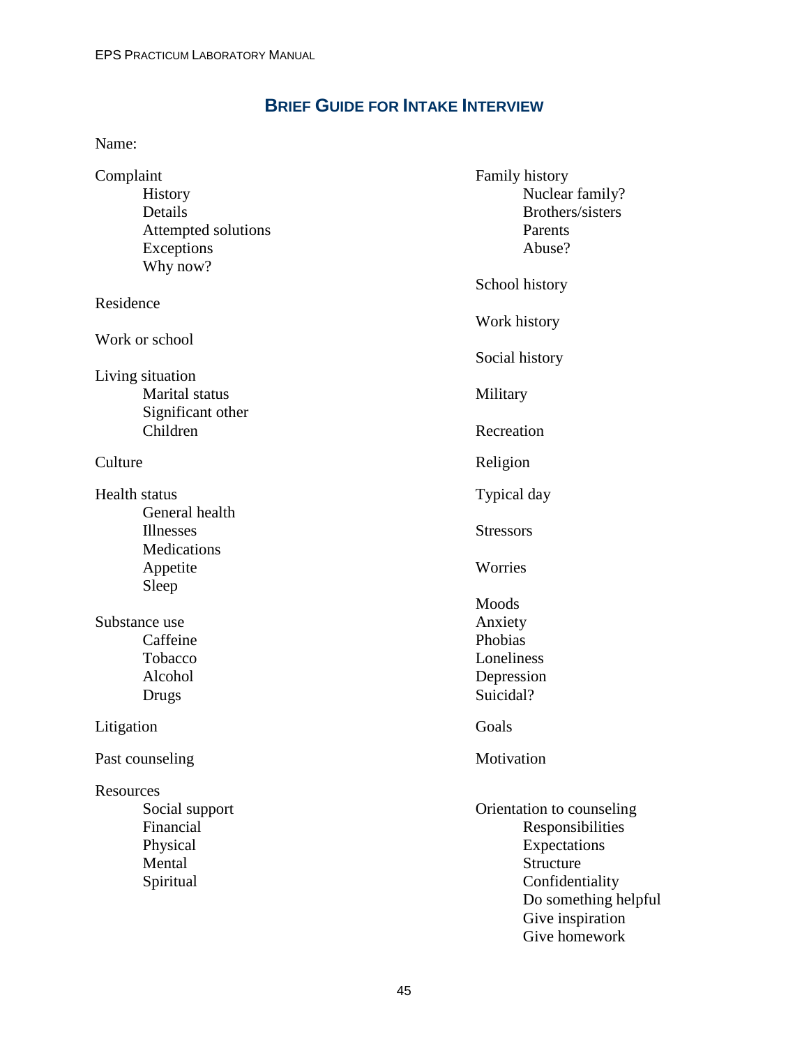## Brief Guide for Intake Interview

Name:

Complaint
- History
- Details
- Attempted solutions
- Exceptions
- Why now?

Residence

Work or school

Living situation
- Marital status
- Significant other
- Children

Culture

Health status
- General health
- Illnesses
- Medications
- Appetite
- Sleep

Substance use
- Caffeine
- Tobacco
- Alcohol
- Drugs

Litigation

Past counseling

Resources
- Social support
- Financial
- Physical
- Mental
- Spiritual

Family history
- Nuclear family?
- Brothers/sisters
- Parents
- Abuse?

School history

Work history

Social history

Military

Recreation

Religion

Typical day

Stressors

Worries

Moods
Anxiety
Phobias
Loneliness
Depression
Suicidal?

Goals

Motivation

Orientation to counseling
- Responsibilities
- Expectations
- Structure
- Confidentiality
- Do something helpful
- Give inspiration
- Give homework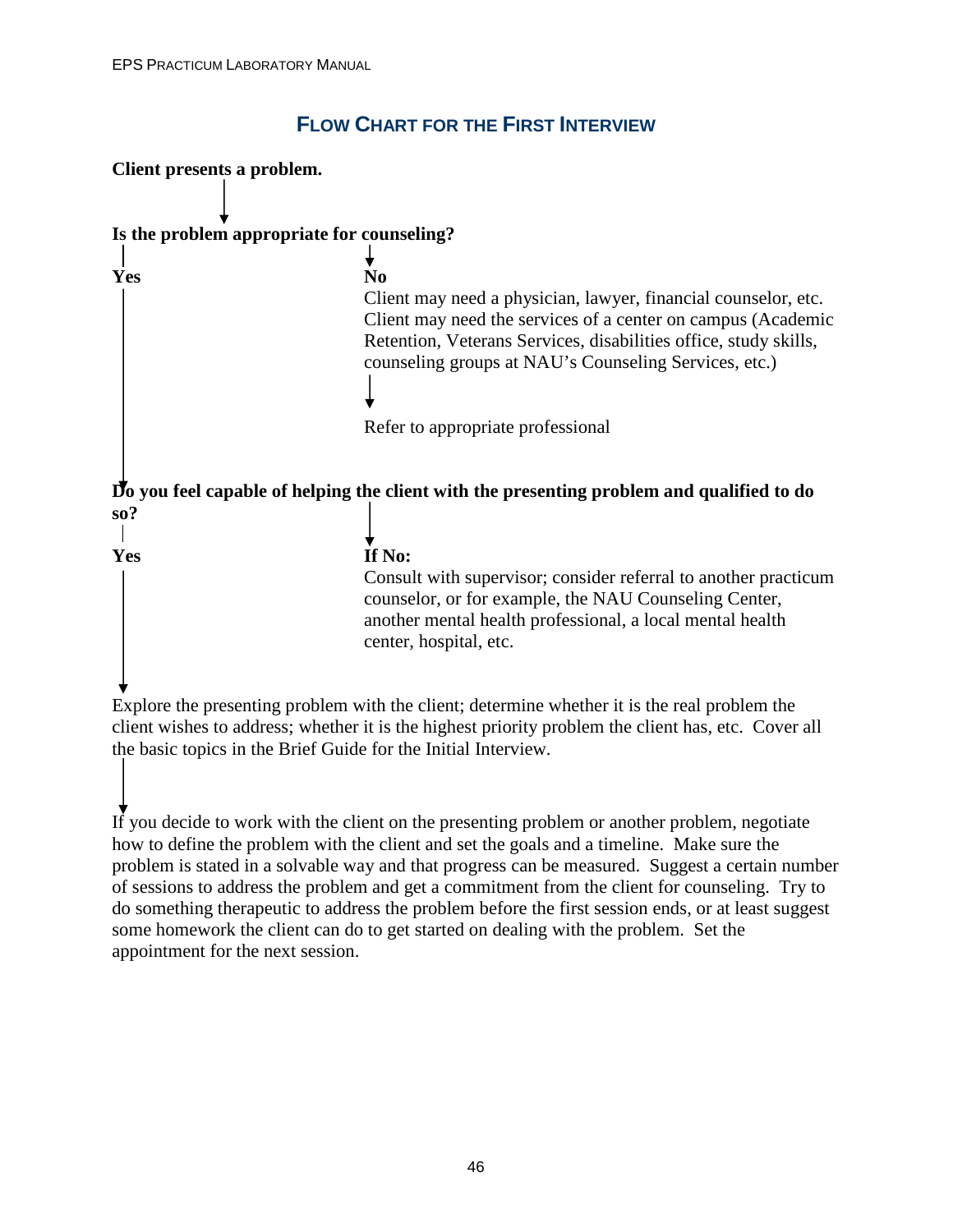## FLOW CHART FOR THE FIRST INTERVIEW

**Client presents a problem.**

↓

**Is the problem appropriate for counseling?**

**Yes**

**No**

Client may need a physician, lawyer, financial counselor, etc. Client may need the services of a center on campus (Academic Retention, Veterans Services, disabilities office, study skills, counseling groups at NAU's Counseling Services, etc.)

↓

Refer to appropriate professional

↓ (Yes)

**Do you feel capable of helping the client with the presenting problem and qualified to do so?**

**Yes**

**If No:**

Consult with supervisor; consider referral to another practicum counselor, or for example, the NAU Counseling Center, another mental health professional, a local mental health center, hospital, etc.

↓ (Yes)

Explore the presenting problem with the client; determine whether it is the real problem the client wishes to address; whether it is the highest priority problem the client has, etc. Cover all the basic topics in the Brief Guide for the Initial Interview.

↓

If you decide to work with the client on the presenting problem or another problem, negotiate how to define the problem with the client and set the goals and a timeline. Make sure the problem is stated in a solvable way and that progress can be measured. Suggest a certain number of sessions to address the problem and get a commitment from the client for counseling. Try to do something therapeutic to address the problem before the first session ends, or at least suggest some homework the client can do to get started on dealing with the problem. Set the appointment for the next session.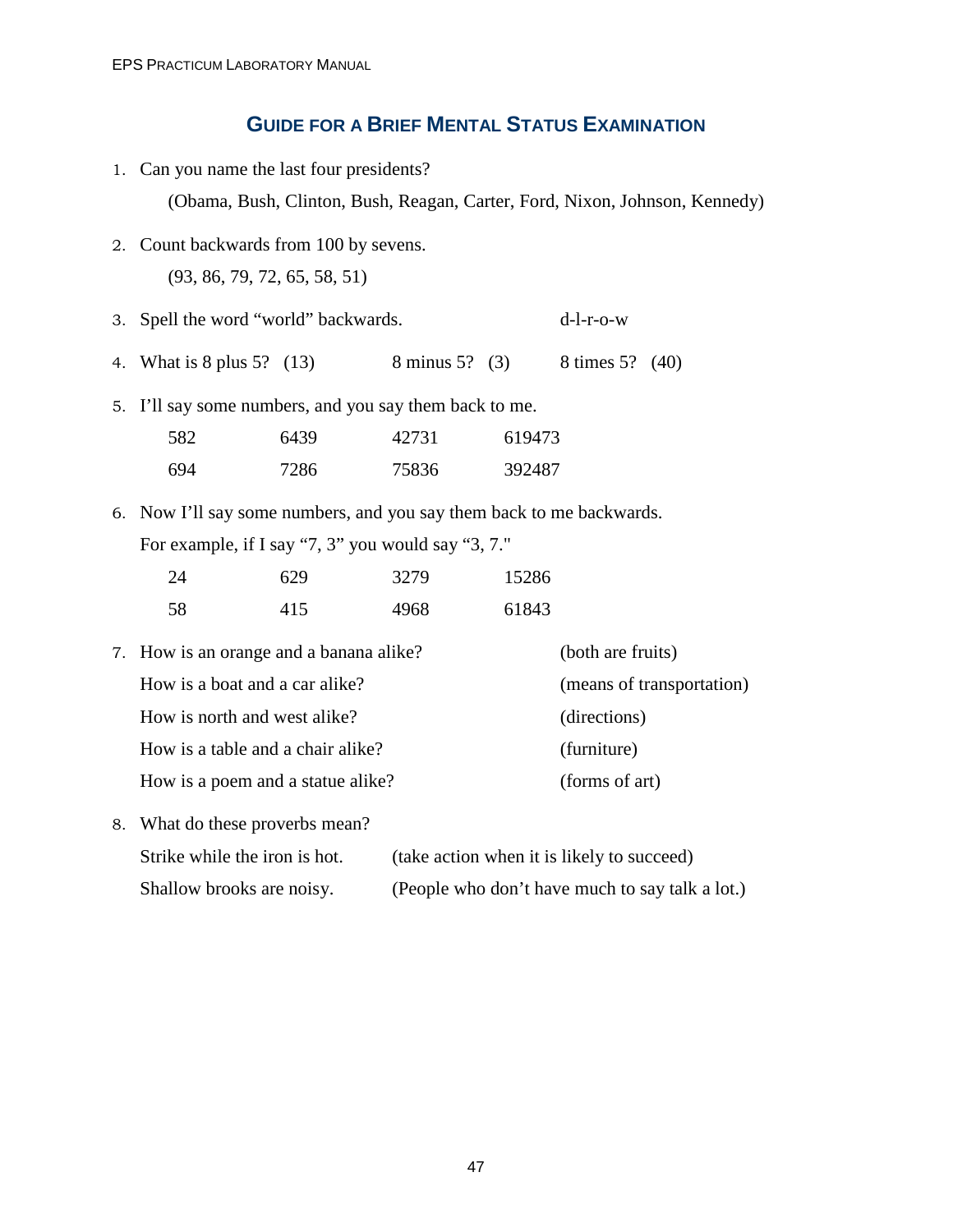## GUIDE FOR A BRIEF MENTAL STATUS EXAMINATION

1. Can you name the last four presidents?

   (Obama, Bush, Clinton, Bush, Reagan, Carter, Ford, Nixon, Johnson, Kennedy)

2. Count backwards from 100 by sevens.

   (93, 86, 79, 72, 65, 58, 51)

3. Spell the word "world" backwards. d-l-r-o-w

4. What is 8 plus 5? (13) 8 minus 5? (3) 8 times 5? (40)

5. I'll say some numbers, and you say them back to me.

   | | | | |
   |---|---|---|---|
   | 582 | 6439 | 42731 | 619473 |
   | 694 | 7286 | 75836 | 392487 |

6. Now I'll say some numbers, and you say them back to me backwards.

   For example, if I say "7, 3" you would say "3, 7."

   | | | | |
   |---|---|---|---|
   | 24 | 629 | 3279 | 15286 |
   | 58 | 415 | 4968 | 61843 |

7. How is an orange and a banana alike? (both are fruits)

   How is a boat and a car alike? (means of transportation)

   How is north and west alike? (directions)

   How is a table and a chair alike? (furniture)

   How is a poem and a statue alike? (forms of art)

8. What do these proverbs mean?

   Strike while the iron is hot. (take action when it is likely to succeed)

   Shallow brooks are noisy. (People who don't have much to say talk a lot.)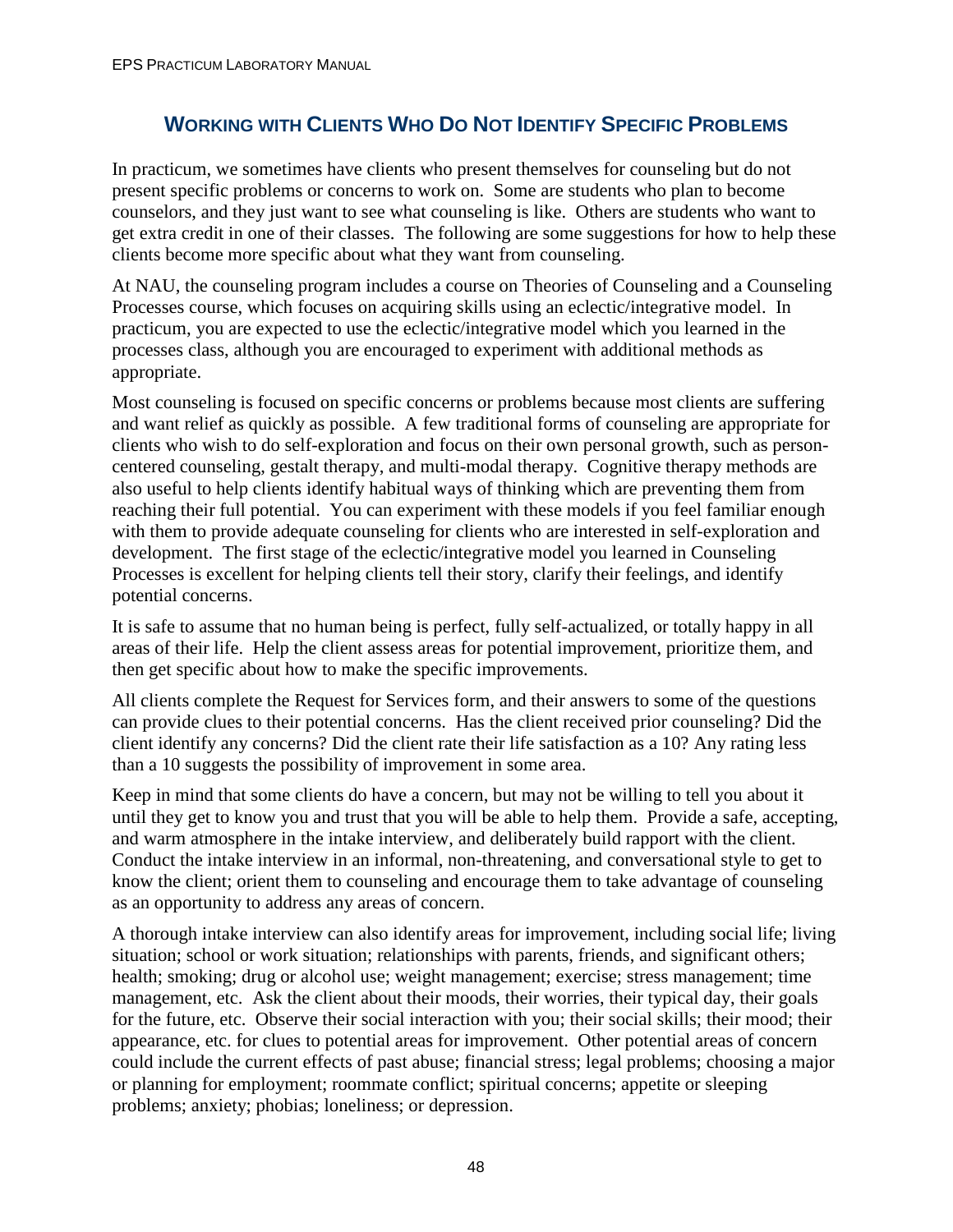## Working with Clients Who Do Not Identify Specific Problems

In practicum, we sometimes have clients who present themselves for counseling but do not present specific problems or concerns to work on. Some are students who plan to become counselors, and they just want to see what counseling is like. Others are students who want to get extra credit in one of their classes. The following are some suggestions for how to help these clients become more specific about what they want from counseling.

At NAU, the counseling program includes a course on Theories of Counseling and a Counseling Processes course, which focuses on acquiring skills using an eclectic/integrative model. In practicum, you are expected to use the eclectic/integrative model which you learned in the processes class, although you are encouraged to experiment with additional methods as appropriate.

Most counseling is focused on specific concerns or problems because most clients are suffering and want relief as quickly as possible. A few traditional forms of counseling are appropriate for clients who wish to do self-exploration and focus on their own personal growth, such as person-centered counseling, gestalt therapy, and multi-modal therapy. Cognitive therapy methods are also useful to help clients identify habitual ways of thinking which are preventing them from reaching their full potential. You can experiment with these models if you feel familiar enough with them to provide adequate counseling for clients who are interested in self-exploration and development. The first stage of the eclectic/integrative model you learned in Counseling Processes is excellent for helping clients tell their story, clarify their feelings, and identify potential concerns.

It is safe to assume that no human being is perfect, fully self-actualized, or totally happy in all areas of their life. Help the client assess areas for potential improvement, prioritize them, and then get specific about how to make the specific improvements.

All clients complete the Request for Services form, and their answers to some of the questions can provide clues to their potential concerns. Has the client received prior counseling? Did the client identify any concerns? Did the client rate their life satisfaction as a 10? Any rating less than a 10 suggests the possibility of improvement in some area.

Keep in mind that some clients do have a concern, but may not be willing to tell you about it until they get to know you and trust that you will be able to help them. Provide a safe, accepting, and warm atmosphere in the intake interview, and deliberately build rapport with the client. Conduct the intake interview in an informal, non-threatening, and conversational style to get to know the client; orient them to counseling and encourage them to take advantage of counseling as an opportunity to address any areas of concern.

A thorough intake interview can also identify areas for improvement, including social life; living situation; school or work situation; relationships with parents, friends, and significant others; health; smoking; drug or alcohol use; weight management; exercise; stress management; time management, etc. Ask the client about their moods, their worries, their typical day, their goals for the future, etc. Observe their social interaction with you; their social skills; their mood; their appearance, etc. for clues to potential areas for improvement. Other potential areas of concern could include the current effects of past abuse; financial stress; legal problems; choosing a major or planning for employment; roommate conflict; spiritual concerns; appetite or sleeping problems; anxiety; phobias; loneliness; or depression.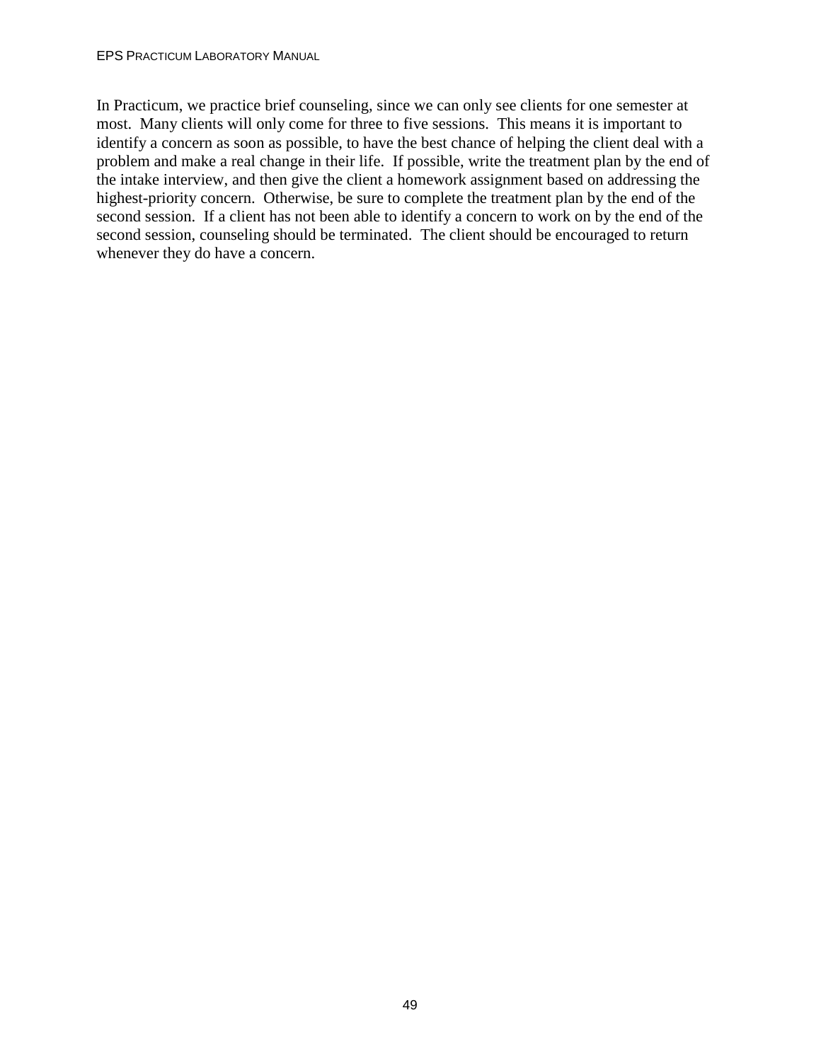In Practicum, we practice brief counseling, since we can only see clients for one semester at most. Many clients will only come for three to five sessions. This means it is important to identify a concern as soon as possible, to have the best chance of helping the client deal with a problem and make a real change in their life. If possible, write the treatment plan by the end of the intake interview, and then give the client a homework assignment based on addressing the highest-priority concern. Otherwise, be sure to complete the treatment plan by the end of the second session. If a client has not been able to identify a concern to work on by the end of the second session, counseling should be terminated. The client should be encouraged to return whenever they do have a concern.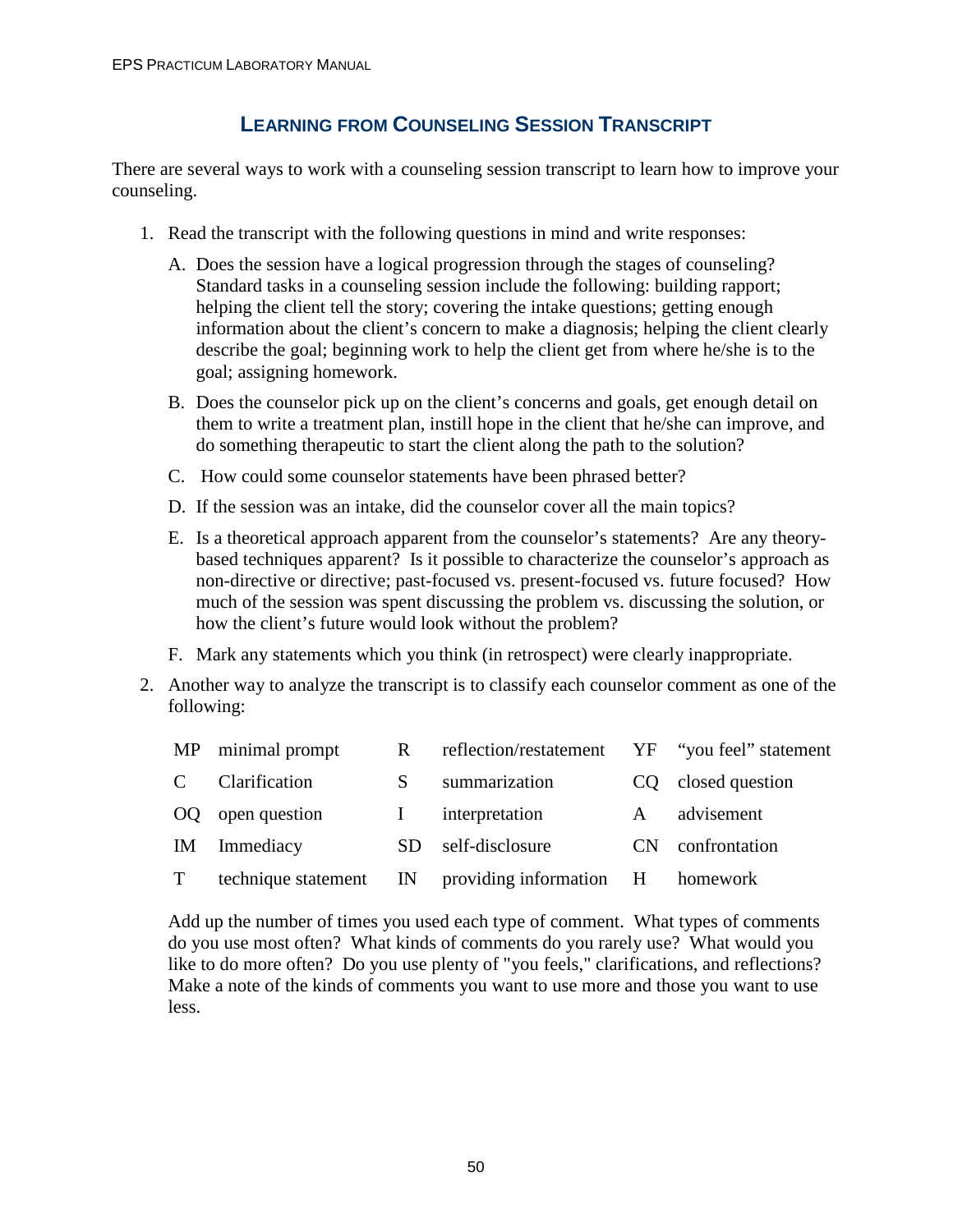## LEARNING FROM COUNSELING SESSION TRANSCRIPT

There are several ways to work with a counseling session transcript to learn how to improve your counseling.

1. Read the transcript with the following questions in mind and write responses:

   A. Does the session have a logical progression through the stages of counseling? Standard tasks in a counseling session include the following: building rapport; helping the client tell the story; covering the intake questions; getting enough information about the client's concern to make a diagnosis; helping the client clearly describe the goal; beginning work to help the client get from where he/she is to the goal; assigning homework.

   B. Does the counselor pick up on the client's concerns and goals, get enough detail on them to write a treatment plan, instill hope in the client that he/she can improve, and do something therapeutic to start the client along the path to the solution?

   C. How could some counselor statements have been phrased better?

   D. If the session was an intake, did the counselor cover all the main topics?

   E. Is a theoretical approach apparent from the counselor's statements? Are any theory-based techniques apparent? Is it possible to characterize the counselor's approach as non-directive or directive; past-focused vs. present-focused vs. future focused? How much of the session was spent discussing the problem vs. discussing the solution, or how the client's future would look without the problem?

   F. Mark any statements which you think (in retrospect) were clearly inappropriate.

2. Another way to analyze the transcript is to classify each counselor comment as one of the following:

| | | | | | |
|---|---|---|---|---|---|
| MP | minimal prompt | R | reflection/restatement | YF | "you feel" statement |
| C | Clarification | S | summarization | CQ | closed question |
| OQ | open question | I | interpretation | A | advisement |
| IM | Immediacy | SD | self-disclosure | CN | confrontation |
| T | technique statement | IN | providing information | H | homework |

   Add up the number of times you used each type of comment. What types of comments do you use most often? What kinds of comments do you rarely use? What would you like to do more often? Do you use plenty of "you feels," clarifications, and reflections? Make a note of the kinds of comments you want to use more and those you want to use less.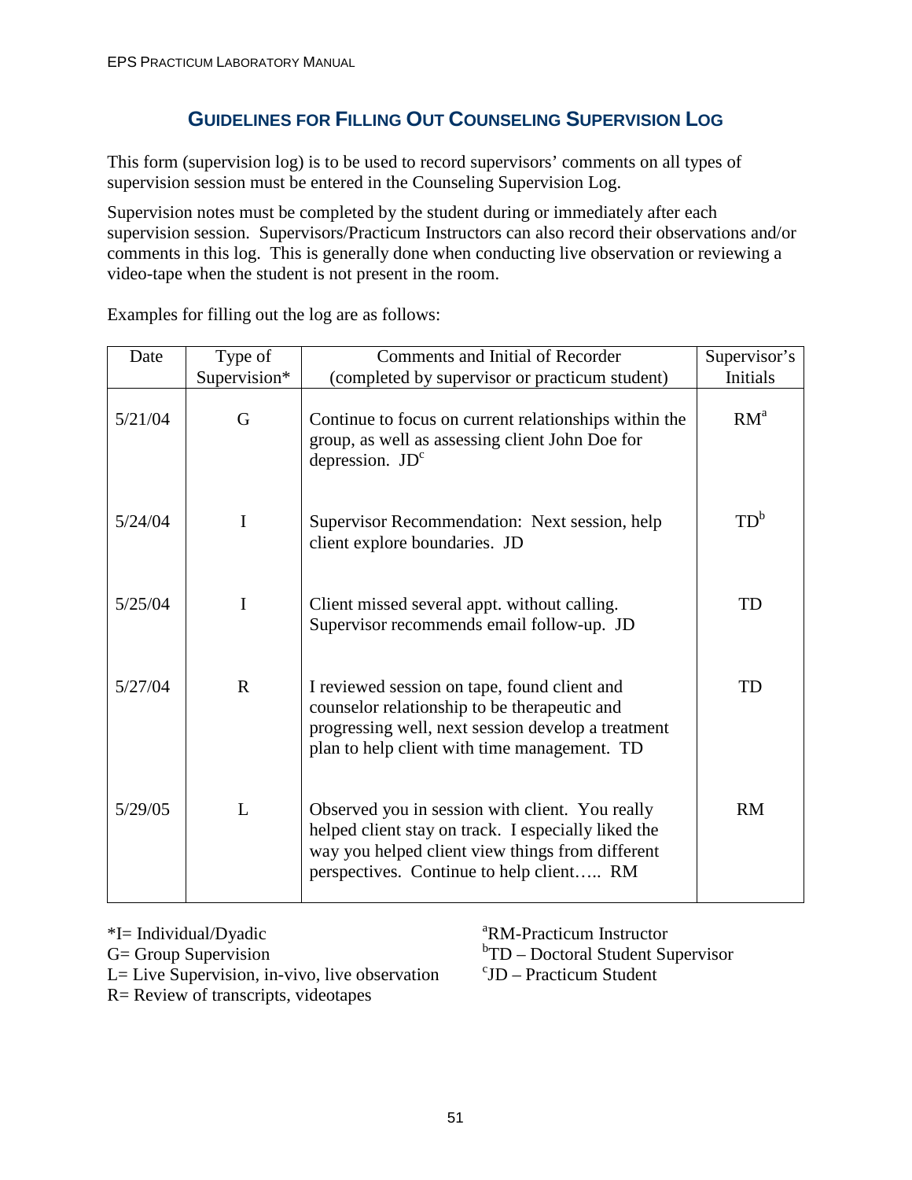## Guidelines for Filling Out Counseling Supervision Log

This form (supervision log) is to be used to record supervisors' comments on all types of supervision session must be entered in the Counseling Supervision Log.

Supervision notes must be completed by the student during or immediately after each supervision session. Supervisors/Practicum Instructors can also record their observations and/or comments in this log. This is generally done when conducting live observation or reviewing a video-tape when the student is not present in the room.

Examples for filling out the log are as follows:

| Date | Type of Supervision* | Comments and Initial of Recorder (completed by supervisor or practicum student) | Supervisor's Initials |
|---|---|---|---|
| 5/21/04 | G | Continue to focus on current relationships within the group, as well as assessing client John Doe for depression. JD[c] | RM[a] |
| 5/24/04 | I | Supervisor Recommendation: Next session, help client explore boundaries. JD | TD[b] |
| 5/25/04 | I | Client missed several appt. without calling. Supervisor recommends email follow-up. JD | TD |
| 5/27/04 | R | I reviewed session on tape, found client and counselor relationship to be therapeutic and progressing well, next session develop a treatment plan to help client with time management. TD | TD |
| 5/29/05 | L | Observed you in session with client. You really helped client stay on track. I especially liked the way you helped client view things from different perspectives. Continue to help client….. RM | RM |

*I= Individual/Dyadic
G= Group Supervision
L= Live Supervision, in-vivo, live observation
R= Review of transcripts, videotapes

[a]RM-Practicum Instructor
[b]TD – Doctoral Student Supervisor
[c]JD – Practicum Student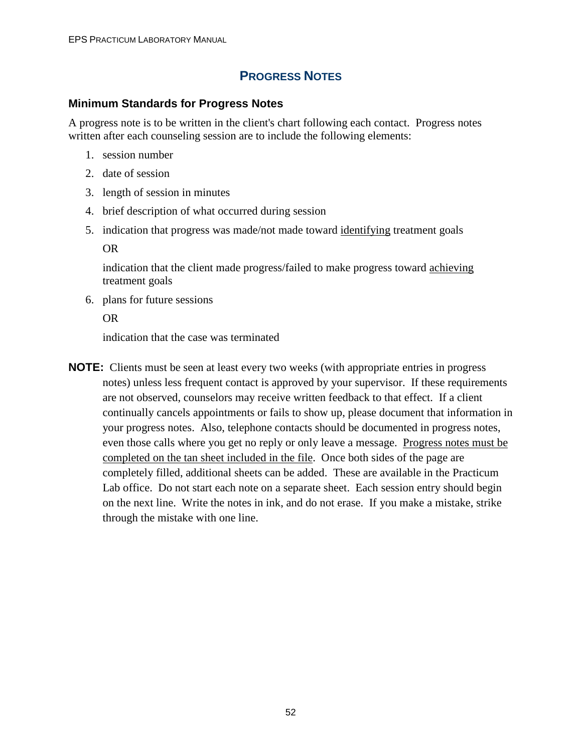# PROGRESS NOTES

## Minimum Standards for Progress Notes

A progress note is to be written in the client's chart following each contact. Progress notes written after each counseling session are to include the following elements:

1. session number
2. date of session
3. length of session in minutes
4. brief description of what occurred during session
5. indication that progress was made/not made toward <u>identifying</u> treatment goals

   OR

   indication that the client made progress/failed to make progress toward <u>achieving</u> treatment goals
6. plans for future sessions

   OR

   indication that the case was terminated

**NOTE:** Clients must be seen at least every two weeks (with appropriate entries in progress notes) unless less frequent contact is approved by your supervisor. If these requirements are not observed, counselors may receive written feedback to that effect. If a client continually cancels appointments or fails to show up, please document that information in your progress notes. Also, telephone contacts should be documented in progress notes, even those calls where you get no reply or only leave a message. <u>Progress notes must be completed on the tan sheet included in the file</u>. Once both sides of the page are completely filled, additional sheets can be added. These are available in the Practicum Lab office. Do not start each note on a separate sheet. Each session entry should begin on the next line. Write the notes in ink, and do not erase. If you make a mistake, strike through the mistake with one line.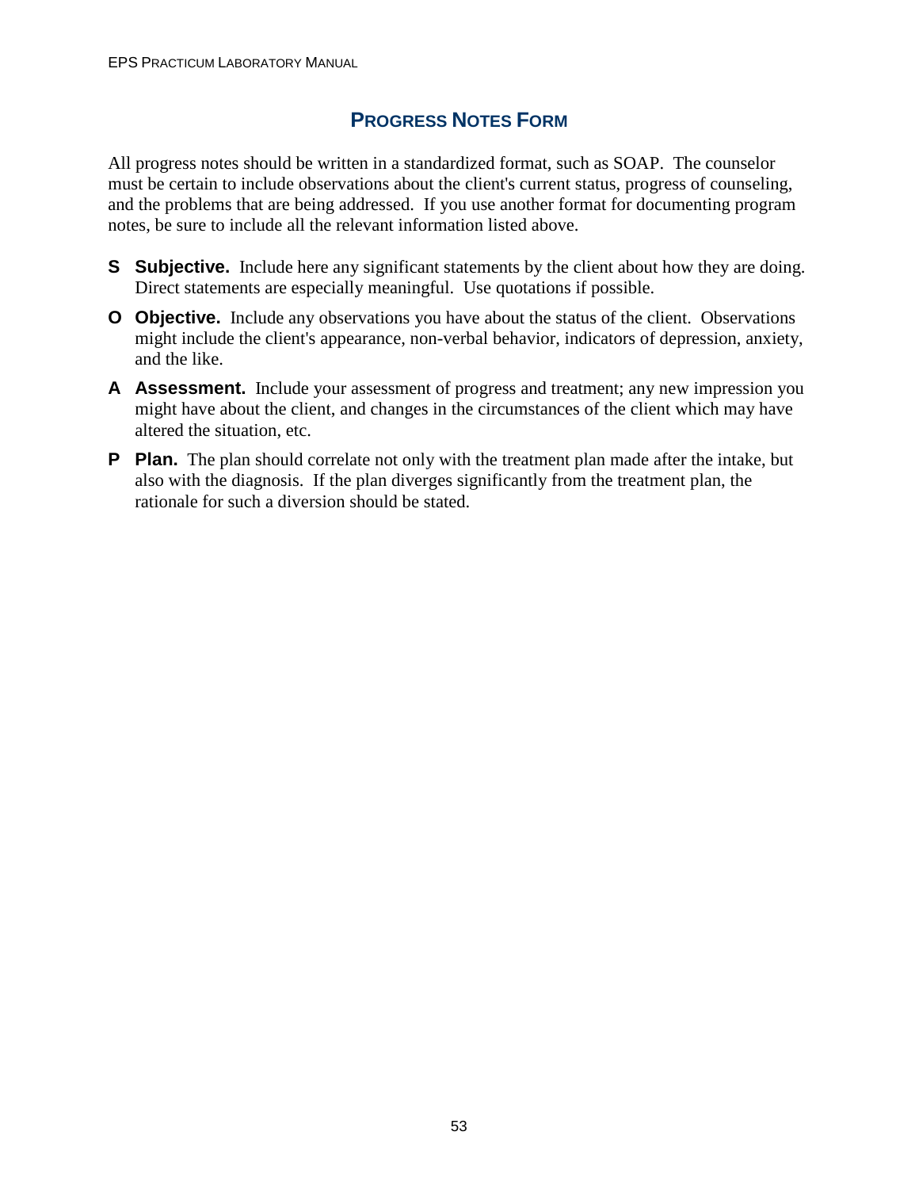## Progress Notes Form

All progress notes should be written in a standardized format, such as SOAP. The counselor must be certain to include observations about the client's current status, progress of counseling, and the problems that are being addressed. If you use another format for documenting program notes, be sure to include all the relevant information listed above.

**S** **Subjective.** Include here any significant statements by the client about how they are doing. Direct statements are especially meaningful. Use quotations if possible.

**O** **Objective.** Include any observations you have about the status of the client. Observations might include the client's appearance, non-verbal behavior, indicators of depression, anxiety, and the like.

**A** **Assessment.** Include your assessment of progress and treatment; any new impression you might have about the client, and changes in the circumstances of the client which may have altered the situation, etc.

**P** **Plan.** The plan should correlate not only with the treatment plan made after the intake, but also with the diagnosis. If the plan diverges significantly from the treatment plan, the rationale for such a diversion should be stated.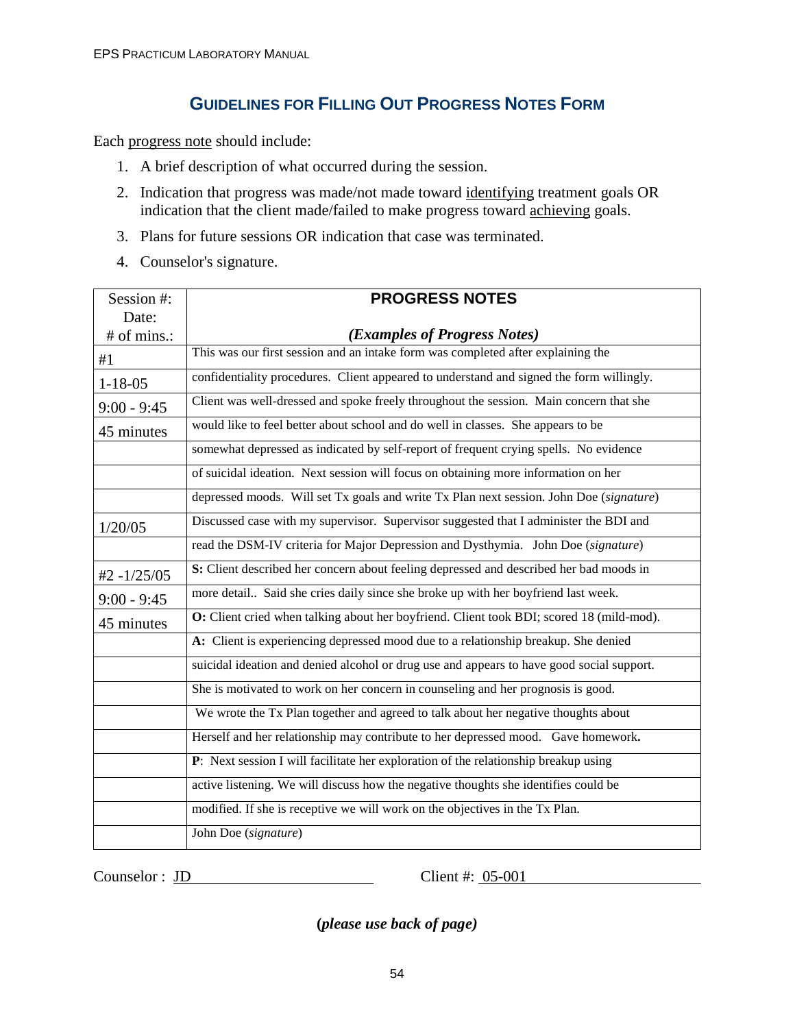## GUIDELINES FOR FILLING OUT PROGRESS NOTES FORM

Each progress note should include:

1. A brief description of what occurred during the session.
2. Indication that progress was made/not made toward identifying treatment goals OR indication that the client made/failed to make progress toward achieving goals.
3. Plans for future sessions OR indication that case was terminated.
4. Counselor's signature.

| Session #:<br>Date:<br># of mins.: | **PROGRESS NOTES**<br><br>***(Examples of Progress Notes)*** |
|---|---|
| #1 | This was our first session and an intake form was completed after explaining the |
| 1-18-05 | confidentiality procedures. Client appeared to understand and signed the form willingly. |
| 9:00 - 9:45 | Client was well-dressed and spoke freely throughout the session. Main concern that she |
| 45 minutes | would like to feel better about school and do well in classes. She appears to be |
| | somewhat depressed as indicated by self-report of frequent crying spells. No evidence |
| | of suicidal ideation. Next session will focus on obtaining more information on her |
| | depressed moods. Will set Tx goals and write Tx Plan next session. John Doe (*signature*) |
| 1/20/05 | Discussed case with my supervisor. Supervisor suggested that I administer the BDI and |
| | read the DSM-IV criteria for Major Depression and Dysthymia. John Doe (*signature*) |
| #2 -1/25/05 | **S:** Client described her concern about feeling depressed and described her bad moods in |
| 9:00 - 9:45 | more detail.. Said she cries daily since she broke up with her boyfriend last week. |
| 45 minutes | **O:** Client cried when talking about her boyfriend. Client took BDI; scored 18 (mild-mod). |
| | **A:** Client is experiencing depressed mood due to a relationship breakup. She denied |
| | suicidal ideation and denied alcohol or drug use and appears to have good social support. |
| | She is motivated to work on her concern in counseling and her prognosis is good. |
| | We wrote the Tx Plan together and agreed to talk about her negative thoughts about |
| | Herself and her relationship may contribute to her depressed mood. Gave homework**.** |
| | **P**: Next session I will facilitate her exploration of the relationship breakup using |
| | active listening. We will discuss how the negative thoughts she identifies could be |
| | modified. If she is receptive we will work on the objectives in the Tx Plan. |
| | John Doe (*signature*) |

Counselor : JD　　　　　　Client #: 05-001

**(*please use back of page)***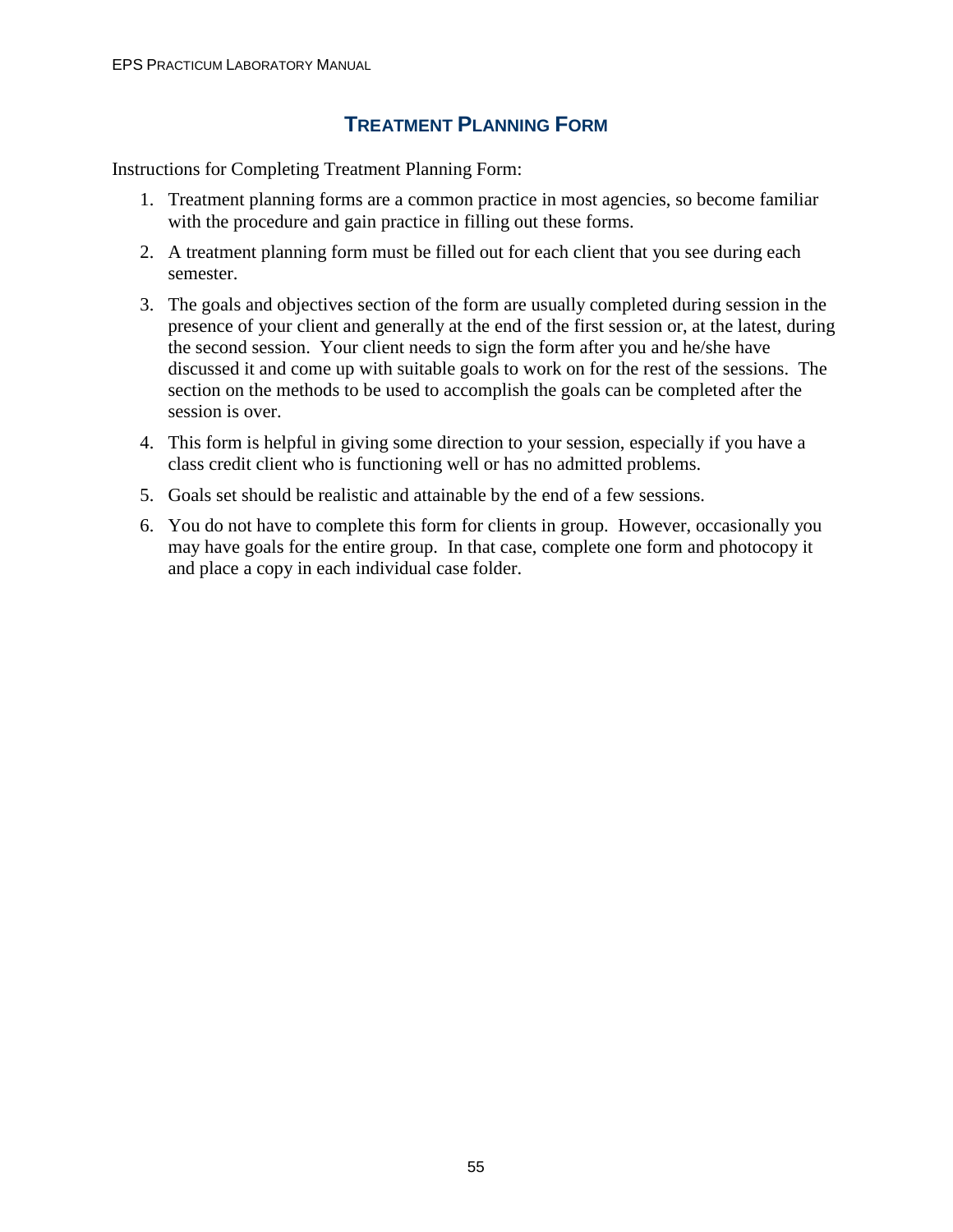## Treatment Planning Form

Instructions for Completing Treatment Planning Form:

1. Treatment planning forms are a common practice in most agencies, so become familiar with the procedure and gain practice in filling out these forms.
2. A treatment planning form must be filled out for each client that you see during each semester.
3. The goals and objectives section of the form are usually completed during session in the presence of your client and generally at the end of the first session or, at the latest, during the second session. Your client needs to sign the form after you and he/she have discussed it and come up with suitable goals to work on for the rest of the sessions. The section on the methods to be used to accomplish the goals can be completed after the session is over.
4. This form is helpful in giving some direction to your session, especially if you have a class credit client who is functioning well or has no admitted problems.
5. Goals set should be realistic and attainable by the end of a few sessions.
6. You do not have to complete this form for clients in group. However, occasionally you may have goals for the entire group. In that case, complete one form and photocopy it and place a copy in each individual case folder.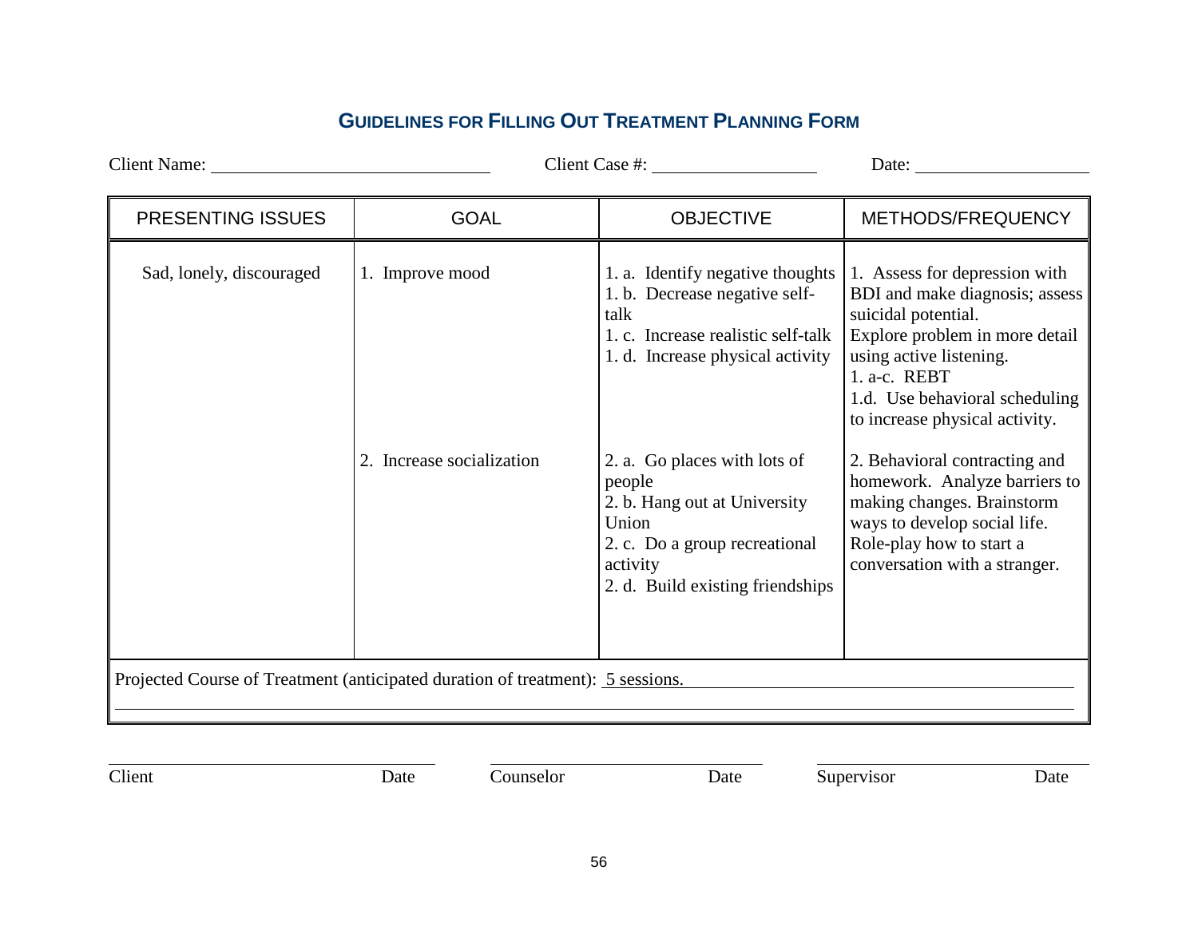## Guidelines for Filling Out Treatment Planning Form

Client Name: ______________________ Client Case #: ______________ Date: ______________

| PRESENTING ISSUES | GOAL | OBJECTIVE | METHODS/FREQUENCY |
|---|---|---|---|
| Sad, lonely, discouraged | 1. Improve mood | 1. a. Identify negative thoughts<br>1. b. Decrease negative self-talk<br>1. c. Increase realistic self-talk<br>1. d. Increase physical activity | 1. Assess for depression with BDI and make diagnosis; assess suicidal potential.<br>Explore problem in more detail using active listening.<br>1. a-c. REBT<br>1.d. Use behavioral scheduling to increase physical activity. |
| | 2. Increase socialization | 2. a. Go places with lots of people<br>2. b. Hang out at University Union<br>2. c. Do a group recreational activity<br>2. d. Build existing friendships | 2. Behavioral contracting and homework. Analyze barriers to making changes. Brainstorm ways to develop social life. Role-play how to start a conversation with a stranger. |

Projected Course of Treatment (anticipated duration of treatment): 5 sessions.

______________________ ______________________ ______________________

Client Date Counselor Date Supervisor Date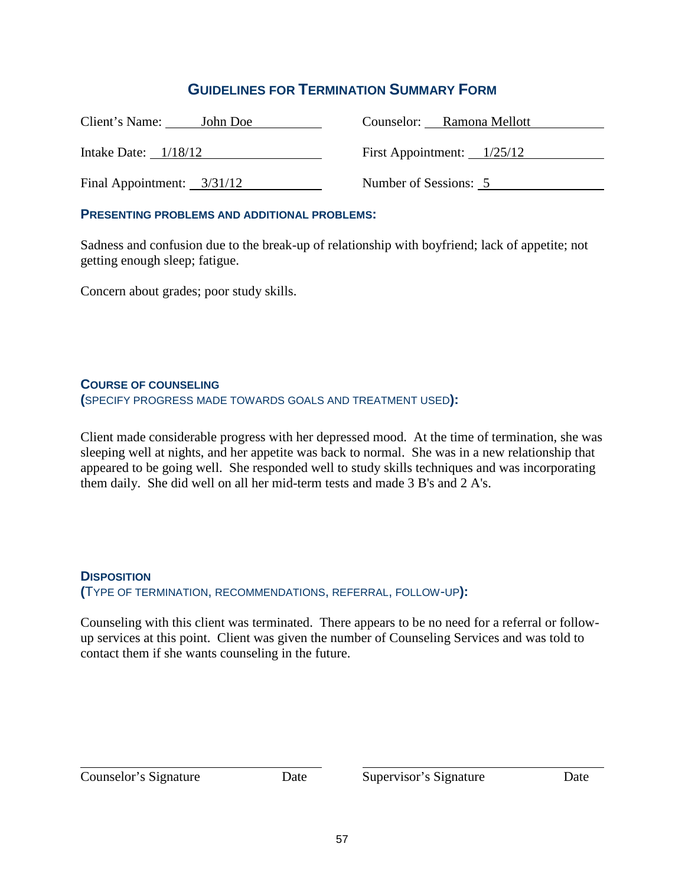## GUIDELINES FOR TERMINATION SUMMARY FORM

Client's Name: John Doe

Counselor: Ramona Mellott

Intake Date: 1/18/12

First Appointment: 1/25/12

Final Appointment: 3/31/12

Number of Sessions: 5

### PRESENTING PROBLEMS AND ADDITIONAL PROBLEMS:

Sadness and confusion due to the break-up of relationship with boyfriend; lack of appetite; not getting enough sleep; fatigue.

Concern about grades; poor study skills.

### COURSE OF COUNSELING
**(**SPECIFY PROGRESS MADE TOWARDS GOALS AND TREATMENT USED**):**

Client made considerable progress with her depressed mood. At the time of termination, she was sleeping well at nights, and her appetite was back to normal. She was in a new relationship that appeared to be going well. She responded well to study skills techniques and was incorporating them daily. She did well on all her mid-term tests and made 3 B's and 2 A's.

### DISPOSITION
**(**TYPE OF TERMINATION, RECOMMENDATIONS, REFERRAL, FOLLOW-UP**):**

Counseling with this client was terminated. There appears to be no need for a referral or follow-up services at this point. Client was given the number of Counseling Services and was told to contact them if she wants counseling in the future.

Counselor's Signature &nbsp;&nbsp;&nbsp; Date &nbsp;&nbsp;&nbsp;&nbsp;&nbsp;&nbsp; Supervisor's Signature &nbsp;&nbsp;&nbsp; Date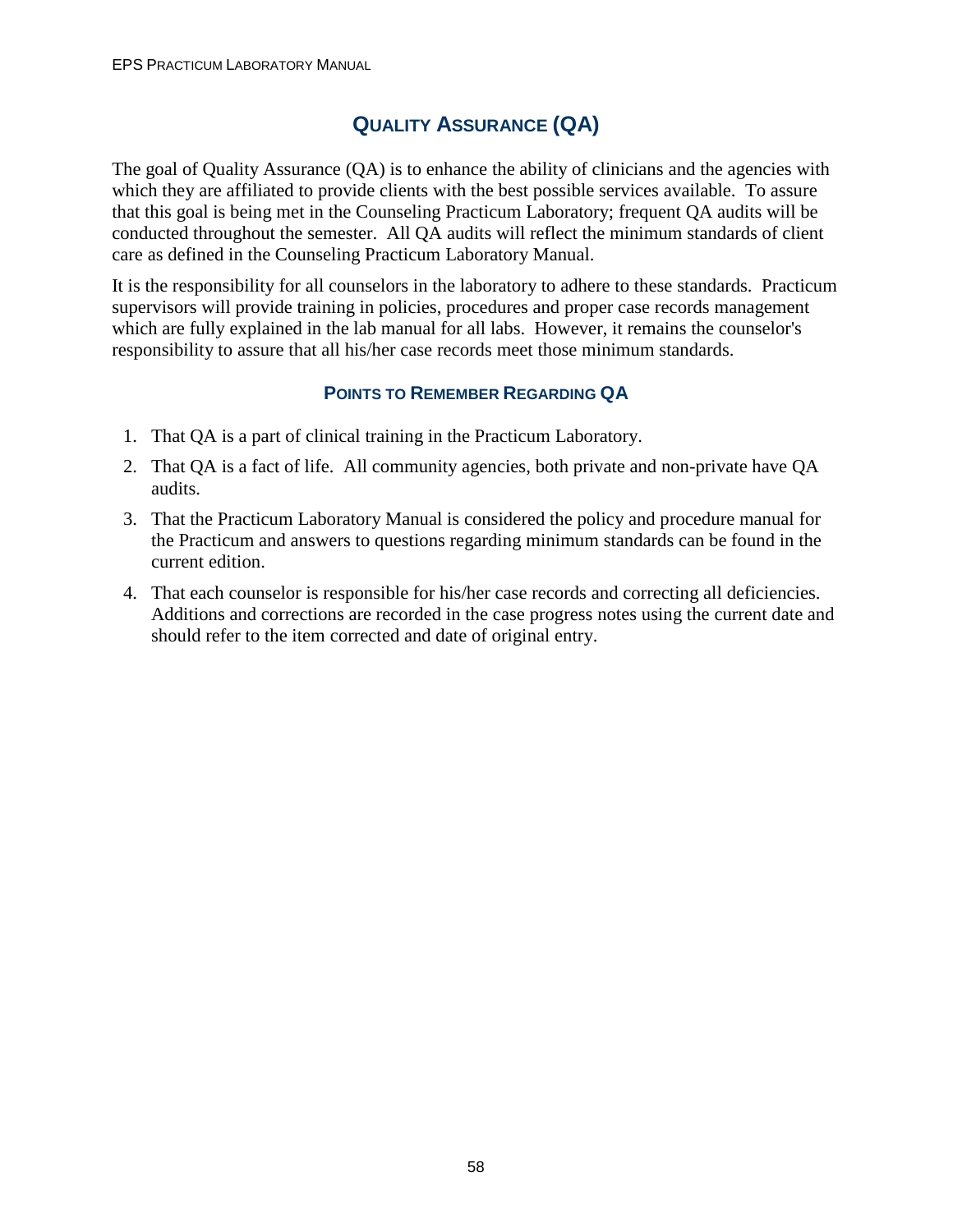# QUALITY ASSURANCE (QA)

The goal of Quality Assurance (QA) is to enhance the ability of clinicians and the agencies with which they are affiliated to provide clients with the best possible services available. To assure that this goal is being met in the Counseling Practicum Laboratory; frequent QA audits will be conducted throughout the semester. All QA audits will reflect the minimum standards of client care as defined in the Counseling Practicum Laboratory Manual.

It is the responsibility for all counselors in the laboratory to adhere to these standards. Practicum supervisors will provide training in policies, procedures and proper case records management which are fully explained in the lab manual for all labs. However, it remains the counselor's responsibility to assure that all his/her case records meet those minimum standards.

## POINTS TO REMEMBER REGARDING QA

1. That QA is a part of clinical training in the Practicum Laboratory.
2. That QA is a fact of life. All community agencies, both private and non-private have QA audits.
3. That the Practicum Laboratory Manual is considered the policy and procedure manual for the Practicum and answers to questions regarding minimum standards can be found in the current edition.
4. That each counselor is responsible for his/her case records and correcting all deficiencies. Additions and corrections are recorded in the case progress notes using the current date and should refer to the item corrected and date of original entry.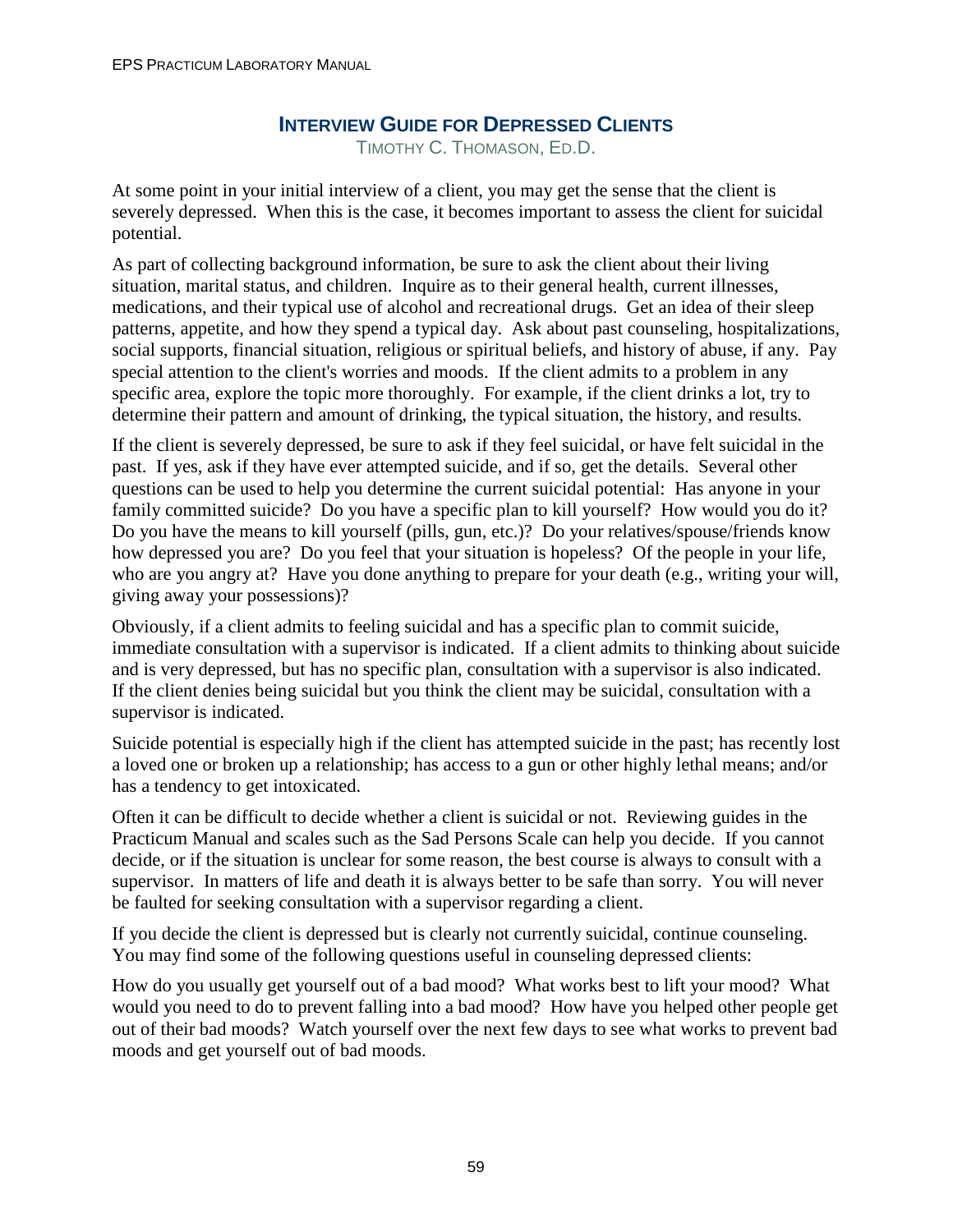# Interview Guide for Depressed Clients

Timothy C. Thomason, Ed.D.

At some point in your initial interview of a client, you may get the sense that the client is severely depressed. When this is the case, it becomes important to assess the client for suicidal potential.

As part of collecting background information, be sure to ask the client about their living situation, marital status, and children. Inquire as to their general health, current illnesses, medications, and their typical use of alcohol and recreational drugs. Get an idea of their sleep patterns, appetite, and how they spend a typical day. Ask about past counseling, hospitalizations, social supports, financial situation, religious or spiritual beliefs, and history of abuse, if any. Pay special attention to the client's worries and moods. If the client admits to a problem in any specific area, explore the topic more thoroughly. For example, if the client drinks a lot, try to determine their pattern and amount of drinking, the typical situation, the history, and results.

If the client is severely depressed, be sure to ask if they feel suicidal, or have felt suicidal in the past. If yes, ask if they have ever attempted suicide, and if so, get the details. Several other questions can be used to help you determine the current suicidal potential: Has anyone in your family committed suicide? Do you have a specific plan to kill yourself? How would you do it? Do you have the means to kill yourself (pills, gun, etc.)? Do your relatives/spouse/friends know how depressed you are? Do you feel that your situation is hopeless? Of the people in your life, who are you angry at? Have you done anything to prepare for your death (e.g., writing your will, giving away your possessions)?

Obviously, if a client admits to feeling suicidal and has a specific plan to commit suicide, immediate consultation with a supervisor is indicated. If a client admits to thinking about suicide and is very depressed, but has no specific plan, consultation with a supervisor is also indicated. If the client denies being suicidal but you think the client may be suicidal, consultation with a supervisor is indicated.

Suicide potential is especially high if the client has attempted suicide in the past; has recently lost a loved one or broken up a relationship; has access to a gun or other highly lethal means; and/or has a tendency to get intoxicated.

Often it can be difficult to decide whether a client is suicidal or not. Reviewing guides in the Practicum Manual and scales such as the Sad Persons Scale can help you decide. If you cannot decide, or if the situation is unclear for some reason, the best course is always to consult with a supervisor. In matters of life and death it is always better to be safe than sorry. You will never be faulted for seeking consultation with a supervisor regarding a client.

If you decide the client is depressed but is clearly not currently suicidal, continue counseling. You may find some of the following questions useful in counseling depressed clients:

How do you usually get yourself out of a bad mood? What works best to lift your mood? What would you need to do to prevent falling into a bad mood? How have you helped other people get out of their bad moods? Watch yourself over the next few days to see what works to prevent bad moods and get yourself out of bad moods.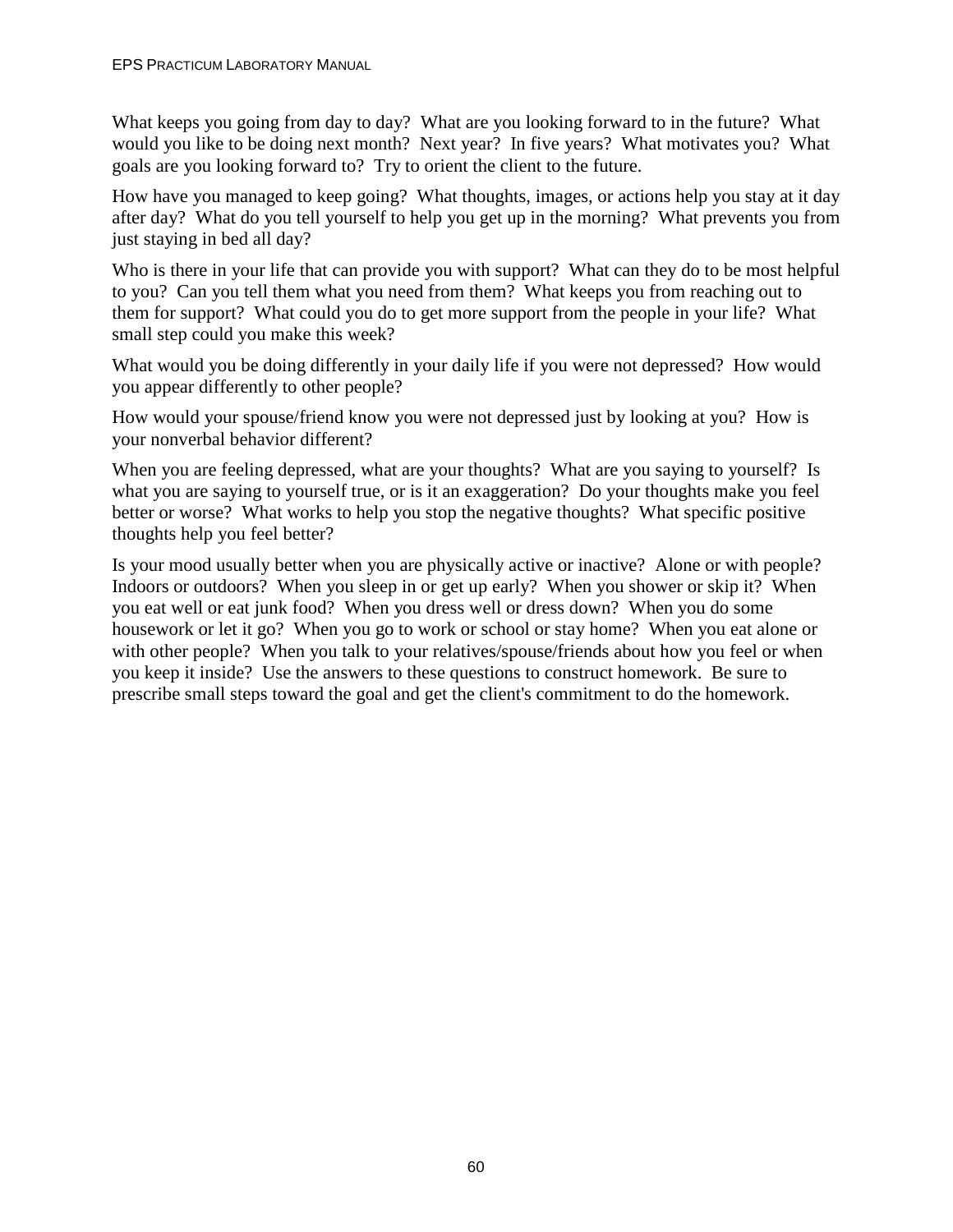What keeps you going from day to day? What are you looking forward to in the future? What would you like to be doing next month? Next year? In five years? What motivates you? What goals are you looking forward to? Try to orient the client to the future.

How have you managed to keep going? What thoughts, images, or actions help you stay at it day after day? What do you tell yourself to help you get up in the morning? What prevents you from just staying in bed all day?

Who is there in your life that can provide you with support? What can they do to be most helpful to you? Can you tell them what you need from them? What keeps you from reaching out to them for support? What could you do to get more support from the people in your life? What small step could you make this week?

What would you be doing differently in your daily life if you were not depressed? How would you appear differently to other people?

How would your spouse/friend know you were not depressed just by looking at you? How is your nonverbal behavior different?

When you are feeling depressed, what are your thoughts? What are you saying to yourself? Is what you are saying to yourself true, or is it an exaggeration? Do your thoughts make you feel better or worse? What works to help you stop the negative thoughts? What specific positive thoughts help you feel better?

Is your mood usually better when you are physically active or inactive? Alone or with people? Indoors or outdoors? When you sleep in or get up early? When you shower or skip it? When you eat well or eat junk food? When you dress well or dress down? When you do some housework or let it go? When you go to work or school or stay home? When you eat alone or with other people? When you talk to your relatives/spouse/friends about how you feel or when you keep it inside? Use the answers to these questions to construct homework. Be sure to prescribe small steps toward the goal and get the client's commitment to do the homework.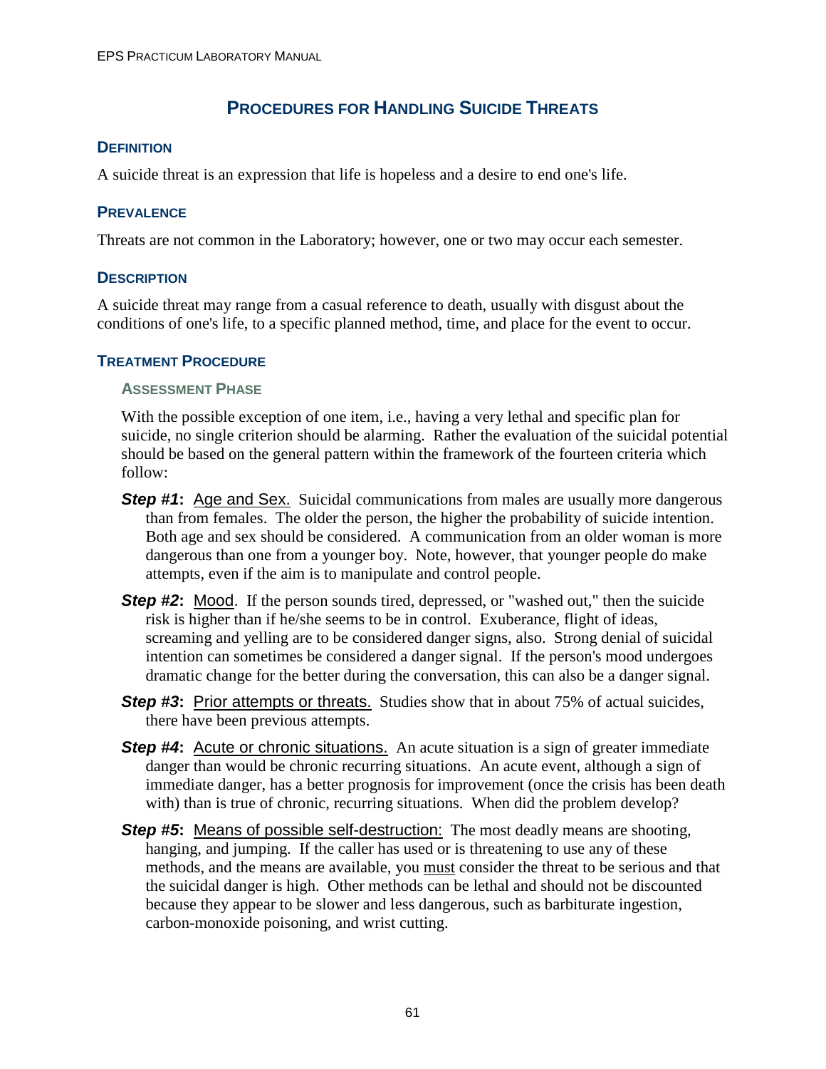## PROCEDURES FOR HANDLING SUICIDE THREATS

### DEFINITION

A suicide threat is an expression that life is hopeless and a desire to end one's life.

### PREVALENCE

Threats are not common in the Laboratory; however, one or two may occur each semester.

### DESCRIPTION

A suicide threat may range from a casual reference to death, usually with disgust about the conditions of one's life, to a specific planned method, time, and place for the event to occur.

### TREATMENT PROCEDURE

#### ASSESSMENT PHASE

With the possible exception of one item, i.e., having a very lethal and specific plan for suicide, no single criterion should be alarming. Rather the evaluation of the suicidal potential should be based on the general pattern within the framework of the fourteen criteria which follow:

***Step #1*:** Age and Sex. Suicidal communications from males are usually more dangerous than from females. The older the person, the higher the probability of suicide intention. Both age and sex should be considered. A communication from an older woman is more dangerous than one from a younger boy. Note, however, that younger people do make attempts, even if the aim is to manipulate and control people.

***Step #2*:** Mood. If the person sounds tired, depressed, or "washed out," then the suicide risk is higher than if he/she seems to be in control. Exuberance, flight of ideas, screaming and yelling are to be considered danger signs, also. Strong denial of suicidal intention can sometimes be considered a danger signal. If the person's mood undergoes dramatic change for the better during the conversation, this can also be a danger signal.

***Step #3*:** Prior attempts or threats. Studies show that in about 75% of actual suicides, there have been previous attempts.

***Step #4*:** Acute or chronic situations. An acute situation is a sign of greater immediate danger than would be chronic recurring situations. An acute event, although a sign of immediate danger, has a better prognosis for improvement (once the crisis has been death with) than is true of chronic, recurring situations. When did the problem develop?

***Step #5*:** Means of possible self-destruction: The most deadly means are shooting, hanging, and jumping. If the caller has used or is threatening to use any of these methods, and the means are available, you must consider the threat to be serious and that the suicidal danger is high. Other methods can be lethal and should not be discounted because they appear to be slower and less dangerous, such as barbiturate ingestion, carbon-monoxide poisoning, and wrist cutting.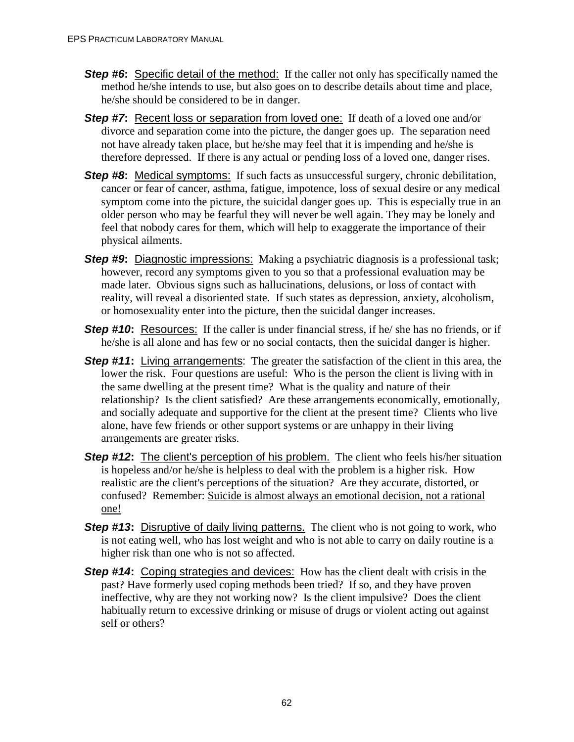- ***Step #6*:** Specific detail of the method: If the caller not only has specifically named the method he/she intends to use, but also goes on to describe details about time and place, he/she should be considered to be in danger.
- ***Step #7*:** Recent loss or separation from loved one: If death of a loved one and/or divorce and separation come into the picture, the danger goes up. The separation need not have already taken place, but he/she may feel that it is impending and he/she is therefore depressed. If there is any actual or pending loss of a loved one, danger rises.
- ***Step #8*:** Medical symptoms: If such facts as unsuccessful surgery, chronic debilitation, cancer or fear of cancer, asthma, fatigue, impotence, loss of sexual desire or any medical symptom come into the picture, the suicidal danger goes up. This is especially true in an older person who may be fearful they will never be well again. They may be lonely and feel that nobody cares for them, which will help to exaggerate the importance of their physical ailments.
- ***Step #9*:** Diagnostic impressions: Making a psychiatric diagnosis is a professional task; however, record any symptoms given to you so that a professional evaluation may be made later. Obvious signs such as hallucinations, delusions, or loss of contact with reality, will reveal a disoriented state. If such states as depression, anxiety, alcoholism, or homosexuality enter into the picture, then the suicidal danger increases.
- ***Step #10*:** Resources: If the caller is under financial stress, if he/ she has no friends, or if he/she is all alone and has few or no social contacts, then the suicidal danger is higher.
- ***Step #11*:** Living arrangements: The greater the satisfaction of the client in this area, the lower the risk. Four questions are useful: Who is the person the client is living with in the same dwelling at the present time? What is the quality and nature of their relationship? Is the client satisfied? Are these arrangements economically, emotionally, and socially adequate and supportive for the client at the present time? Clients who live alone, have few friends or other support systems or are unhappy in their living arrangements are greater risks.
- ***Step #12*:** The client's perception of his problem. The client who feels his/her situation is hopeless and/or he/she is helpless to deal with the problem is a higher risk. How realistic are the client's perceptions of the situation? Are they accurate, distorted, or confused? Remember: Suicide is almost always an emotional decision, not a rational one!
- ***Step #13*:** Disruptive of daily living patterns. The client who is not going to work, who is not eating well, who has lost weight and who is not able to carry on daily routine is a higher risk than one who is not so affected.
- ***Step #14*:** Coping strategies and devices: How has the client dealt with crisis in the past? Have formerly used coping methods been tried? If so, and they have proven ineffective, why are they not working now? Is the client impulsive? Does the client habitually return to excessive drinking or misuse of drugs or violent acting out against self or others?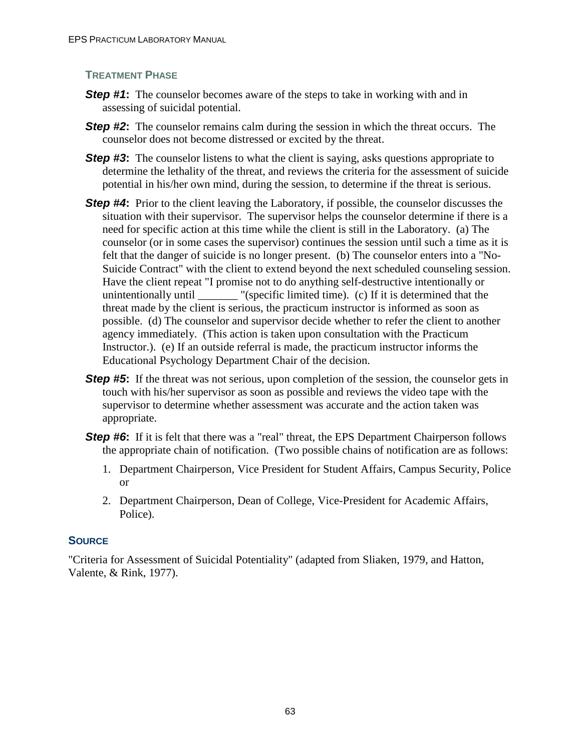### Treatment Phase

***Step #1*:** The counselor becomes aware of the steps to take in working with and in assessing of suicidal potential.

***Step #2*:** The counselor remains calm during the session in which the threat occurs. The counselor does not become distressed or excited by the threat.

***Step #3*:** The counselor listens to what the client is saying, asks questions appropriate to determine the lethality of the threat, and reviews the criteria for the assessment of suicide potential in his/her own mind, during the session, to determine if the threat is serious.

***Step #4*:** Prior to the client leaving the Laboratory, if possible, the counselor discusses the situation with their supervisor. The supervisor helps the counselor determine if there is a need for specific action at this time while the client is still in the Laboratory. (a) The counselor (or in some cases the supervisor) continues the session until such a time as it is felt that the danger of suicide is no longer present. (b) The counselor enters into a "No-Suicide Contract" with the client to extend beyond the next scheduled counseling session. Have the client repeat "I promise not to do anything self-destructive intentionally or unintentionally until _______ "(specific limited time). (c) If it is determined that the threat made by the client is serious, the practicum instructor is informed as soon as possible. (d) The counselor and supervisor decide whether to refer the client to another agency immediately. (This action is taken upon consultation with the Practicum Instructor.). (e) If an outside referral is made, the practicum instructor informs the Educational Psychology Department Chair of the decision.

***Step #5*:** If the threat was not serious, upon completion of the session, the counselor gets in touch with his/her supervisor as soon as possible and reviews the video tape with the supervisor to determine whether assessment was accurate and the action taken was appropriate.

***Step #6*:** If it is felt that there was a "real" threat, the EPS Department Chairperson follows the appropriate chain of notification. (Two possible chains of notification are as follows:

1. Department Chairperson, Vice President for Student Affairs, Campus Security, Police or
2. Department Chairperson, Dean of College, Vice-President for Academic Affairs, Police).

## Source

"Criteria for Assessment of Suicidal Potentiality" (adapted from Sliaken, 1979, and Hatton, Valente, & Rink, 1977).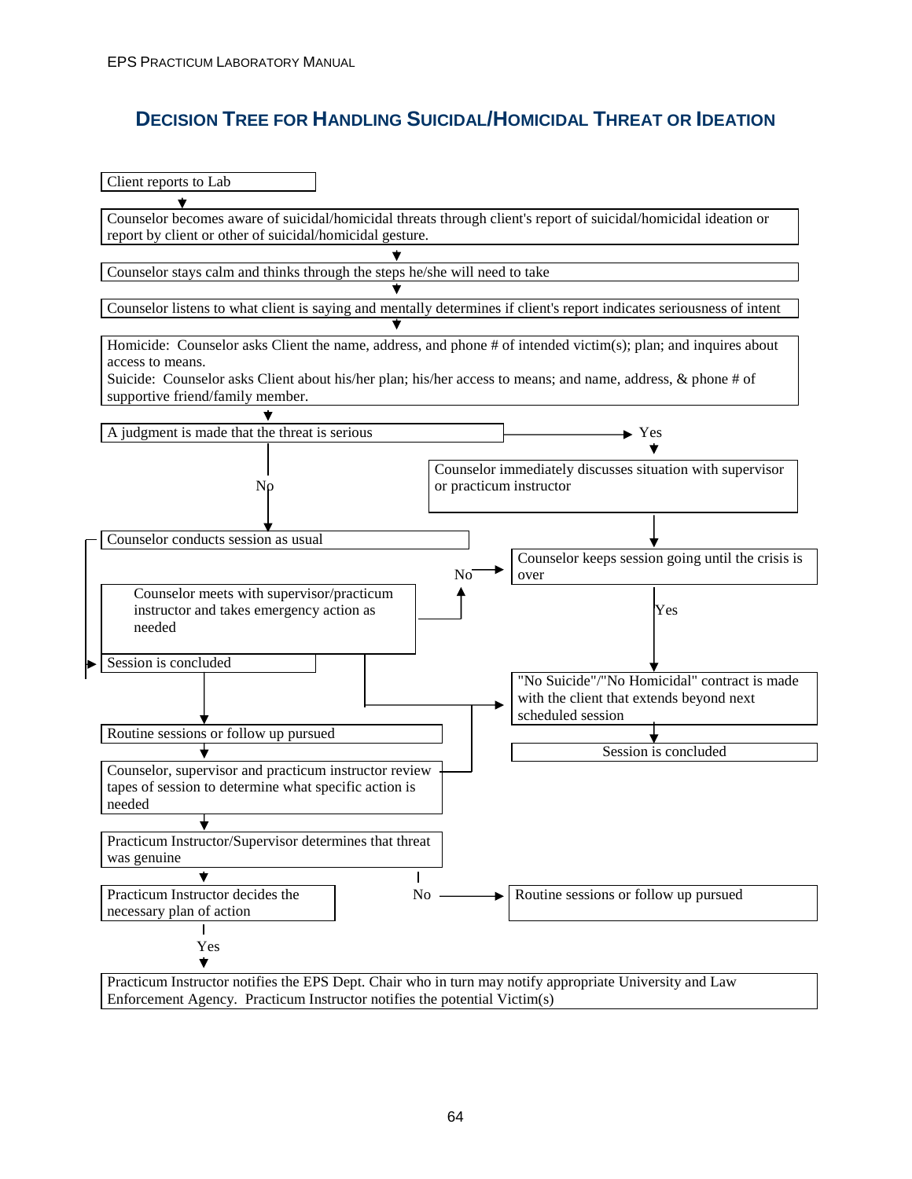## Decision Tree for Handling Suicidal/Homicidal Threat or Ideation

Client reports to Lab

↓

Counselor becomes aware of suicidal/homicidal threats through client's report of suicidal/homicidal ideation or report by client or other of suicidal/homicidal gesture.

↓

Counselor stays calm and thinks through the steps he/she will need to take

↓

Counselor listens to what client is saying and mentally determines if client's report indicates seriousness of intent

↓

Homicide: Counselor asks Client the name, address, and phone # of intended victim(s); plan; and inquires about access to means.
Suicide: Counselor asks Client about his/her plan; his/her access to means; and name, address, & phone # of supportive friend/family member.

↓

A judgment is made that the threat is serious

- **Yes** → Counselor immediately discusses situation with supervisor or practicum instructor
  - ↓ Counselor keeps session going until the crisis is over
    - **Yes** → "No Suicide"/"No Homicidal" contract is made with the client that extends beyond next scheduled session
      - ↓ Session is concluded
    - **No** → Counselor meets with supervisor/practicum instructor and takes emergency action as needed
- **No** → Counselor conducts session as usual
  - → Session is concluded
    - ↓ Routine sessions or follow up pursued
    - ↓ Counselor, supervisor and practicum instructor review tapes of session to determine what specific action is needed
    - ↓ Practicum Instructor/Supervisor determines that threat was genuine
      - **No** → Routine sessions or follow up pursued
      - **Yes** → Practicum Instructor decides the necessary plan of action
        - ↓ Practicum Instructor notifies the EPS Dept. Chair who in turn may notify appropriate University and Law Enforcement Agency. Practicum Instructor notifies the potential Victim(s)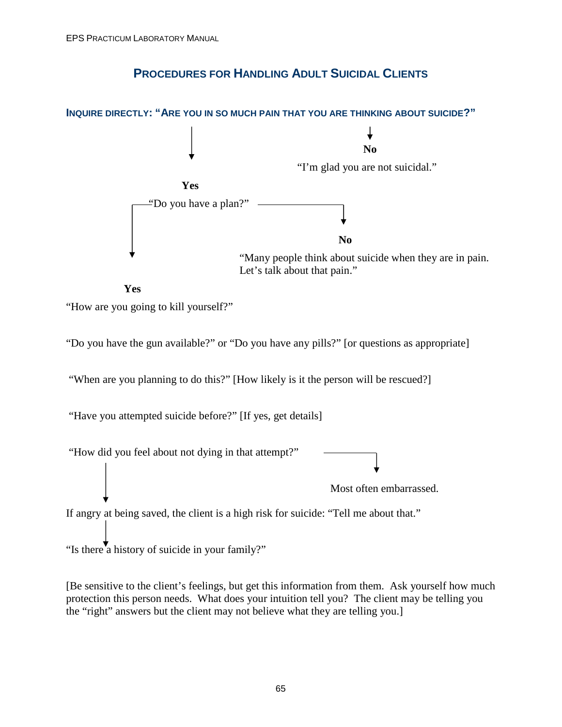## PROCEDURES FOR HANDLING ADULT SUICIDAL CLIENTS

**INQUIRE DIRECTLY: "ARE YOU IN SO MUCH PAIN THAT YOU ARE THINKING ABOUT SUICIDE?"**

**No**

"I'm glad you are not suicidal."

**Yes**

"Do you have a plan?"

**No**

"Many people think about suicide when they are in pain. Let's talk about that pain."

**Yes**

"How are you going to kill yourself?"

"Do you have the gun available?" or "Do you have any pills?" [or questions as appropriate]

"When are you planning to do this?" [How likely is it the person will be rescued?]

"Have you attempted suicide before?" [If yes, get details]

"How did you feel about not dying in that attempt?"

Most often embarrassed.

If angry at being saved, the client is a high risk for suicide: "Tell me about that."

"Is there a history of suicide in your family?"

[Be sensitive to the client's feelings, but get this information from them. Ask yourself how much protection this person needs. What does your intuition tell you? The client may be telling you the "right" answers but the client may not believe what they are telling you.]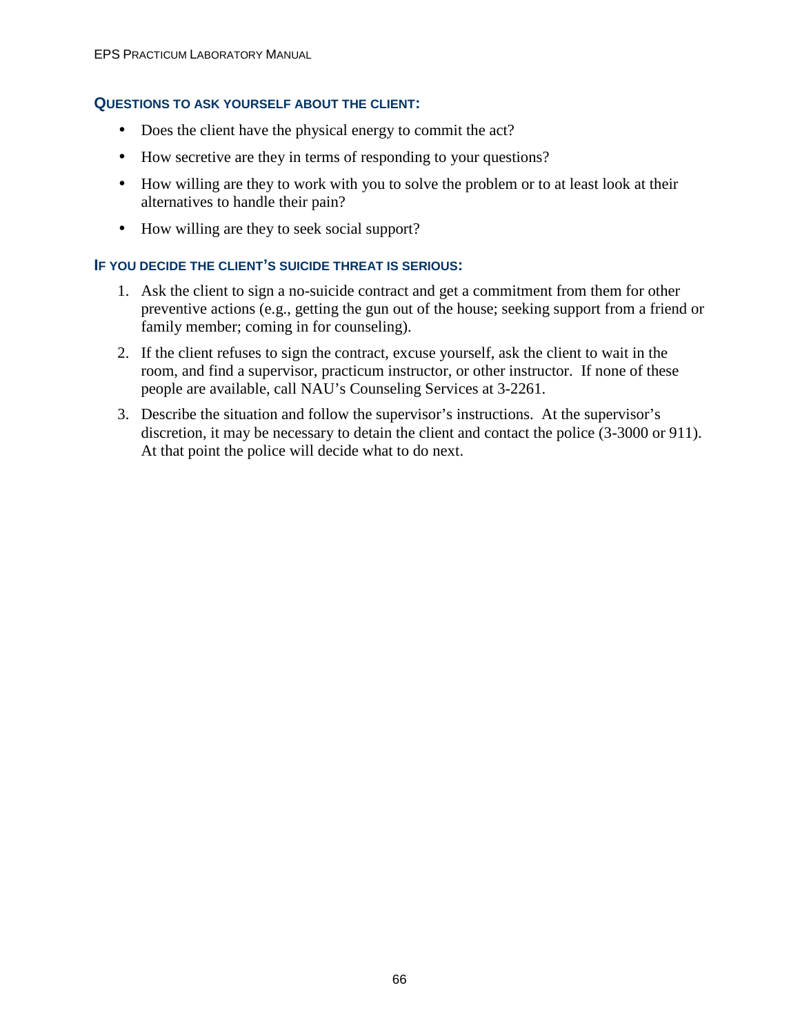### Questions to ask yourself about the client:

- Does the client have the physical energy to commit the act?
- How secretive are they in terms of responding to your questions?
- How willing are they to work with you to solve the problem or to at least look at their alternatives to handle their pain?
- How willing are they to seek social support?

### If you decide the client's suicide threat is serious:

1. Ask the client to sign a no-suicide contract and get a commitment from them for other preventive actions (e.g., getting the gun out of the house; seeking support from a friend or family member; coming in for counseling).
2. If the client refuses to sign the contract, excuse yourself, ask the client to wait in the room, and find a supervisor, practicum instructor, or other instructor. If none of these people are available, call NAU's Counseling Services at 3-2261.
3. Describe the situation and follow the supervisor's instructions. At the supervisor's discretion, it may be necessary to detain the client and contact the police (3-3000 or 911). At that point the police will decide what to do next.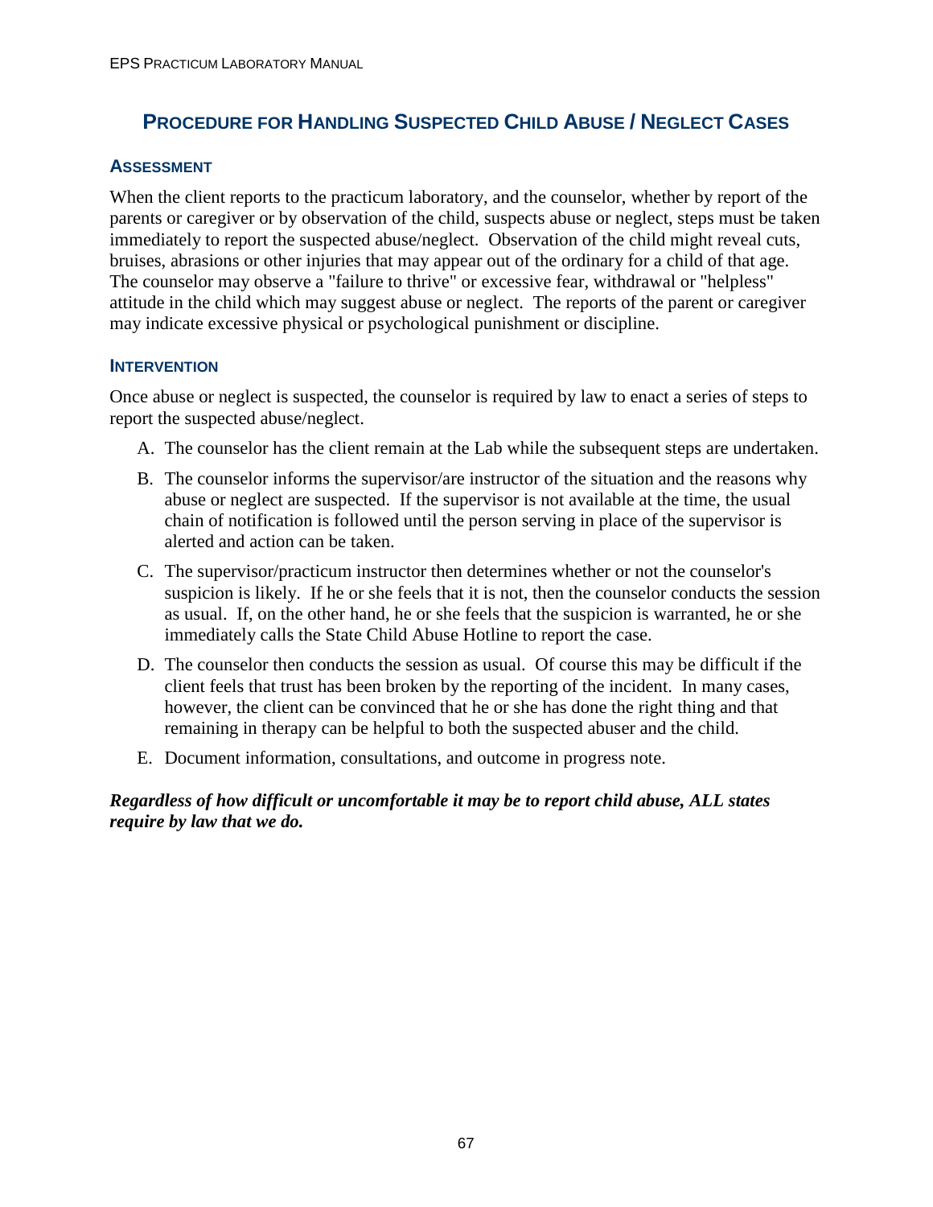# PROCEDURE FOR HANDLING SUSPECTED CHILD ABUSE / NEGLECT CASES

## ASSESSMENT

When the client reports to the practicum laboratory, and the counselor, whether by report of the parents or caregiver or by observation of the child, suspects abuse or neglect, steps must be taken immediately to report the suspected abuse/neglect. Observation of the child might reveal cuts, bruises, abrasions or other injuries that may appear out of the ordinary for a child of that age. The counselor may observe a "failure to thrive" or excessive fear, withdrawal or "helpless" attitude in the child which may suggest abuse or neglect. The reports of the parent or caregiver may indicate excessive physical or psychological punishment or discipline.

## INTERVENTION

Once abuse or neglect is suspected, the counselor is required by law to enact a series of steps to report the suspected abuse/neglect.

A. The counselor has the client remain at the Lab while the subsequent steps are undertaken.

B. The counselor informs the supervisor/are instructor of the situation and the reasons why abuse or neglect are suspected. If the supervisor is not available at the time, the usual chain of notification is followed until the person serving in place of the supervisor is alerted and action can be taken.

C. The supervisor/practicum instructor then determines whether or not the counselor's suspicion is likely. If he or she feels that it is not, then the counselor conducts the session as usual. If, on the other hand, he or she feels that the suspicion is warranted, he or she immediately calls the State Child Abuse Hotline to report the case.

D. The counselor then conducts the session as usual. Of course this may be difficult if the client feels that trust has been broken by the reporting of the incident. In many cases, however, the client can be convinced that he or she has done the right thing and that remaining in therapy can be helpful to both the suspected abuser and the child.

E. Document information, consultations, and outcome in progress note.

***Regardless of how difficult or uncomfortable it may be to report child abuse, ALL states require by law that we do.***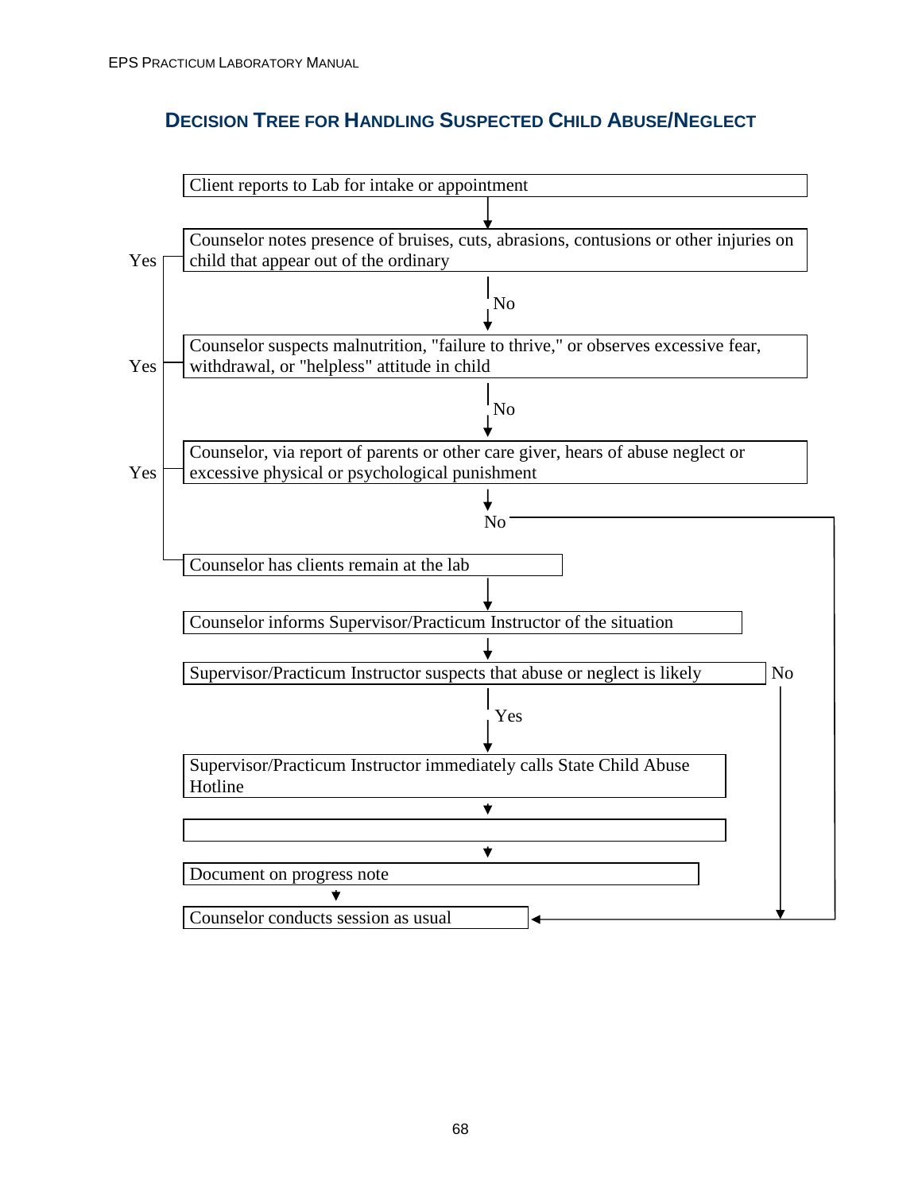## DECISION TREE FOR HANDLING SUSPECTED CHILD ABUSE/NEGLECT

Client reports to Lab for intake or appointment

↓

Counselor notes presence of bruises, cuts, abrasions, contusions or other injuries on child that appear out of the ordinary

- Yes → Counselor has clients remain at the lab
- No ↓

Counselor suspects malnutrition, "failure to thrive," or observes excessive fear, withdrawal, or "helpless" attitude in child

- Yes → Counselor has clients remain at the lab
- No ↓

Counselor, via report of parents or other care giver, hears of abuse neglect or excessive physical or psychological punishment

- Yes → Counselor has clients remain at the lab
- No → Counselor conducts session as usual

Counselor has clients remain at the lab

↓

Counselor informs Supervisor/Practicum Instructor of the situation

↓

Supervisor/Practicum Instructor suspects that abuse or neglect is likely

- No → Counselor conducts session as usual
- Yes ↓

Supervisor/Practicum Instructor immediately calls State Child Abuse Hotline

↓

(blank box)

↓

Document on progress note

↓

Counselor conducts session as usual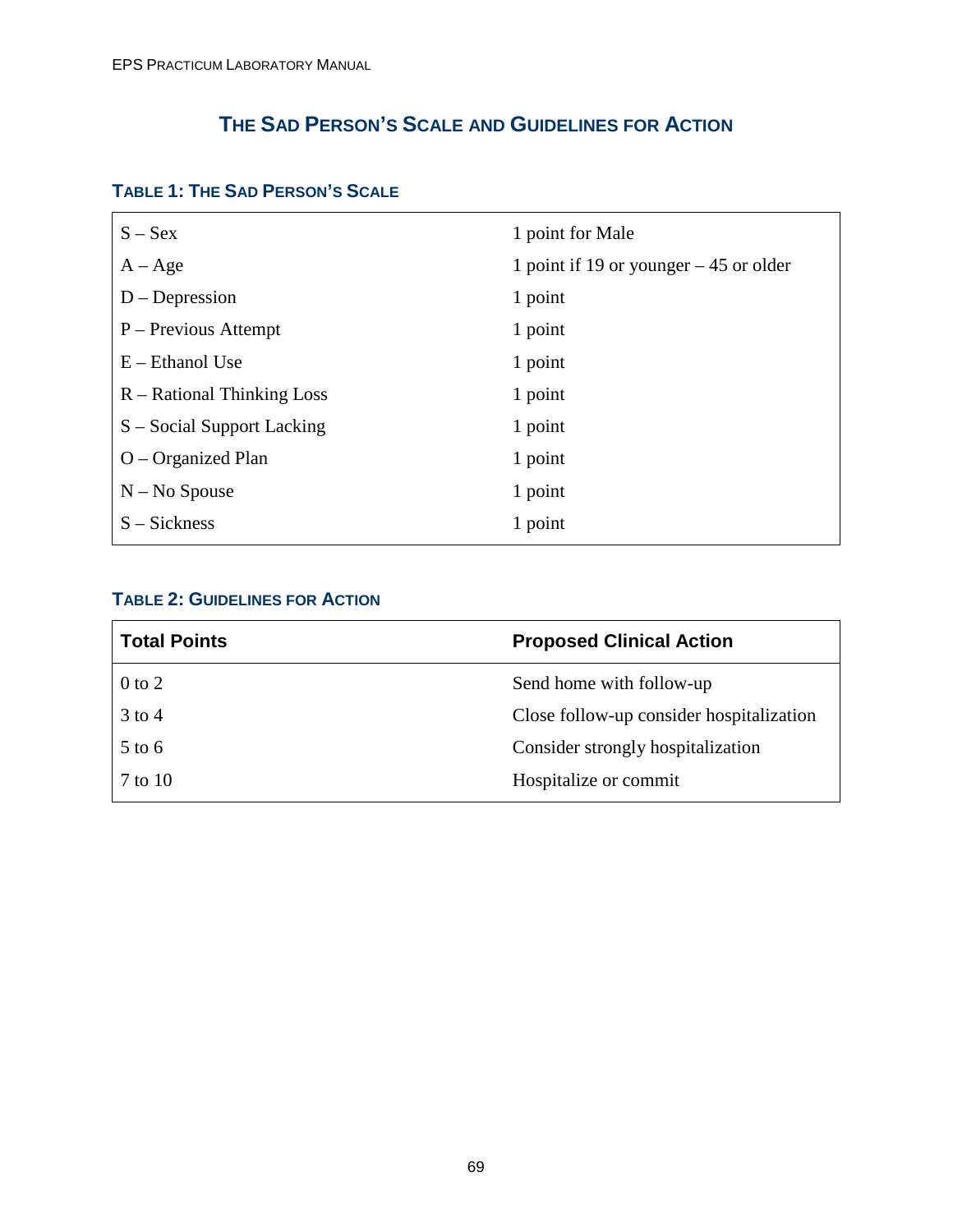# THE SAD PERSON'S SCALE AND GUIDELINES FOR ACTION

### TABLE 1: THE SAD PERSON'S SCALE

| | |
|---|---|
| S – Sex | 1 point for Male |
| A – Age | 1 point if 19 or younger – 45 or older |
| D – Depression | 1 point |
| P – Previous Attempt | 1 point |
| E – Ethanol Use | 1 point |
| R – Rational Thinking Loss | 1 point |
| S – Social Support Lacking | 1 point |
| O – Organized Plan | 1 point |
| N – No Spouse | 1 point |
| S – Sickness | 1 point |

### TABLE 2: GUIDELINES FOR ACTION

| Total Points | Proposed Clinical Action |
|---|---|
| 0 to 2 | Send home with follow-up |
| 3 to 4 | Close follow-up consider hospitalization |
| 5 to 6 | Consider strongly hospitalization |
| 7 to 10 | Hospitalize or commit |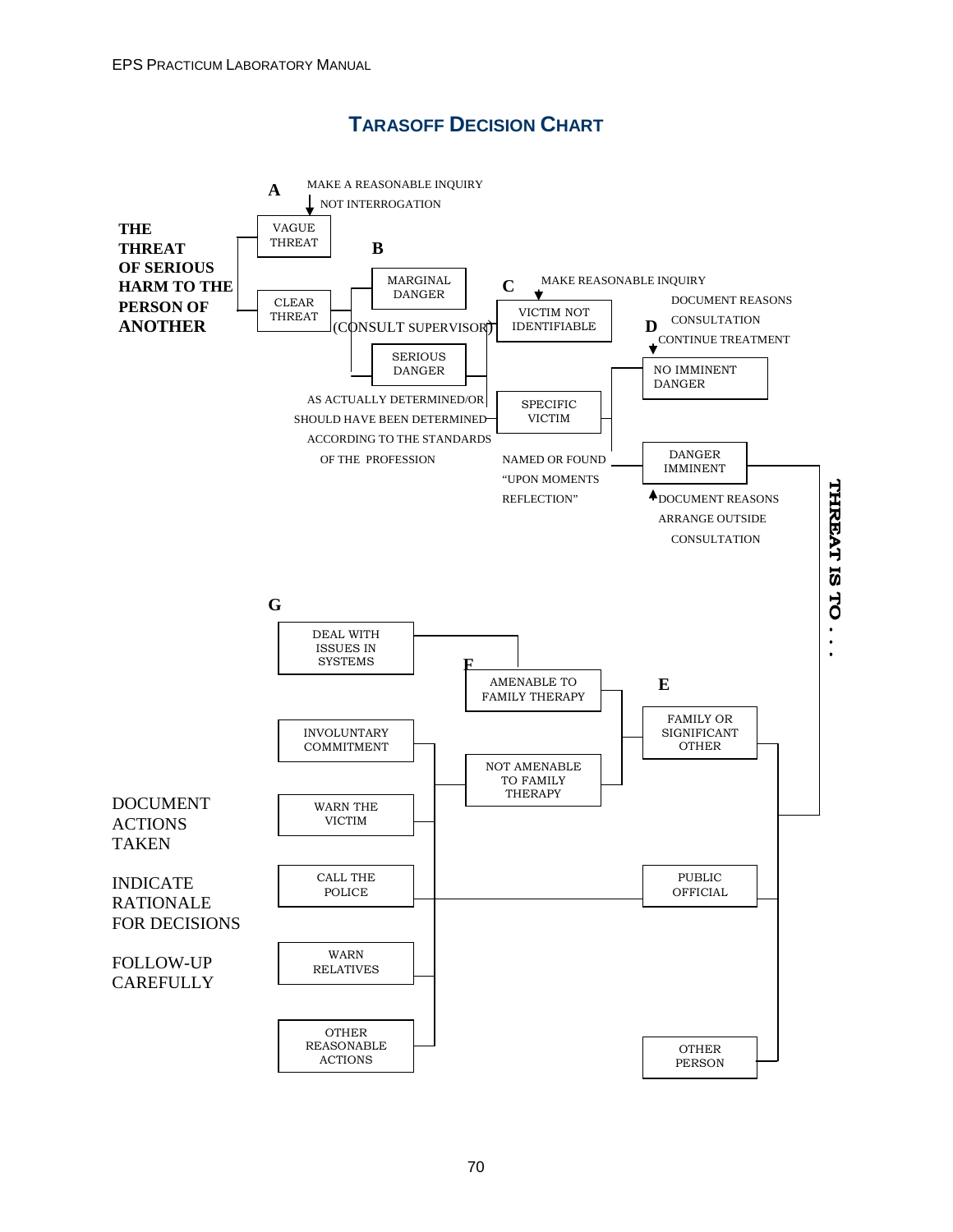## TARASOFF DECISION CHART

**THE THREAT OF SERIOUS HARM TO THE PERSON OF ANOTHER**

**A** — MAKE A REASONABLE INQUIRY NOT INTERROGATION

- VAGUE THREAT
- CLEAR THREAT

**B**

- MARGINAL DANGER
- SERIOUS DANGER

(CONSULT SUPERVISOR)

AS ACTUALLY DETERMINED/OR SHOULD HAVE BEEN DETERMINED ACCORDING TO THE STANDARDS OF THE PROFESSION

**C** — MAKE REASONABLE INQUIRY

- VICTIM NOT IDENTIFIABLE
- SPECIFIC VICTIM

NAMED OR FOUND "UPON MOMENTS REFLECTION"

**D** — DOCUMENT REASONS, CONSULTATION, CONTINUE TREATMENT

- NO IMMINENT DANGER
- DANGER IMMINENT

DOCUMENT REASONS, ARRANGE OUTSIDE CONSULTATION

**THREAT IS TO . . .**

**E**

- FAMILY OR SIGNIFICANT OTHER
- PUBLIC OFFICIAL
- OTHER PERSON

**F**

- AMENABLE TO FAMILY THERAPY
- NOT AMENABLE TO FAMILY THERAPY

**G**

- DEAL WITH ISSUES IN SYSTEMS
- INVOLUNTARY COMMITMENT
- WARN THE VICTIM
- CALL THE POLICE
- WARN RELATIVES
- OTHER REASONABLE ACTIONS

DOCUMENT ACTIONS TAKEN

INDICATE RATIONALE FOR DECISIONS

FOLLOW-UP CAREFULLY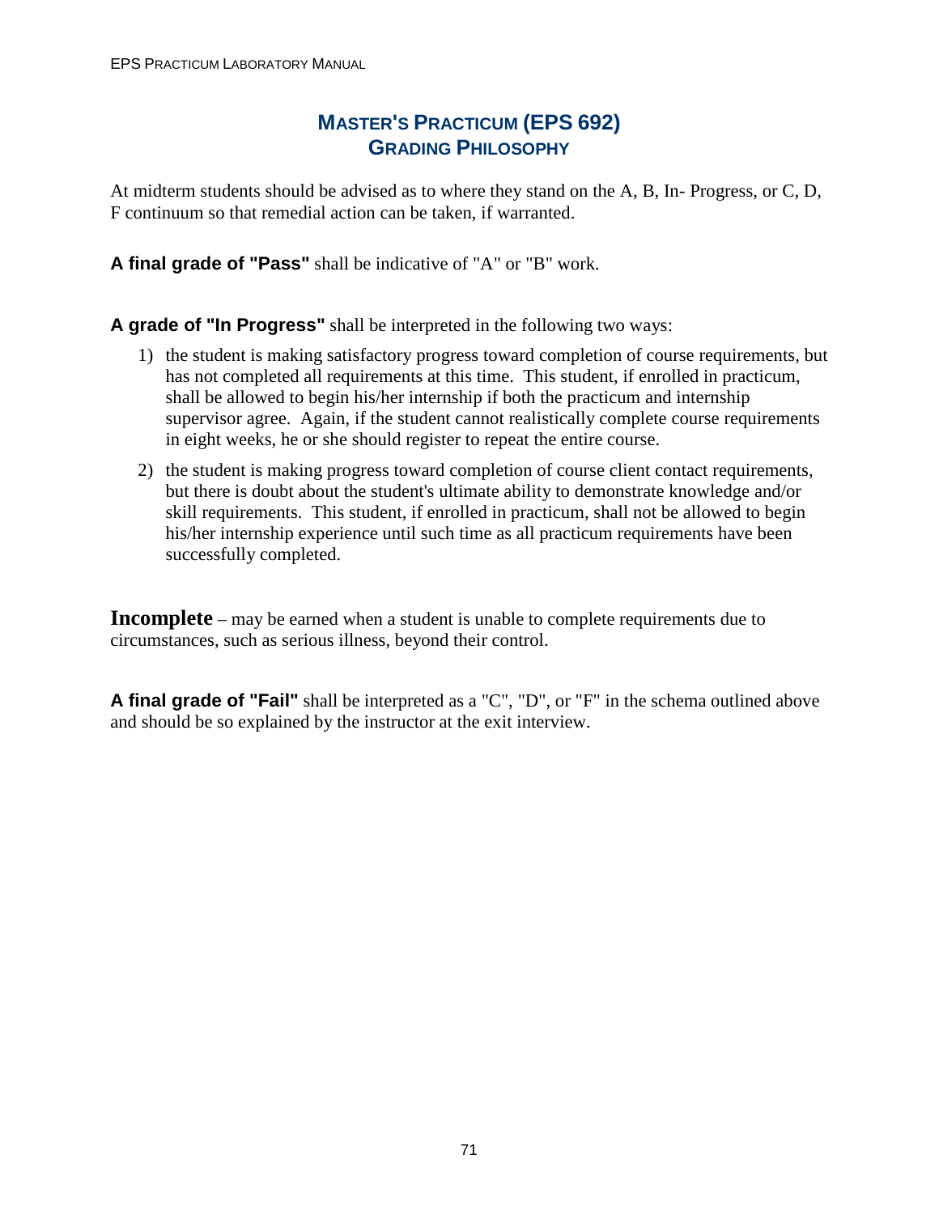# MASTER'S PRACTICUM (EPS 692)
## GRADING PHILOSOPHY

At midterm students should be advised as to where they stand on the A, B, In- Progress, or C, D, F continuum so that remedial action can be taken, if warranted.

**A final grade of "Pass"** shall be indicative of "A" or "B" work.

**A grade of "In Progress"** shall be interpreted in the following two ways:

1) the student is making satisfactory progress toward completion of course requirements, but has not completed all requirements at this time. This student, if enrolled in practicum, shall be allowed to begin his/her internship if both the practicum and internship supervisor agree. Again, if the student cannot realistically complete course requirements in eight weeks, he or she should register to repeat the entire course.
2) the student is making progress toward completion of course client contact requirements, but there is doubt about the student's ultimate ability to demonstrate knowledge and/or skill requirements. This student, if enrolled in practicum, shall not be allowed to begin his/her internship experience until such time as all practicum requirements have been successfully completed.

**Incomplete** – may be earned when a student is unable to complete requirements due to circumstances, such as serious illness, beyond their control.

**A final grade of "Fail"** shall be interpreted as a "C", "D", or "F" in the schema outlined above and should be so explained by the instructor at the exit interview.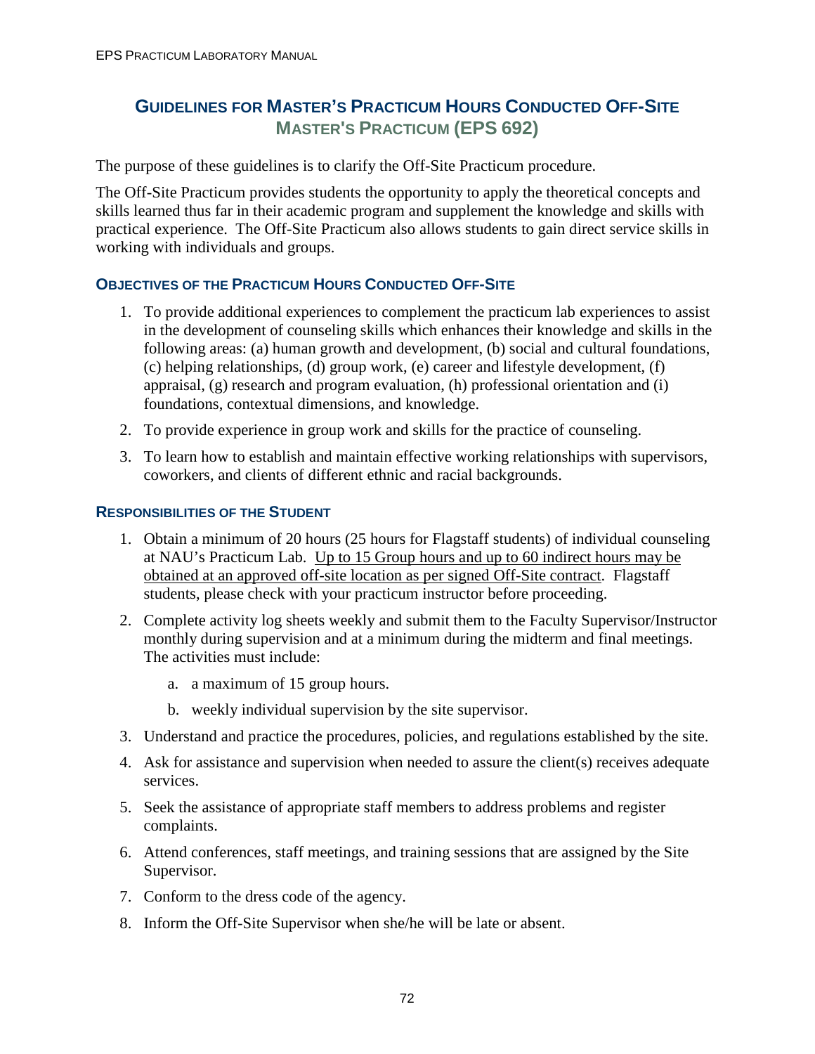## Guidelines for Master's Practicum Hours Conducted Off-Site
### Master's Practicum (EPS 692)

The purpose of these guidelines is to clarify the Off-Site Practicum procedure.

The Off-Site Practicum provides students the opportunity to apply the theoretical concepts and skills learned thus far in their academic program and supplement the knowledge and skills with practical experience. The Off-Site Practicum also allows students to gain direct service skills in working with individuals and groups.

### Objectives of the Practicum Hours Conducted Off-Site

1. To provide additional experiences to complement the practicum lab experiences to assist in the development of counseling skills which enhances their knowledge and skills in the following areas: (a) human growth and development, (b) social and cultural foundations, (c) helping relationships, (d) group work, (e) career and lifestyle development, (f) appraisal, (g) research and program evaluation, (h) professional orientation and (i) foundations, contextual dimensions, and knowledge.
2. To provide experience in group work and skills for the practice of counseling.
3. To learn how to establish and maintain effective working relationships with supervisors, coworkers, and clients of different ethnic and racial backgrounds.

### Responsibilities of the Student

1. Obtain a minimum of 20 hours (25 hours for Flagstaff students) of individual counseling at NAU's Practicum Lab. <u>Up to 15 Group hours and up to 60 indirect hours may be obtained at an approved off-site location as per signed Off-Site contract</u>. Flagstaff students, please check with your practicum instructor before proceeding.
2. Complete activity log sheets weekly and submit them to the Faculty Supervisor/Instructor monthly during supervision and at a minimum during the midterm and final meetings. The activities must include:
    a. a maximum of 15 group hours.
    b. weekly individual supervision by the site supervisor.
3. Understand and practice the procedures, policies, and regulations established by the site.
4. Ask for assistance and supervision when needed to assure the client(s) receives adequate services.
5. Seek the assistance of appropriate staff members to address problems and register complaints.
6. Attend conferences, staff meetings, and training sessions that are assigned by the Site Supervisor.
7. Conform to the dress code of the agency.
8. Inform the Off-Site Supervisor when she/he will be late or absent.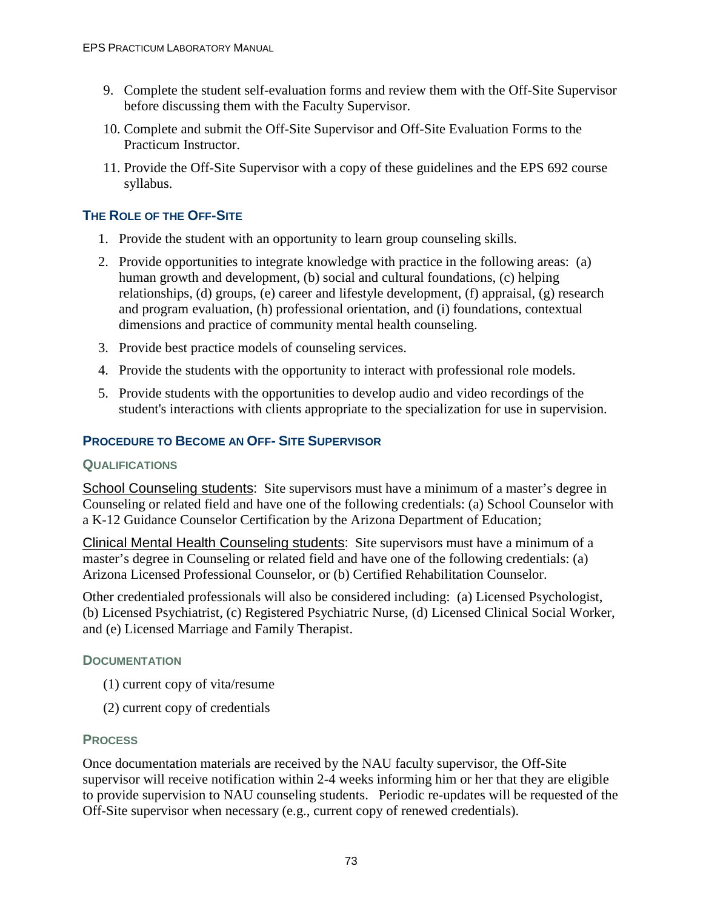9. Complete the student self-evaluation forms and review them with the Off-Site Supervisor before discussing them with the Faculty Supervisor.
10. Complete and submit the Off-Site Supervisor and Off-Site Evaluation Forms to the Practicum Instructor.
11. Provide the Off-Site Supervisor with a copy of these guidelines and the EPS 692 course syllabus.

## The Role of the Off-Site

1. Provide the student with an opportunity to learn group counseling skills.
2. Provide opportunities to integrate knowledge with practice in the following areas: (a) human growth and development, (b) social and cultural foundations, (c) helping relationships, (d) groups, (e) career and lifestyle development, (f) appraisal, (g) research and program evaluation, (h) professional orientation, and (i) foundations, contextual dimensions and practice of community mental health counseling.
3. Provide best practice models of counseling services.
4. Provide the students with the opportunity to interact with professional role models.
5. Provide students with the opportunities to develop audio and video recordings of the student's interactions with clients appropriate to the specialization for use in supervision.

## Procedure to Become an Off- Site Supervisor

### Qualifications

School Counseling students: Site supervisors must have a minimum of a master's degree in Counseling or related field and have one of the following credentials: (a) School Counselor with a K-12 Guidance Counselor Certification by the Arizona Department of Education;

Clinical Mental Health Counseling students: Site supervisors must have a minimum of a master's degree in Counseling or related field and have one of the following credentials: (a) Arizona Licensed Professional Counselor, or (b) Certified Rehabilitation Counselor.

Other credentialed professionals will also be considered including: (a) Licensed Psychologist, (b) Licensed Psychiatrist, (c) Registered Psychiatric Nurse, (d) Licensed Clinical Social Worker, and (e) Licensed Marriage and Family Therapist.

### Documentation

(1) current copy of vita/resume

(2) current copy of credentials

### Process

Once documentation materials are received by the NAU faculty supervisor, the Off-Site supervisor will receive notification within 2-4 weeks informing him or her that they are eligible to provide supervision to NAU counseling students. Periodic re-updates will be requested of the Off-Site supervisor when necessary (e.g., current copy of renewed credentials).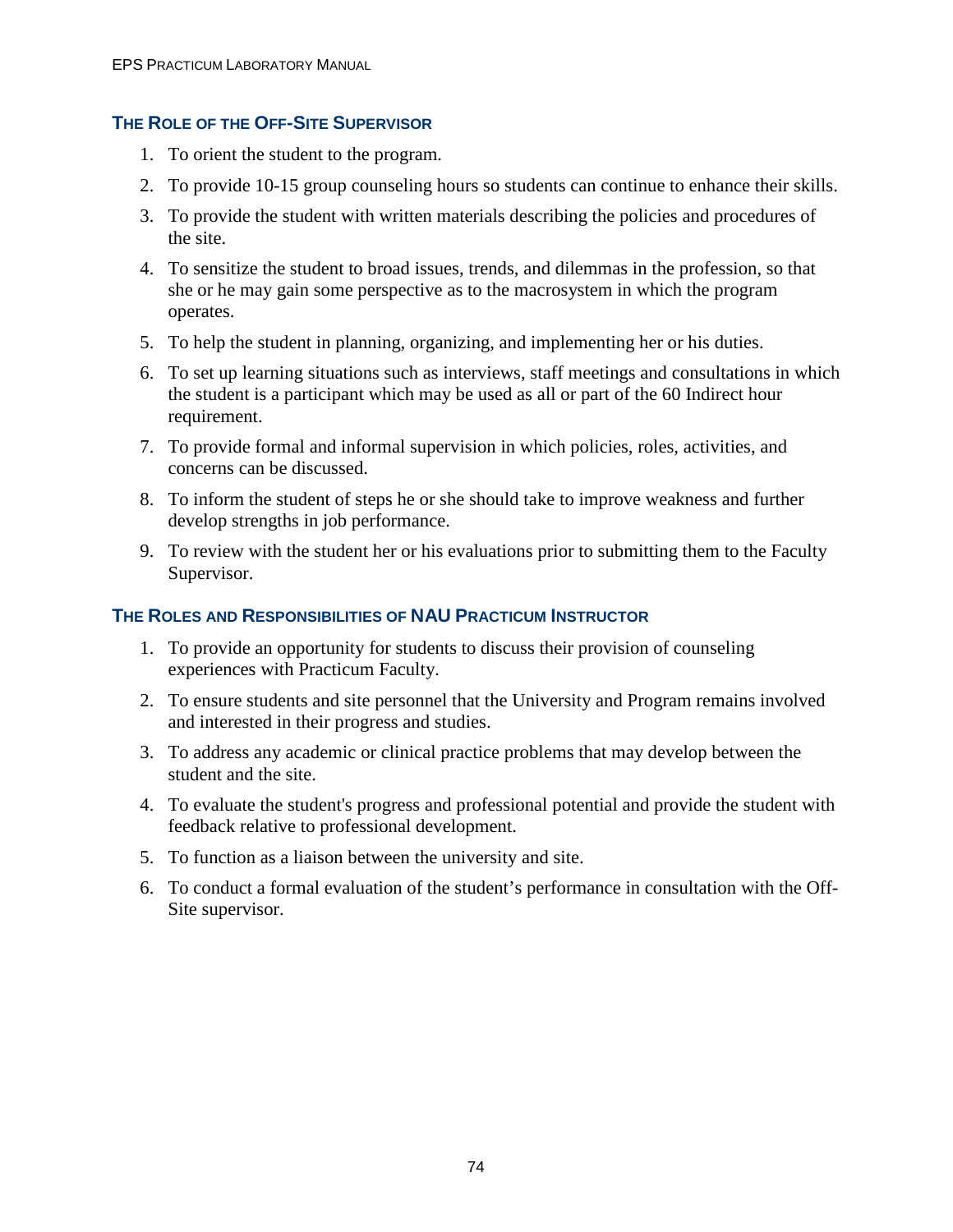### The Role of the Off-Site Supervisor

1. To orient the student to the program.
2. To provide 10-15 group counseling hours so students can continue to enhance their skills.
3. To provide the student with written materials describing the policies and procedures of the site.
4. To sensitize the student to broad issues, trends, and dilemmas in the profession, so that she or he may gain some perspective as to the macrosystem in which the program operates.
5. To help the student in planning, organizing, and implementing her or his duties.
6. To set up learning situations such as interviews, staff meetings and consultations in which the student is a participant which may be used as all or part of the 60 Indirect hour requirement.
7. To provide formal and informal supervision in which policies, roles, activities, and concerns can be discussed.
8. To inform the student of steps he or she should take to improve weakness and further develop strengths in job performance.
9. To review with the student her or his evaluations prior to submitting them to the Faculty Supervisor.

### The Roles and Responsibilities of NAU Practicum Instructor

1. To provide an opportunity for students to discuss their provision of counseling experiences with Practicum Faculty.
2. To ensure students and site personnel that the University and Program remains involved and interested in their progress and studies.
3. To address any academic or clinical practice problems that may develop between the student and the site.
4. To evaluate the student's progress and professional potential and provide the student with feedback relative to professional development.
5. To function as a liaison between the university and site.
6. To conduct a formal evaluation of the student's performance in consultation with the Off-Site supervisor.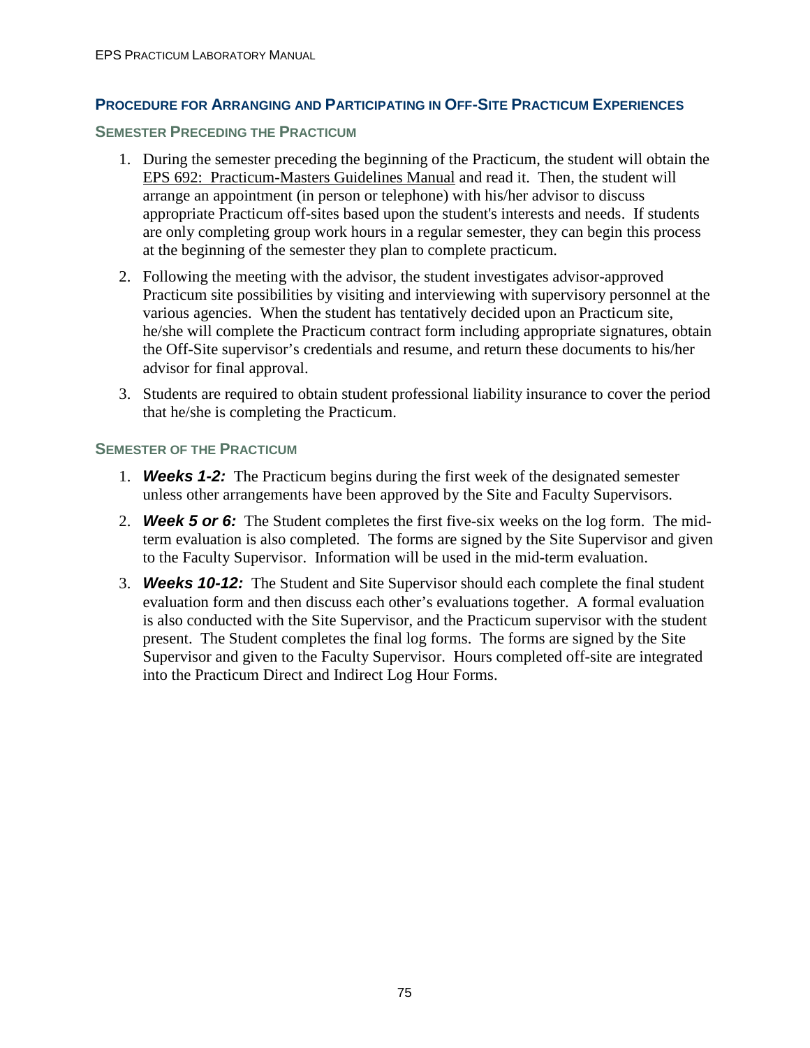## Procedure for Arranging and Participating in Off-Site Practicum Experiences

### Semester Preceding the Practicum

1. During the semester preceding the beginning of the Practicum, the student will obtain the EPS 692: Practicum-Masters Guidelines Manual and read it. Then, the student will arrange an appointment (in person or telephone) with his/her advisor to discuss appropriate Practicum off-sites based upon the student's interests and needs. If students are only completing group work hours in a regular semester, they can begin this process at the beginning of the semester they plan to complete practicum.
2. Following the meeting with the advisor, the student investigates advisor-approved Practicum site possibilities by visiting and interviewing with supervisory personnel at the various agencies. When the student has tentatively decided upon an Practicum site, he/she will complete the Practicum contract form including appropriate signatures, obtain the Off-Site supervisor's credentials and resume, and return these documents to his/her advisor for final approval.
3. Students are required to obtain student professional liability insurance to cover the period that he/she is completing the Practicum.

### Semester of the Practicum

1. ***Weeks 1-2:*** The Practicum begins during the first week of the designated semester unless other arrangements have been approved by the Site and Faculty Supervisors.
2. ***Week 5 or 6:*** The Student completes the first five-six weeks on the log form. The mid-term evaluation is also completed. The forms are signed by the Site Supervisor and given to the Faculty Supervisor. Information will be used in the mid-term evaluation.
3. ***Weeks 10-12:*** The Student and Site Supervisor should each complete the final student evaluation form and then discuss each other's evaluations together. A formal evaluation is also conducted with the Site Supervisor, and the Practicum supervisor with the student present. The Student completes the final log forms. The forms are signed by the Site Supervisor and given to the Faculty Supervisor. Hours completed off-site are integrated into the Practicum Direct and Indirect Log Hour Forms.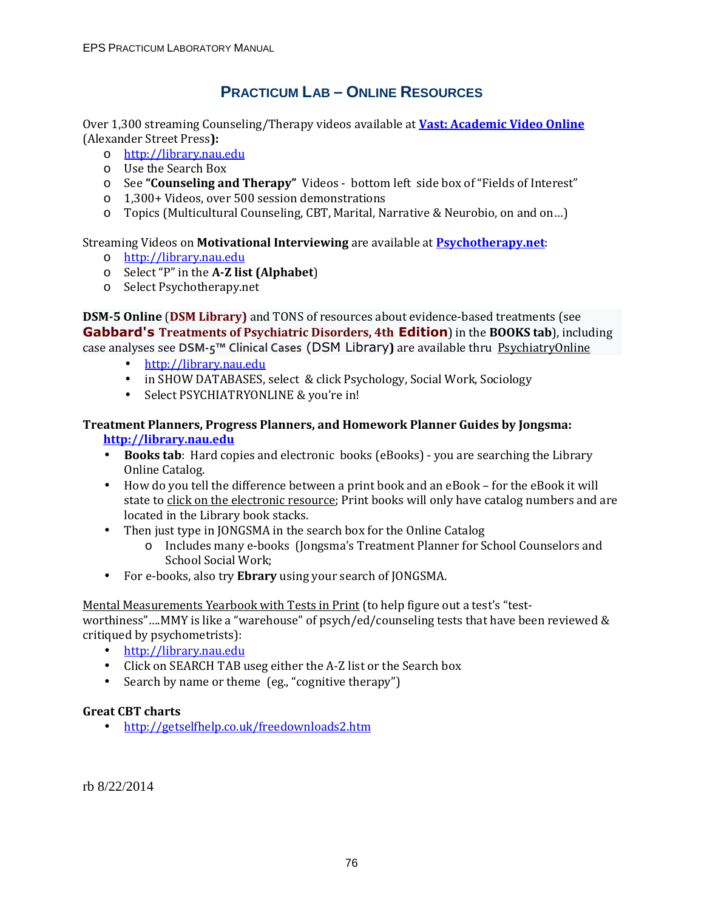## Practicum Lab – Online Resources

Over 1,300 streaming Counseling/Therapy videos available at **[Vast: Academic Video Online](http://library.nau.edu)** (Alexander Street Press**):**

- http://library.nau.edu
- Use the Search Box
- See **"Counseling and Therapy"** Videos - bottom left side box of "Fields of Interest"
- 1,300+ Videos, over 500 session demonstrations
- Topics (Multicultural Counseling, CBT, Marital, Narrative & Neurobio, on and on…)

Streaming Videos on **Motivational Interviewing** are available at **Psychotherapy.net**:

- http://library.nau.edu
- Select "P" in the **A-Z list (Alphabet**)
- Select Psychotherapy.net

**DSM-5 Online** (**DSM Library)** and TONS of resources about evidence-based treatments (see **Gabbard's Treatments of Psychiatric Disorders, 4th Edition**) in the **BOOKS tab**), including case analyses see **DSM-5™ Clinical Cases** (DSM Library**)** are available thru PsychiatryOnline

- http://library.nau.edu
- in SHOW DATABASES, select & click Psychology, Social Work, Sociology
- Select PSYCHIATRYONLINE & you're in!

**Treatment Planners, Progress Planners, and Homework Planner Guides by Jongsma:**
**http://library.nau.edu**

- **Books tab**: Hard copies and electronic books (eBooks) - you are searching the Library Online Catalog.
- How do you tell the difference between a print book and an eBook – for the eBook it will state to click on the electronic resource; Print books will only have catalog numbers and are located in the Library book stacks.
- Then just type in JONGSMA in the search box for the Online Catalog
  - Includes many e-books (Jongsma's Treatment Planner for School Counselors and School Social Work;
- For e-books, also try **Ebrary** using your search of JONGSMA.

Mental Measurements Yearbook with Tests in Print (to help figure out a test's "test-worthiness"….MMY is like a "warehouse" of psych/ed/counseling tests that have been reviewed & critiqued by psychometrists):

- http://library.nau.edu
- Click on SEARCH TAB useg either the A-Z list or the Search box
- Search by name or theme (eg., "cognitive therapy")

**Great CBT charts**

- http://getselfhelp.co.uk/freedownloads2.htm

rb 8/22/2014